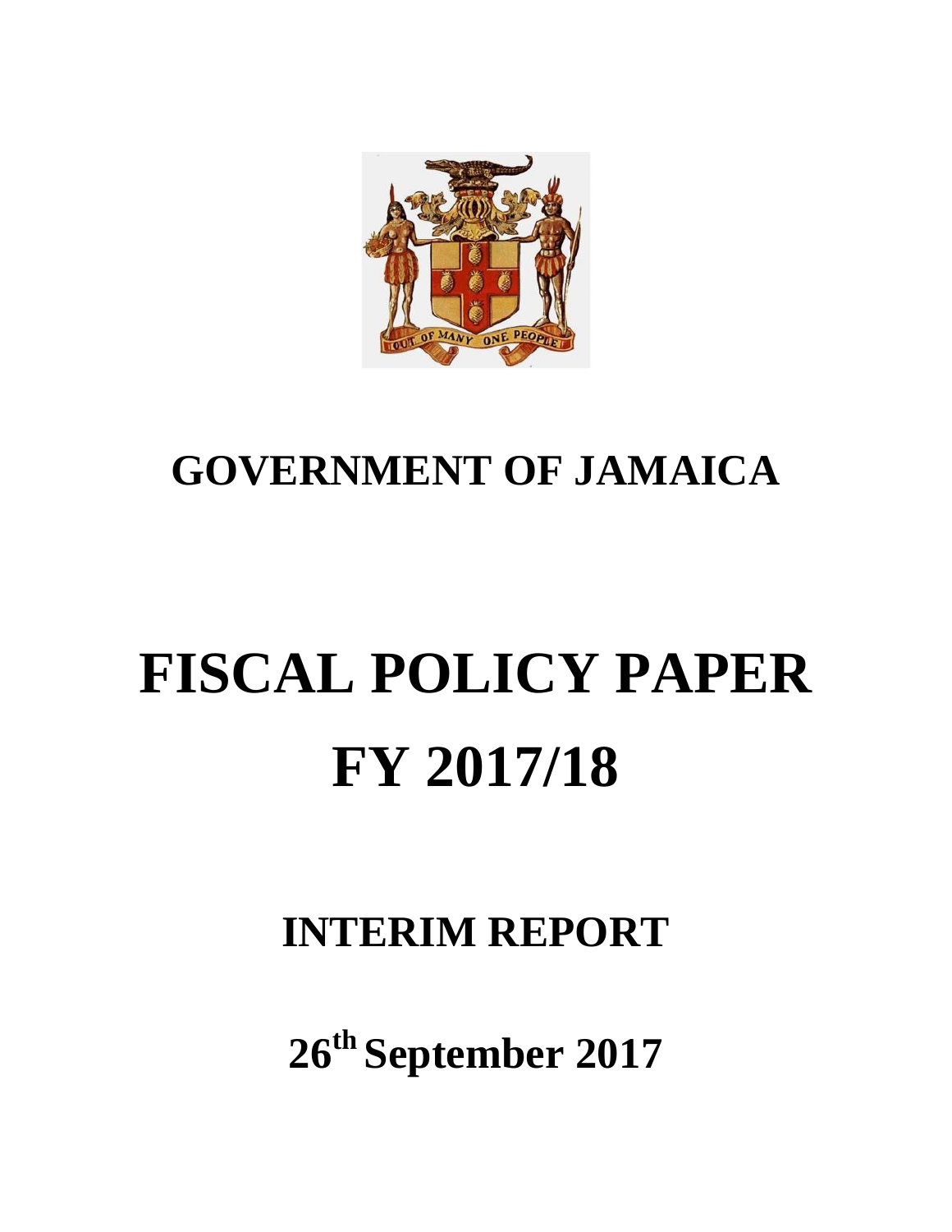# GOVERNMENT OF JAMAICA

# FISCAL POLICY PAPER
# FY 2017/18

## INTERIM REPORT

## 26th September 2017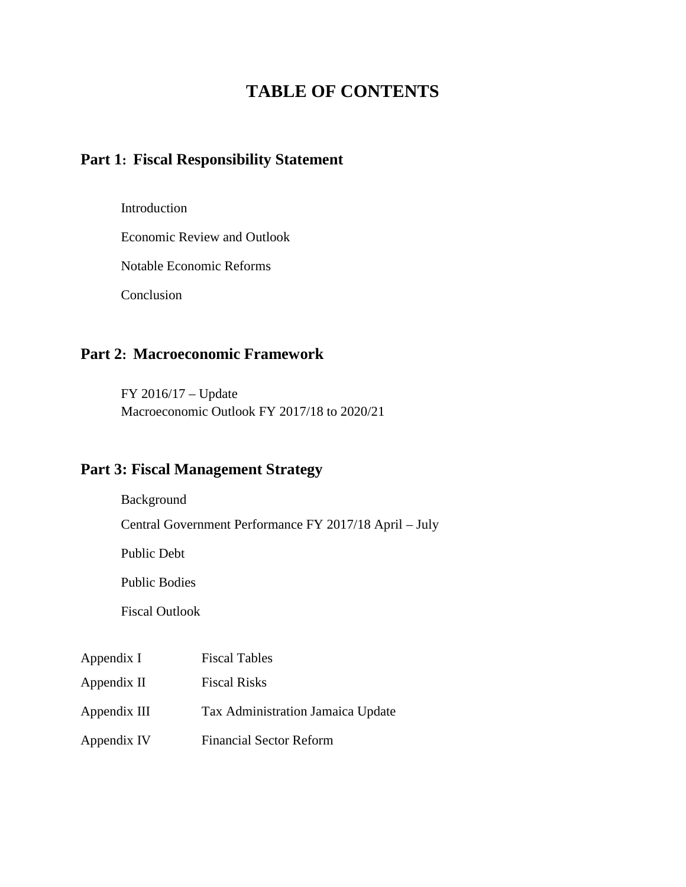# TABLE OF CONTENTS

## Part 1: Fiscal Responsibility Statement

Introduction

Economic Review and Outlook

Notable Economic Reforms

Conclusion

## Part 2: Macroeconomic Framework

FY 2016/17 – Update
Macroeconomic Outlook FY 2017/18 to 2020/21

## Part 3: Fiscal Management Strategy

Background

Central Government Performance FY 2017/18 April – July

Public Debt

Public Bodies

Fiscal Outlook

| | |
|---|---|
| Appendix I | Fiscal Tables |
| Appendix II | Fiscal Risks |
| Appendix III | Tax Administration Jamaica Update |
| Appendix IV | Financial Sector Reform |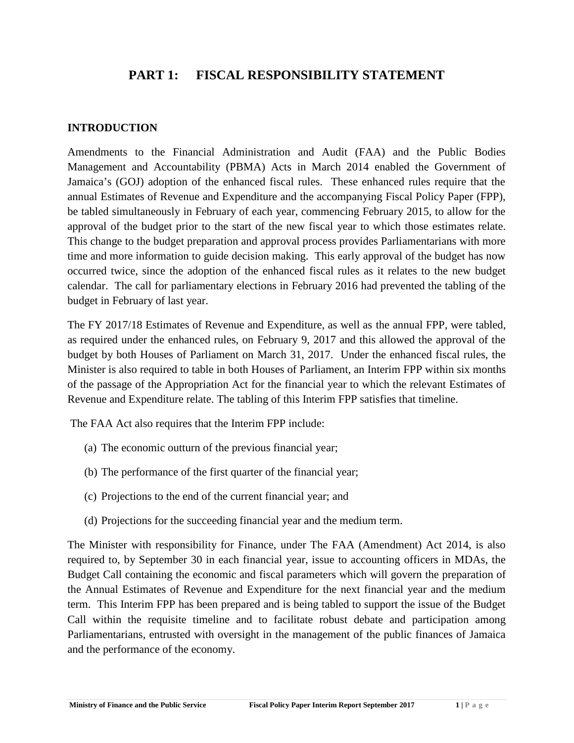# PART 1: FISCAL RESPONSIBILITY STATEMENT

## INTRODUCTION

Amendments to the Financial Administration and Audit (FAA) and the Public Bodies Management and Accountability (PBMA) Acts in March 2014 enabled the Government of Jamaica's (GOJ) adoption of the enhanced fiscal rules. These enhanced rules require that the annual Estimates of Revenue and Expenditure and the accompanying Fiscal Policy Paper (FPP), be tabled simultaneously in February of each year, commencing February 2015, to allow for the approval of the budget prior to the start of the new fiscal year to which those estimates relate. This change to the budget preparation and approval process provides Parliamentarians with more time and more information to guide decision making. This early approval of the budget has now occurred twice, since the adoption of the enhanced fiscal rules as it relates to the new budget calendar. The call for parliamentary elections in February 2016 had prevented the tabling of the budget in February of last year.

The FY 2017/18 Estimates of Revenue and Expenditure, as well as the annual FPP, were tabled, as required under the enhanced rules, on February 9, 2017 and this allowed the approval of the budget by both Houses of Parliament on March 31, 2017. Under the enhanced fiscal rules, the Minister is also required to table in both Houses of Parliament, an Interim FPP within six months of the passage of the Appropriation Act for the financial year to which the relevant Estimates of Revenue and Expenditure relate. The tabling of this Interim FPP satisfies that timeline.

The FAA Act also requires that the Interim FPP include:

(a) The economic outturn of the previous financial year;

(b) The performance of the first quarter of the financial year;

(c) Projections to the end of the current financial year; and

(d) Projections for the succeeding financial year and the medium term.

The Minister with responsibility for Finance, under The FAA (Amendment) Act 2014, is also required to, by September 30 in each financial year, issue to accounting officers in MDAs, the Budget Call containing the economic and fiscal parameters which will govern the preparation of the Annual Estimates of Revenue and Expenditure for the next financial year and the medium term. This Interim FPP has been prepared and is being tabled to support the issue of the Budget Call within the requisite timeline and to facilitate robust debate and participation among Parliamentarians, entrusted with oversight in the management of the public finances of Jamaica and the performance of the economy.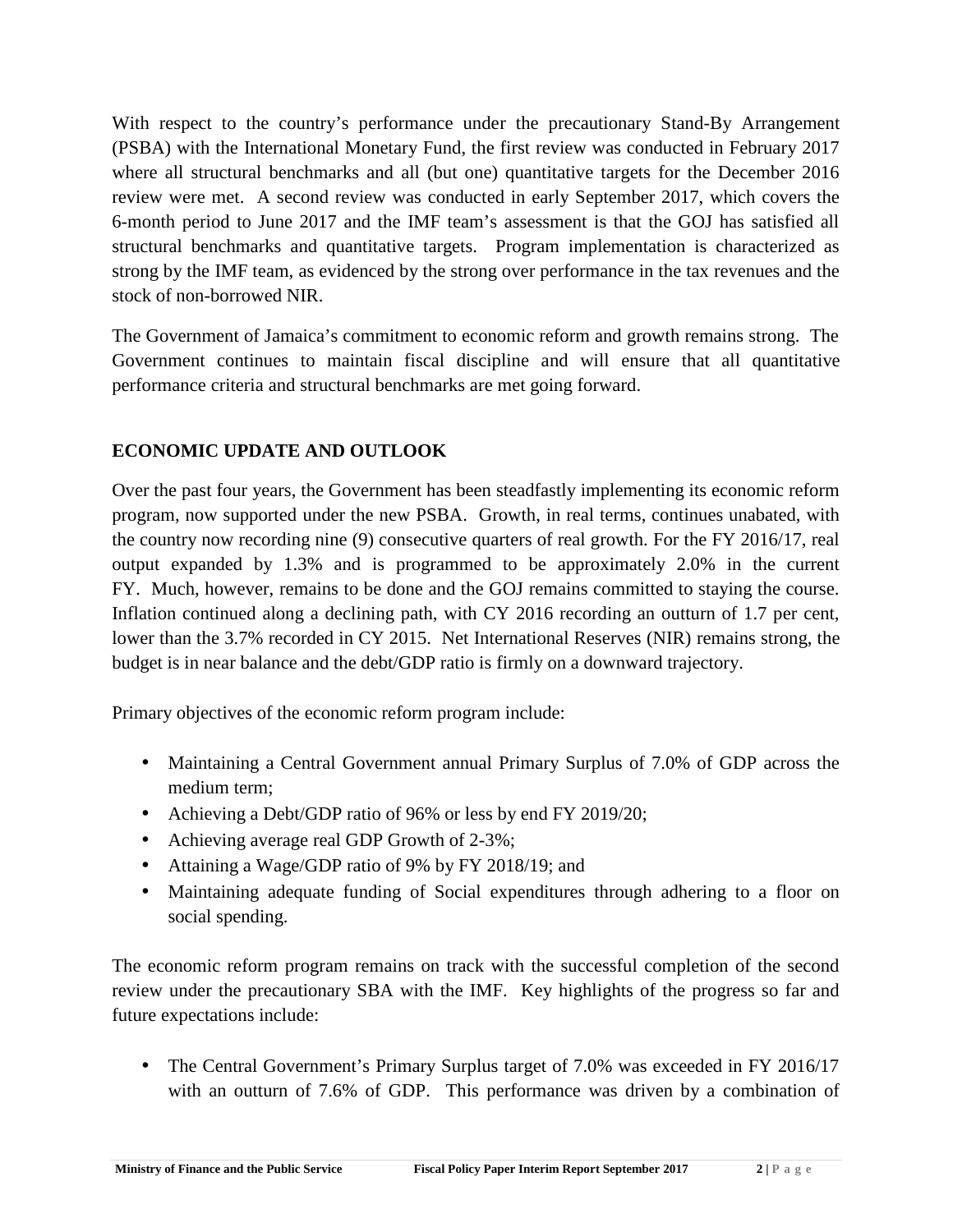With respect to the country's performance under the precautionary Stand-By Arrangement (PSBA) with the International Monetary Fund, the first review was conducted in February 2017 where all structural benchmarks and all (but one) quantitative targets for the December 2016 review were met. A second review was conducted in early September 2017, which covers the 6-month period to June 2017 and the IMF team's assessment is that the GOJ has satisfied all structural benchmarks and quantitative targets. Program implementation is characterized as strong by the IMF team, as evidenced by the strong over performance in the tax revenues and the stock of non-borrowed NIR.

The Government of Jamaica's commitment to economic reform and growth remains strong. The Government continues to maintain fiscal discipline and will ensure that all quantitative performance criteria and structural benchmarks are met going forward.

## ECONOMIC UPDATE AND OUTLOOK

Over the past four years, the Government has been steadfastly implementing its economic reform program, now supported under the new PSBA. Growth, in real terms, continues unabated, with the country now recording nine (9) consecutive quarters of real growth. For the FY 2016/17, real output expanded by 1.3% and is programmed to be approximately 2.0% in the current FY. Much, however, remains to be done and the GOJ remains committed to staying the course. Inflation continued along a declining path, with CY 2016 recording an outturn of 1.7 per cent, lower than the 3.7% recorded in CY 2015. Net International Reserves (NIR) remains strong, the budget is in near balance and the debt/GDP ratio is firmly on a downward trajectory.

Primary objectives of the economic reform program include:

- Maintaining a Central Government annual Primary Surplus of 7.0% of GDP across the medium term;
- Achieving a Debt/GDP ratio of 96% or less by end FY 2019/20;
- Achieving average real GDP Growth of 2-3%;
- Attaining a Wage/GDP ratio of 9% by FY 2018/19; and
- Maintaining adequate funding of Social expenditures through adhering to a floor on social spending.

The economic reform program remains on track with the successful completion of the second review under the precautionary SBA with the IMF. Key highlights of the progress so far and future expectations include:

- The Central Government's Primary Surplus target of 7.0% was exceeded in FY 2016/17 with an outturn of 7.6% of GDP. This performance was driven by a combination of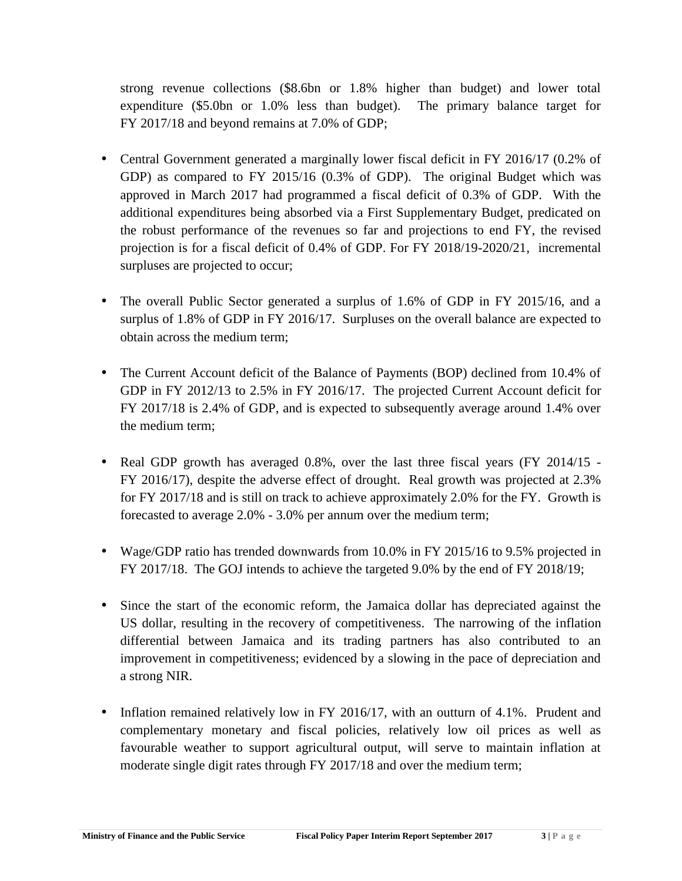strong revenue collections ($8.6bn or 1.8% higher than budget) and lower total expenditure ($5.0bn or 1.0% less than budget). The primary balance target for FY 2017/18 and beyond remains at 7.0% of GDP;

- Central Government generated a marginally lower fiscal deficit in FY 2016/17 (0.2% of GDP) as compared to FY 2015/16 (0.3% of GDP). The original Budget which was approved in March 2017 had programmed a fiscal deficit of 0.3% of GDP. With the additional expenditures being absorbed via a First Supplementary Budget, predicated on the robust performance of the revenues so far and projections to end FY, the revised projection is for a fiscal deficit of 0.4% of GDP. For FY 2018/19-2020/21, incremental surpluses are projected to occur;

- The overall Public Sector generated a surplus of 1.6% of GDP in FY 2015/16, and a surplus of 1.8% of GDP in FY 2016/17. Surpluses on the overall balance are expected to obtain across the medium term;

- The Current Account deficit of the Balance of Payments (BOP) declined from 10.4% of GDP in FY 2012/13 to 2.5% in FY 2016/17. The projected Current Account deficit for FY 2017/18 is 2.4% of GDP, and is expected to subsequently average around 1.4% over the medium term;

- Real GDP growth has averaged 0.8%, over the last three fiscal years (FY 2014/15 - FY 2016/17), despite the adverse effect of drought. Real growth was projected at 2.3% for FY 2017/18 and is still on track to achieve approximately 2.0% for the FY. Growth is forecasted to average 2.0% - 3.0% per annum over the medium term;

- Wage/GDP ratio has trended downwards from 10.0% in FY 2015/16 to 9.5% projected in FY 2017/18. The GOJ intends to achieve the targeted 9.0% by the end of FY 2018/19;

- Since the start of the economic reform, the Jamaica dollar has depreciated against the US dollar, resulting in the recovery of competitiveness. The narrowing of the inflation differential between Jamaica and its trading partners has also contributed to an improvement in competitiveness; evidenced by a slowing in the pace of depreciation and a strong NIR.

- Inflation remained relatively low in FY 2016/17, with an outturn of 4.1%. Prudent and complementary monetary and fiscal policies, relatively low oil prices as well as favourable weather to support agricultural output, will serve to maintain inflation at moderate single digit rates through FY 2017/18 and over the medium term;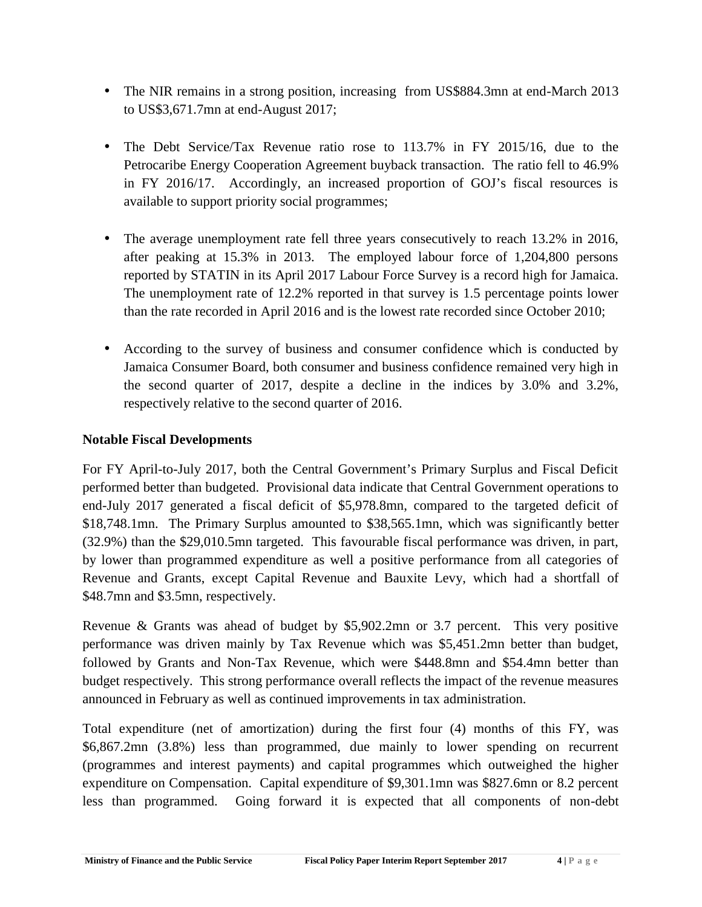- The NIR remains in a strong position, increasing from US$884.3mn at end-March 2013 to US$3,671.7mn at end-August 2017;

- The Debt Service/Tax Revenue ratio rose to 113.7% in FY 2015/16, due to the Petrocaribe Energy Cooperation Agreement buyback transaction. The ratio fell to 46.9% in FY 2016/17. Accordingly, an increased proportion of GOJ's fiscal resources is available to support priority social programmes;

- The average unemployment rate fell three years consecutively to reach 13.2% in 2016, after peaking at 15.3% in 2013. The employed labour force of 1,204,800 persons reported by STATIN in its April 2017 Labour Force Survey is a record high for Jamaica. The unemployment rate of 12.2% reported in that survey is 1.5 percentage points lower than the rate recorded in April 2016 and is the lowest rate recorded since October 2010;

- According to the survey of business and consumer confidence which is conducted by Jamaica Consumer Board, both consumer and business confidence remained very high in the second quarter of 2017, despite a decline in the indices by 3.0% and 3.2%, respectively relative to the second quarter of 2016.

**Notable Fiscal Developments**

For FY April-to-July 2017, both the Central Government's Primary Surplus and Fiscal Deficit performed better than budgeted. Provisional data indicate that Central Government operations to end-July 2017 generated a fiscal deficit of $5,978.8mn, compared to the targeted deficit of $18,748.1mn. The Primary Surplus amounted to $38,565.1mn, which was significantly better (32.9%) than the $29,010.5mn targeted. This favourable fiscal performance was driven, in part, by lower than programmed expenditure as well a positive performance from all categories of Revenue and Grants, except Capital Revenue and Bauxite Levy, which had a shortfall of $48.7mn and $3.5mn, respectively.

Revenue & Grants was ahead of budget by $5,902.2mn or 3.7 percent. This very positive performance was driven mainly by Tax Revenue which was $5,451.2mn better than budget, followed by Grants and Non-Tax Revenue, which were $448.8mn and $54.4mn better than budget respectively. This strong performance overall reflects the impact of the revenue measures announced in February as well as continued improvements in tax administration.

Total expenditure (net of amortization) during the first four (4) months of this FY, was $6,867.2mn (3.8%) less than programmed, due mainly to lower spending on recurrent (programmes and interest payments) and capital programmes which outweighed the higher expenditure on Compensation. Capital expenditure of $9,301.1mn was $827.6mn or 8.2 percent less than programmed. Going forward it is expected that all components of non-debt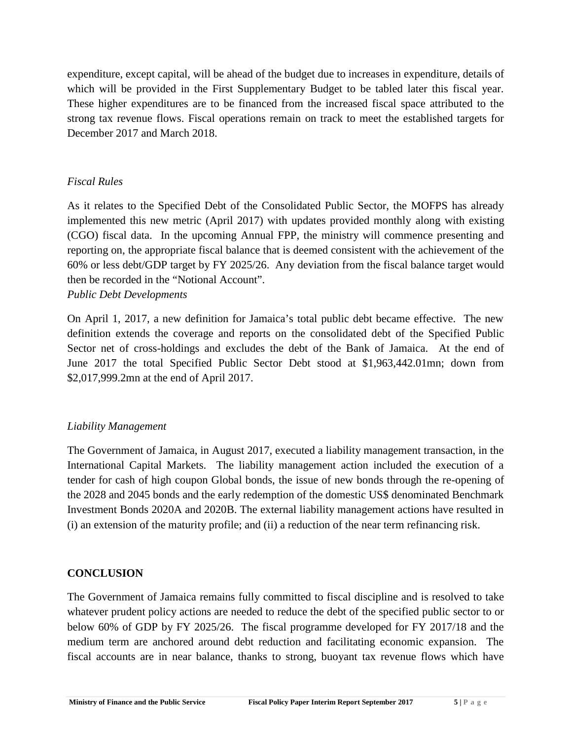expenditure, except capital, will be ahead of the budget due to increases in expenditure, details of which will be provided in the First Supplementary Budget to be tabled later this fiscal year. These higher expenditures are to be financed from the increased fiscal space attributed to the strong tax revenue flows. Fiscal operations remain on track to meet the established targets for December 2017 and March 2018.

*Fiscal Rules*

As it relates to the Specified Debt of the Consolidated Public Sector, the MOFPS has already implemented this new metric (April 2017) with updates provided monthly along with existing (CGO) fiscal data. In the upcoming Annual FPP, the ministry will commence presenting and reporting on, the appropriate fiscal balance that is deemed consistent with the achievement of the 60% or less debt/GDP target by FY 2025/26. Any deviation from the fiscal balance target would then be recorded in the "Notional Account".

*Public Debt Developments*

On April 1, 2017, a new definition for Jamaica's total public debt became effective. The new definition extends the coverage and reports on the consolidated debt of the Specified Public Sector net of cross-holdings and excludes the debt of the Bank of Jamaica. At the end of June 2017 the total Specified Public Sector Debt stood at $1,963,442.01mn; down from $2,017,999.2mn at the end of April 2017.

*Liability Management*

The Government of Jamaica, in August 2017, executed a liability management transaction, in the International Capital Markets. The liability management action included the execution of a tender for cash of high coupon Global bonds, the issue of new bonds through the re-opening of the 2028 and 2045 bonds and the early redemption of the domestic US$ denominated Benchmark Investment Bonds 2020A and 2020B. The external liability management actions have resulted in (i) an extension of the maturity profile; and (ii) a reduction of the near term refinancing risk.

## CONCLUSION

The Government of Jamaica remains fully committed to fiscal discipline and is resolved to take whatever prudent policy actions are needed to reduce the debt of the specified public sector to or below 60% of GDP by FY 2025/26. The fiscal programme developed for FY 2017/18 and the medium term are anchored around debt reduction and facilitating economic expansion. The fiscal accounts are in near balance, thanks to strong, buoyant tax revenue flows which have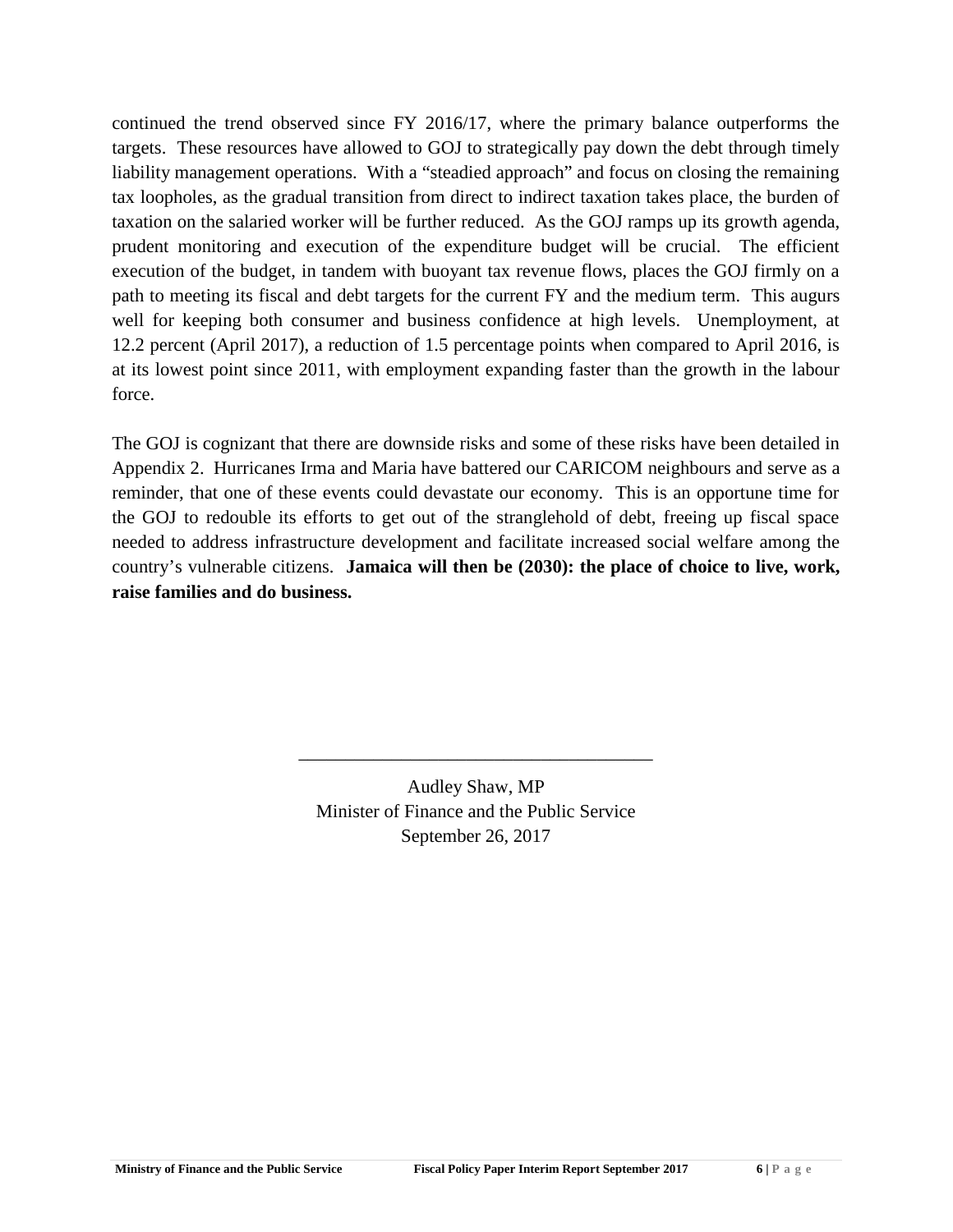continued the trend observed since FY 2016/17, where the primary balance outperforms the targets. These resources have allowed to GOJ to strategically pay down the debt through timely liability management operations. With a "steadied approach" and focus on closing the remaining tax loopholes, as the gradual transition from direct to indirect taxation takes place, the burden of taxation on the salaried worker will be further reduced. As the GOJ ramps up its growth agenda, prudent monitoring and execution of the expenditure budget will be crucial. The efficient execution of the budget, in tandem with buoyant tax revenue flows, places the GOJ firmly on a path to meeting its fiscal and debt targets for the current FY and the medium term. This augurs well for keeping both consumer and business confidence at high levels. Unemployment, at 12.2 percent (April 2017), a reduction of 1.5 percentage points when compared to April 2016, is at its lowest point since 2011, with employment expanding faster than the growth in the labour force.

The GOJ is cognizant that there are downside risks and some of these risks have been detailed in Appendix 2. Hurricanes Irma and Maria have battered our CARICOM neighbours and serve as a reminder, that one of these events could devastate our economy. This is an opportune time for the GOJ to redouble its efforts to get out of the stranglehold of debt, freeing up fiscal space needed to address infrastructure development and facilitate increased social welfare among the country's vulnerable citizens. **Jamaica will then be (2030): the place of choice to live, work, raise families and do business.**

\_\_\_\_\_\_\_\_\_\_\_\_\_\_\_\_\_\_\_\_\_\_\_\_\_\_\_\_\_\_\_\_\_\_\_\_\_\_

Audley Shaw, MP
Minister of Finance and the Public Service
September 26, 2017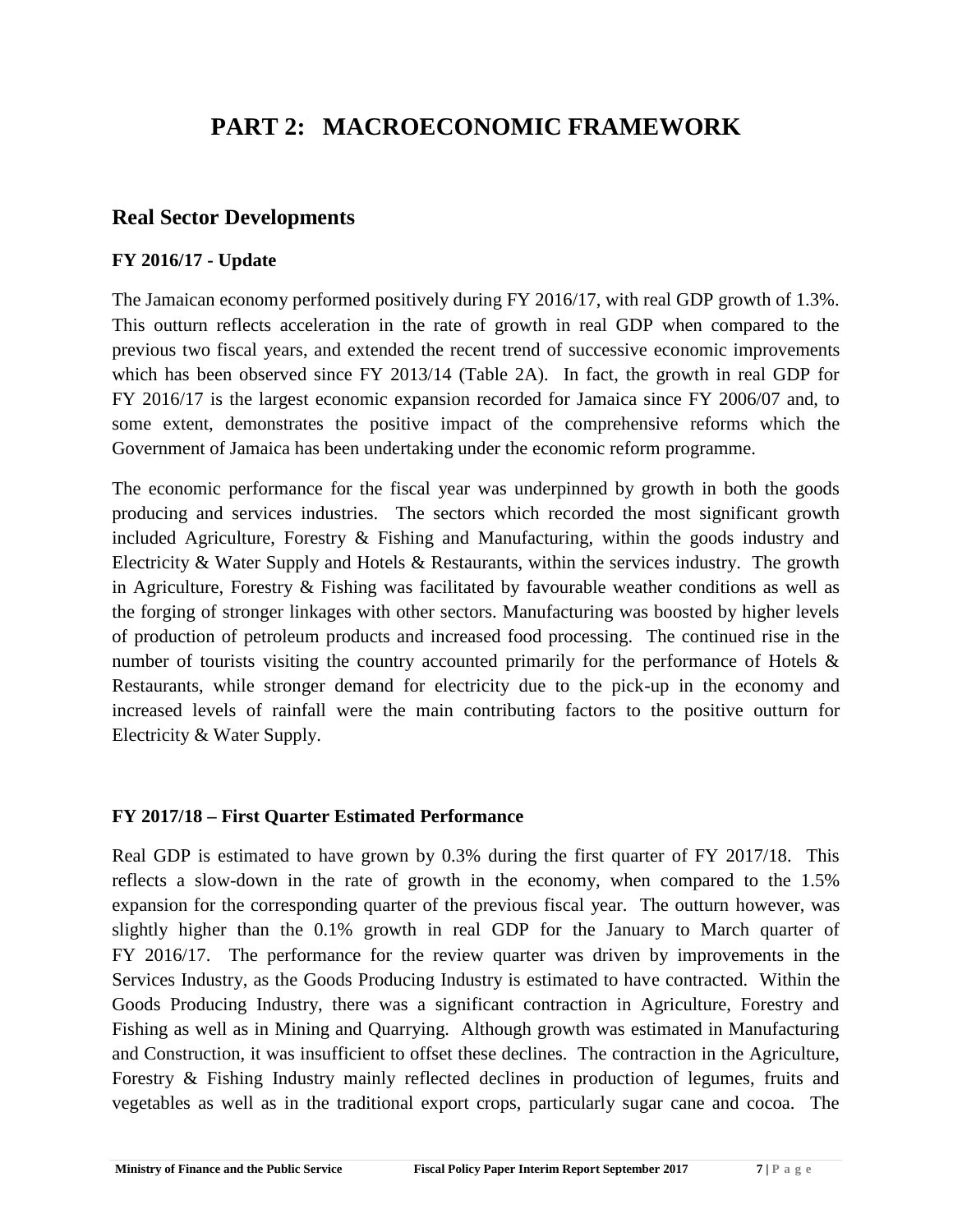# PART 2: MACROECONOMIC FRAMEWORK

## Real Sector Developments

### FY 2016/17 - Update

The Jamaican economy performed positively during FY 2016/17, with real GDP growth of 1.3%. This outturn reflects acceleration in the rate of growth in real GDP when compared to the previous two fiscal years, and extended the recent trend of successive economic improvements which has been observed since FY 2013/14 (Table 2A). In fact, the growth in real GDP for FY 2016/17 is the largest economic expansion recorded for Jamaica since FY 2006/07 and, to some extent, demonstrates the positive impact of the comprehensive reforms which the Government of Jamaica has been undertaking under the economic reform programme.

The economic performance for the fiscal year was underpinned by growth in both the goods producing and services industries. The sectors which recorded the most significant growth included Agriculture, Forestry & Fishing and Manufacturing, within the goods industry and Electricity & Water Supply and Hotels & Restaurants, within the services industry. The growth in Agriculture, Forestry & Fishing was facilitated by favourable weather conditions as well as the forging of stronger linkages with other sectors. Manufacturing was boosted by higher levels of production of petroleum products and increased food processing. The continued rise in the number of tourists visiting the country accounted primarily for the performance of Hotels & Restaurants, while stronger demand for electricity due to the pick-up in the economy and increased levels of rainfall were the main contributing factors to the positive outturn for Electricity & Water Supply.

### FY 2017/18 – First Quarter Estimated Performance

Real GDP is estimated to have grown by 0.3% during the first quarter of FY 2017/18. This reflects a slow-down in the rate of growth in the economy, when compared to the 1.5% expansion for the corresponding quarter of the previous fiscal year. The outturn however, was slightly higher than the 0.1% growth in real GDP for the January to March quarter of FY 2016/17. The performance for the review quarter was driven by improvements in the Services Industry, as the Goods Producing Industry is estimated to have contracted. Within the Goods Producing Industry, there was a significant contraction in Agriculture, Forestry and Fishing as well as in Mining and Quarrying. Although growth was estimated in Manufacturing and Construction, it was insufficient to offset these declines. The contraction in the Agriculture, Forestry & Fishing Industry mainly reflected declines in production of legumes, fruits and vegetables as well as in the traditional export crops, particularly sugar cane and cocoa. The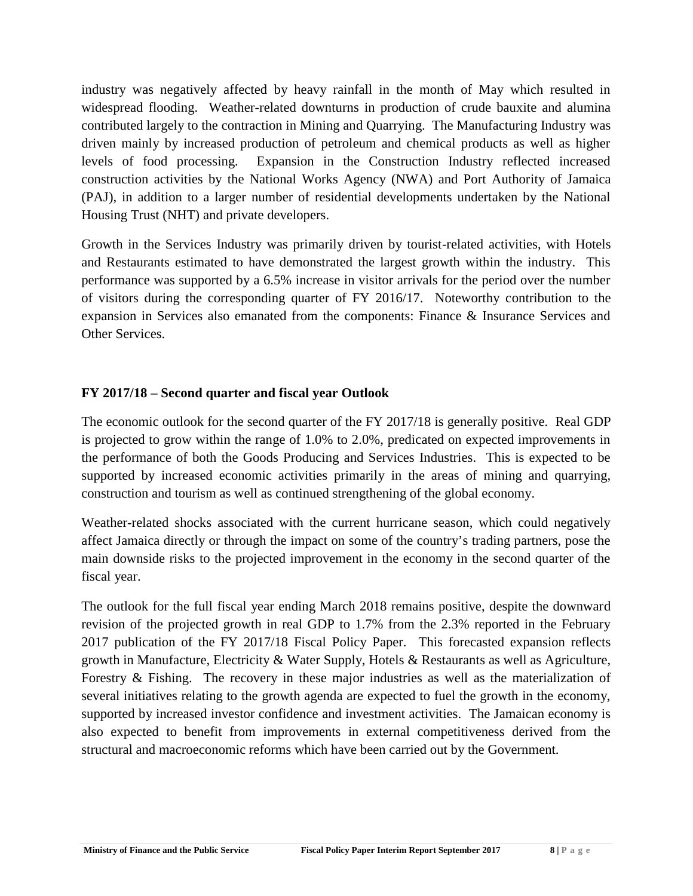industry was negatively affected by heavy rainfall in the month of May which resulted in widespread flooding. Weather-related downturns in production of crude bauxite and alumina contributed largely to the contraction in Mining and Quarrying. The Manufacturing Industry was driven mainly by increased production of petroleum and chemical products as well as higher levels of food processing. Expansion in the Construction Industry reflected increased construction activities by the National Works Agency (NWA) and Port Authority of Jamaica (PAJ), in addition to a larger number of residential developments undertaken by the National Housing Trust (NHT) and private developers.

Growth in the Services Industry was primarily driven by tourist-related activities, with Hotels and Restaurants estimated to have demonstrated the largest growth within the industry. This performance was supported by a 6.5% increase in visitor arrivals for the period over the number of visitors during the corresponding quarter of FY 2016/17. Noteworthy contribution to the expansion in Services also emanated from the components: Finance & Insurance Services and Other Services.

### FY 2017/18 – Second quarter and fiscal year Outlook

The economic outlook for the second quarter of the FY 2017/18 is generally positive. Real GDP is projected to grow within the range of 1.0% to 2.0%, predicated on expected improvements in the performance of both the Goods Producing and Services Industries. This is expected to be supported by increased economic activities primarily in the areas of mining and quarrying, construction and tourism as well as continued strengthening of the global economy.

Weather-related shocks associated with the current hurricane season, which could negatively affect Jamaica directly or through the impact on some of the country's trading partners, pose the main downside risks to the projected improvement in the economy in the second quarter of the fiscal year.

The outlook for the full fiscal year ending March 2018 remains positive, despite the downward revision of the projected growth in real GDP to 1.7% from the 2.3% reported in the February 2017 publication of the FY 2017/18 Fiscal Policy Paper. This forecasted expansion reflects growth in Manufacture, Electricity & Water Supply, Hotels & Restaurants as well as Agriculture, Forestry & Fishing. The recovery in these major industries as well as the materialization of several initiatives relating to the growth agenda are expected to fuel the growth in the economy, supported by increased investor confidence and investment activities. The Jamaican economy is also expected to benefit from improvements in external competitiveness derived from the structural and macroeconomic reforms which have been carried out by the Government.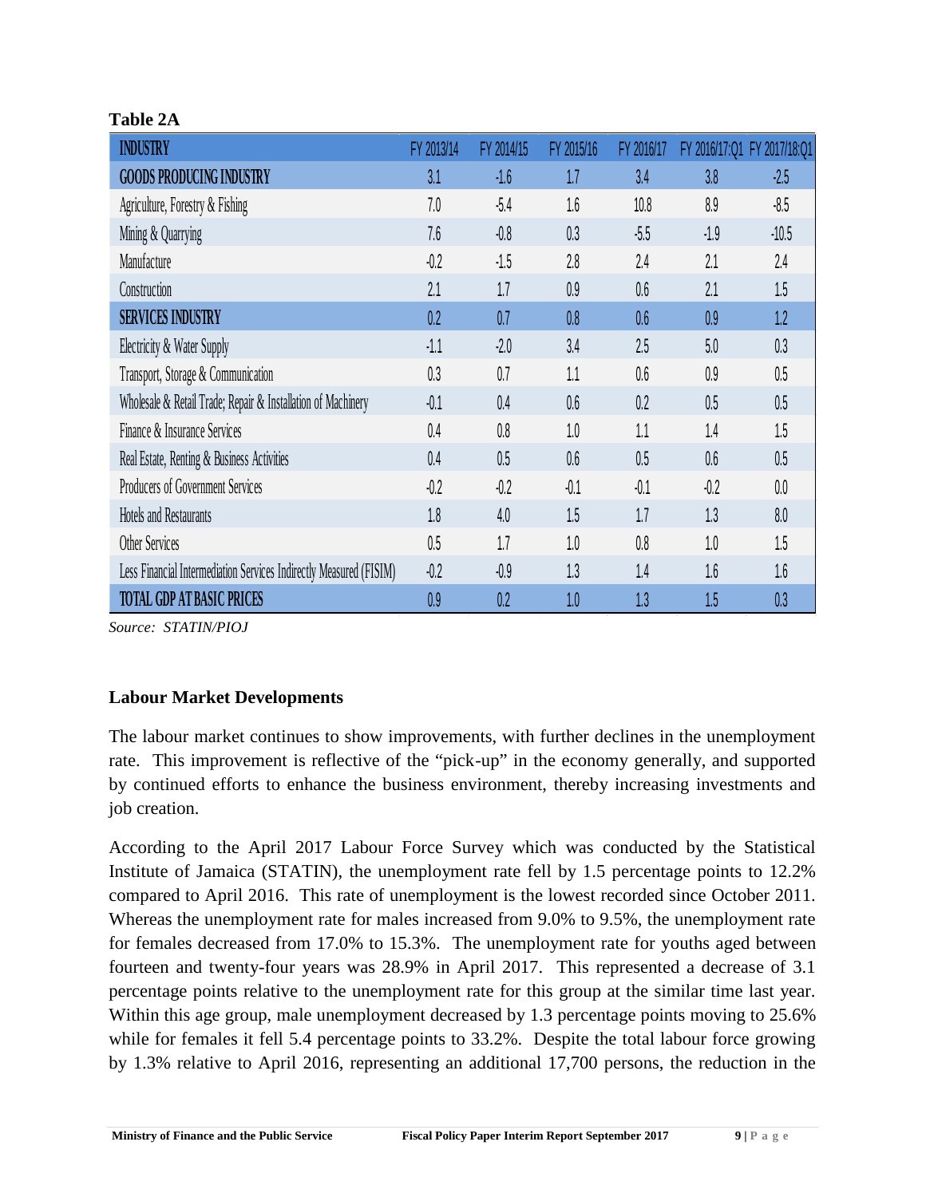**Table 2A**

| INDUSTRY | FY 2013/14 | FY 2014/15 | FY 2015/16 | FY 2016/17 | FY 2016/17:Q1 | FY 2017/18:Q1 |
|---|---|---|---|---|---|---|
| **GOODS PRODUCING INDUSTRY** | 3.1 | -1.6 | 1.7 | 3.4 | 3.8 | -2.5 |
| Agriculture, Forestry & Fishing | 7.0 | -5.4 | 1.6 | 10.8 | 8.9 | -8.5 |
| Mining & Quarrying | 7.6 | -0.8 | 0.3 | -5.5 | -1.9 | -10.5 |
| Manufacture | -0.2 | -1.5 | 2.8 | 2.4 | 2.1 | 2.4 |
| Construction | 2.1 | 1.7 | 0.9 | 0.6 | 2.1 | 1.5 |
| **SERVICES INDUSTRY** | 0.2 | 0.7 | 0.8 | 0.6 | 0.9 | 1.2 |
| Electricity & Water Supply | -1.1 | -2.0 | 3.4 | 2.5 | 5.0 | 0.3 |
| Transport, Storage & Communication | 0.3 | 0.7 | 1.1 | 0.6 | 0.9 | 0.5 |
| Wholesale & Retail Trade; Repair & Installation of Machinery | -0.1 | 0.4 | 0.6 | 0.2 | 0.5 | 0.5 |
| Finance & Insurance Services | 0.4 | 0.8 | 1.0 | 1.1 | 1.4 | 1.5 |
| Real Estate, Renting & Business Activities | 0.4 | 0.5 | 0.6 | 0.5 | 0.6 | 0.5 |
| Producers of Government Services | -0.2 | -0.2 | -0.1 | -0.1 | -0.2 | 0.0 |
| Hotels and Restaurants | 1.8 | 4.0 | 1.5 | 1.7 | 1.3 | 8.0 |
| Other Services | 0.5 | 1.7 | 1.0 | 0.8 | 1.0 | 1.5 |
| Less Financial Intermediation Services Indirectly Measured (FISIM) | -0.2 | -0.9 | 1.3 | 1.4 | 1.6 | 1.6 |
| **TOTAL GDP AT BASIC PRICES** | 0.9 | 0.2 | 1.0 | 1.3 | 1.5 | 0.3 |

*Source: STATIN/PIOJ*

### Labour Market Developments

The labour market continues to show improvements, with further declines in the unemployment rate. This improvement is reflective of the "pick-up" in the economy generally, and supported by continued efforts to enhance the business environment, thereby increasing investments and job creation.

According to the April 2017 Labour Force Survey which was conducted by the Statistical Institute of Jamaica (STATIN), the unemployment rate fell by 1.5 percentage points to 12.2% compared to April 2016. This rate of unemployment is the lowest recorded since October 2011. Whereas the unemployment rate for males increased from 9.0% to 9.5%, the unemployment rate for females decreased from 17.0% to 15.3%. The unemployment rate for youths aged between fourteen and twenty-four years was 28.9% in April 2017. This represented a decrease of 3.1 percentage points relative to the unemployment rate for this group at the similar time last year. Within this age group, male unemployment decreased by 1.3 percentage points moving to 25.6% while for females it fell 5.4 percentage points to 33.2%. Despite the total labour force growing by 1.3% relative to April 2016, representing an additional 17,700 persons, the reduction in the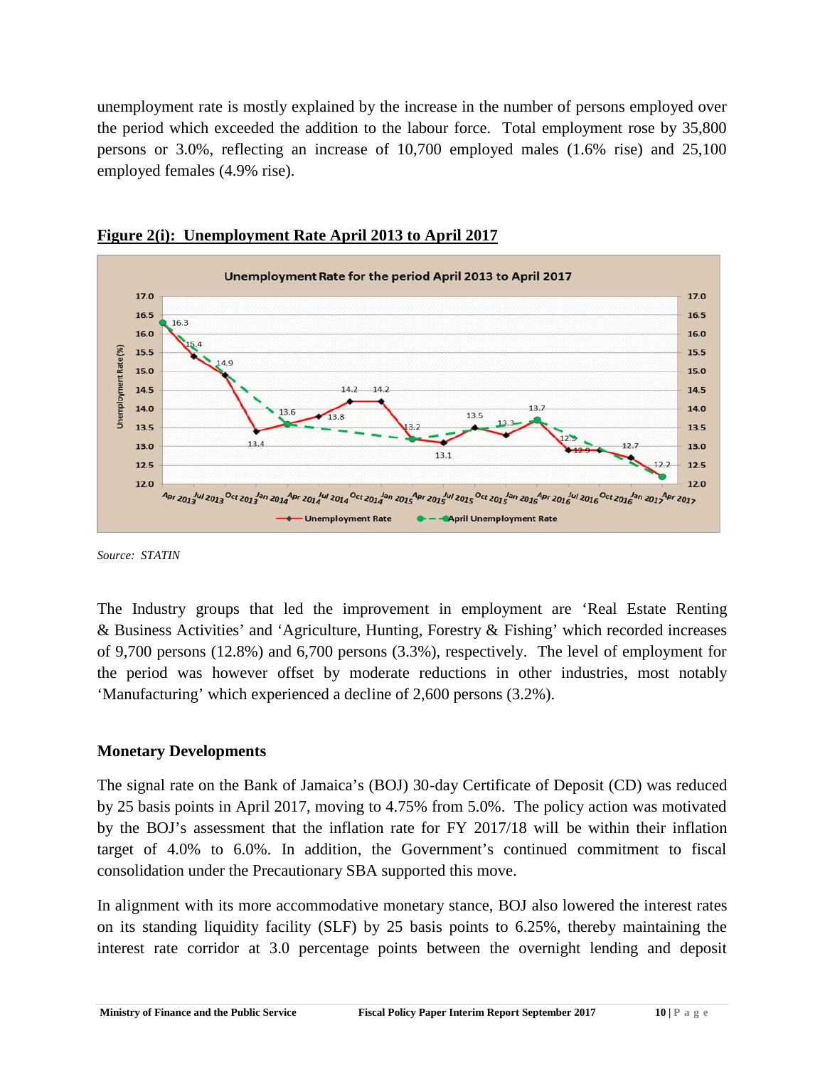unemployment rate is mostly explained by the increase in the number of persons employed over the period which exceeded the addition to the labour force. Total employment rose by 35,800 persons or 3.0%, reflecting an increase of 10,700 employed males (1.6% rise) and 25,100 employed females (4.9% rise).

**Figure 2(i): Unemployment Rate April 2013 to April 2017**

Source: *STATIN*

The Industry groups that led the improvement in employment are 'Real Estate Renting & Business Activities' and 'Agriculture, Hunting, Forestry & Fishing' which recorded increases of 9,700 persons (12.8%) and 6,700 persons (3.3%), respectively. The level of employment for the period was however offset by moderate reductions in other industries, most notably 'Manufacturing' which experienced a decline of 2,600 persons (3.2%).

**Monetary Developments**

The signal rate on the Bank of Jamaica's (BOJ) 30-day Certificate of Deposit (CD) was reduced by 25 basis points in April 2017, moving to 4.75% from 5.0%. The policy action was motivated by the BOJ's assessment that the inflation rate for FY 2017/18 will be within their inflation target of 4.0% to 6.0%. In addition, the Government's continued commitment to fiscal consolidation under the Precautionary SBA supported this move.

In alignment with its more accommodative monetary stance, BOJ also lowered the interest rates on its standing liquidity facility (SLF) by 25 basis points to 6.25%, thereby maintaining the interest rate corridor at 3.0 percentage points between the overnight lending and deposit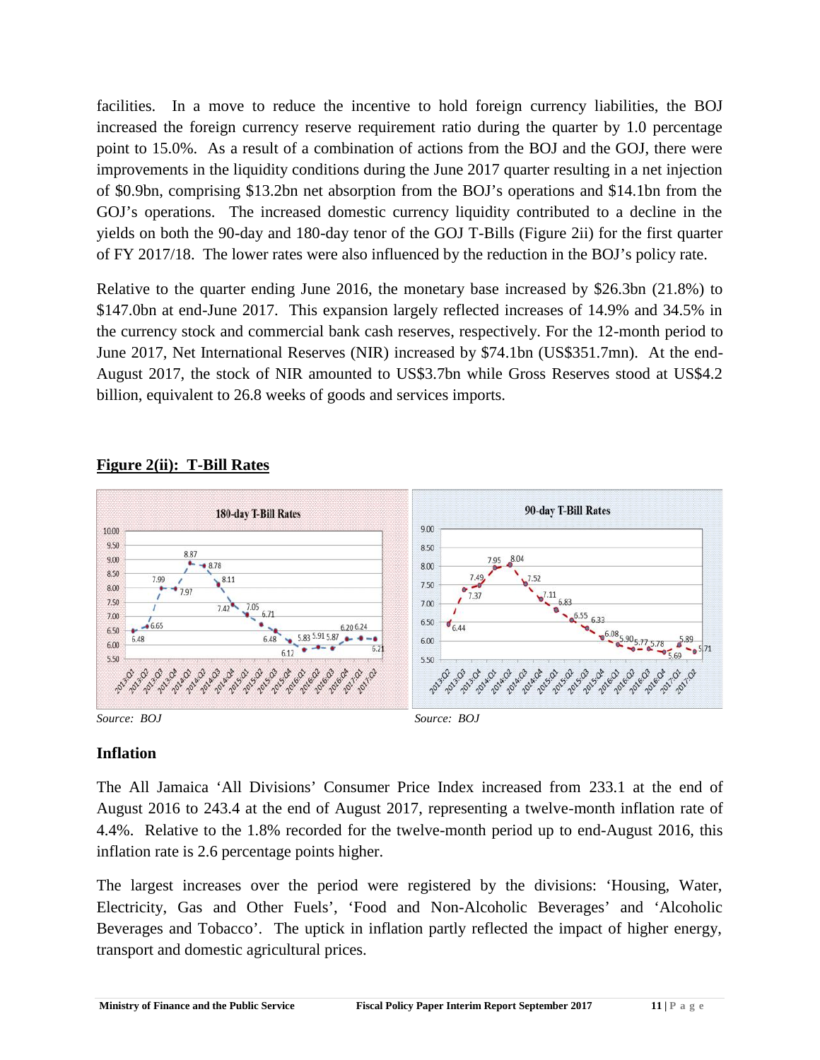facilities. In a move to reduce the incentive to hold foreign currency liabilities, the BOJ increased the foreign currency reserve requirement ratio during the quarter by 1.0 percentage point to 15.0%. As a result of a combination of actions from the BOJ and the GOJ, there were improvements in the liquidity conditions during the June 2017 quarter resulting in a net injection of $0.9bn, comprising $13.2bn net absorption from the BOJ's operations and $14.1bn from the GOJ's operations. The increased domestic currency liquidity contributed to a decline in the yields on both the 90-day and 180-day tenor of the GOJ T-Bills (Figure 2ii) for the first quarter of FY 2017/18. The lower rates were also influenced by the reduction in the BOJ's policy rate.

Relative to the quarter ending June 2016, the monetary base increased by $26.3bn (21.8%) to $147.0bn at end-June 2017. This expansion largely reflected increases of 14.9% and 34.5% in the currency stock and commercial bank cash reserves, respectively. For the 12-month period to June 2017, Net International Reserves (NIR) increased by $74.1bn (US$351.7mn). At the end-August 2017, the stock of NIR amounted to US$3.7bn while Gross Reserves stood at US$4.2 billion, equivalent to 26.8 weeks of goods and services imports.

**Figure 2(ii): T-Bill Rates**

180-day T-Bill Rates

| Quarter | Rate |
|---|---|
| 2013:Q1 | 6.48 |
| 2013:Q2 | 6.65 |
| 2013:Q3 | 7.99 |
| 2013:Q4 | 7.97 |
| 2014:Q1 | 8.87 |
| 2014:Q2 | 8.78 |
| 2014:Q3 | 8.11 |
| 2014:Q4 | 7.42 |
| 2015:Q1 | 7.05 |
| 2015:Q2 | 6.71 |
| 2015:Q3 | 6.48 |
| 2015:Q4 | 6.12 |
| 2016:Q1 | 5.83 |
| 2016:Q2 | 5.91 |
| 2016:Q3 | 5.87 |
| 2016:Q4 | 6.20 |
| 2017:Q1 | 6.24 |
| 2017:Q2 | 6.21 |

*Source: BOJ*

90-day T-Bill Rates

| Quarter | Rate |
|---|---|
| 2013:Q2 | 6.44 |
| 2013:Q3 | 7.37 |
| 2013:Q4 | 7.49 |
| 2014:Q1 | 7.95 |
| 2014:Q2 | 8.04 |
| 2014:Q3 | 7.52 |
| 2014:Q4 | 7.11 |
| 2015:Q1 | 6.83 |
| 2015:Q2 | 6.55 |
| 2015:Q3 | 6.33 |
| 2015:Q4 | 6.08 |
| 2016:Q1 | 5.90 |
| 2016:Q2 | 5.77 |
| 2016:Q3 | 5.78 |
| 2016:Q4 | 5.69 |
| 2017:Q1 | 5.89 |
| 2017:Q2 | 5.71 |

*Source: BOJ*

### Inflation

The All Jamaica 'All Divisions' Consumer Price Index increased from 233.1 at the end of August 2016 to 243.4 at the end of August 2017, representing a twelve-month inflation rate of 4.4%. Relative to the 1.8% recorded for the twelve-month period up to end-August 2016, this inflation rate is 2.6 percentage points higher.

The largest increases over the period were registered by the divisions: 'Housing, Water, Electricity, Gas and Other Fuels', 'Food and Non-Alcoholic Beverages' and 'Alcoholic Beverages and Tobacco'. The uptick in inflation partly reflected the impact of higher energy, transport and domestic agricultural prices.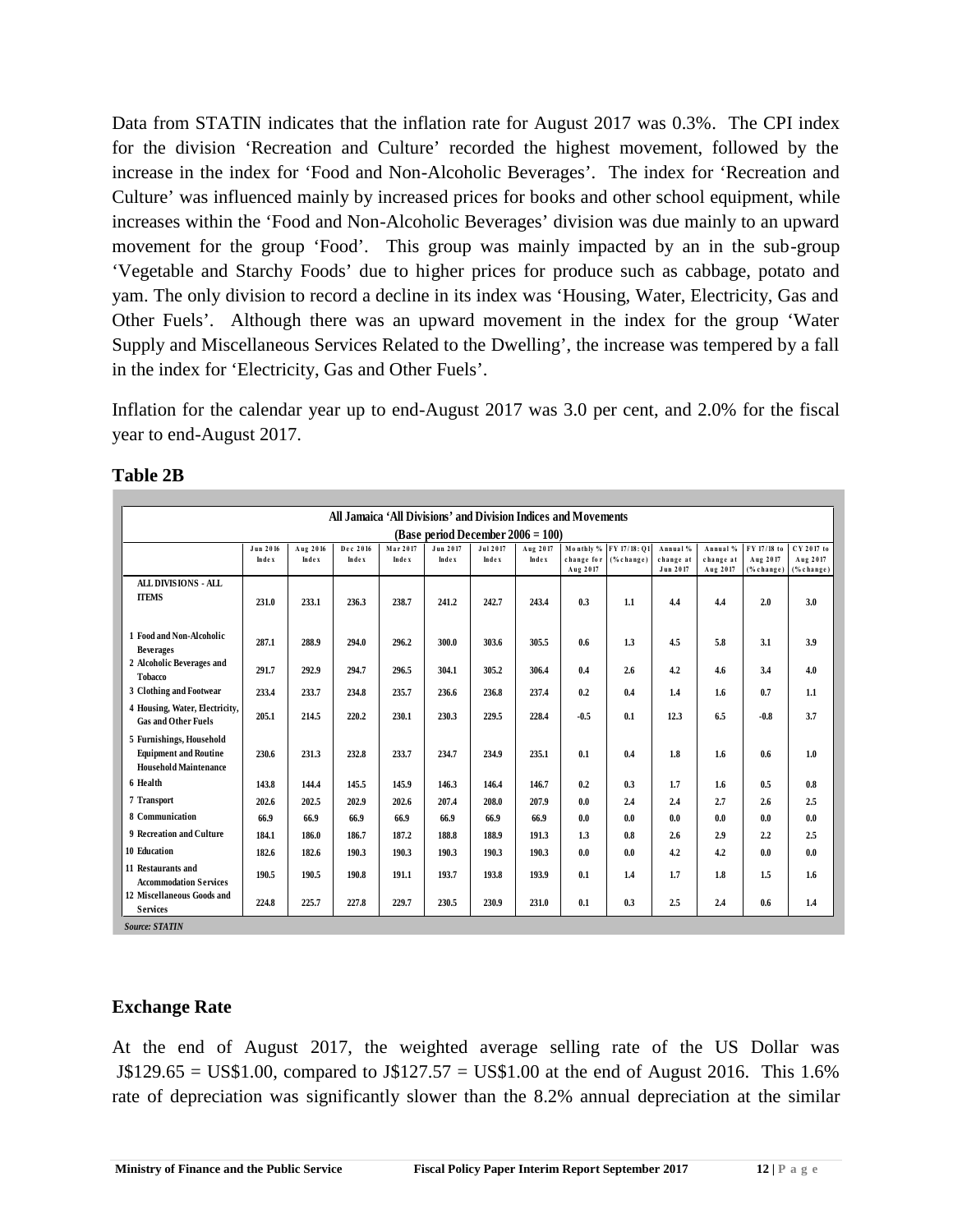Data from STATIN indicates that the inflation rate for August 2017 was 0.3%. The CPI index for the division 'Recreation and Culture' recorded the highest movement, followed by the increase in the index for 'Food and Non-Alcoholic Beverages'. The index for 'Recreation and Culture' was influenced mainly by increased prices for books and other school equipment, while increases within the 'Food and Non-Alcoholic Beverages' division was due mainly to an upward movement for the group 'Food'. This group was mainly impacted by an in the sub-group 'Vegetable and Starchy Foods' due to higher prices for produce such as cabbage, potato and yam. The only division to record a decline in its index was 'Housing, Water, Electricity, Gas and Other Fuels'. Although there was an upward movement in the index for the group 'Water Supply and Miscellaneous Services Related to the Dwelling', the increase was tempered by a fall in the index for 'Electricity, Gas and Other Fuels'.

Inflation for the calendar year up to end-August 2017 was 3.0 per cent, and 2.0% for the fiscal year to end-August 2017.

**Table 2B**

All Jamaica 'All Divisions' and Division Indices and Movements (Base period December 2006 = 100)

| | Jun 2016 Index | Aug 2016 Index | Dec 2016 Index | Mar 2017 Index | Jun 2017 Index | Jul 2017 Index | Aug 2017 Index | Monthly % change for Aug 2017 | FY 17/18: Q1 (% change) | Annual % change at Jun 2017 | Annual % change at Aug 2017 | FY 17/18 to Aug 2017 (% change) | CY 2017 to Aug 2017 (% change) |
|---|---|---|---|---|---|---|---|---|---|---|---|---|---|
| ALL DIVISIONS - ALL ITEMS | 231.0 | 233.1 | 236.3 | 238.7 | 241.2 | 242.7 | 243.4 | 0.3 | 1.1 | 4.4 | 4.4 | 2.0 | 3.0 |
| 1 Food and Non-Alcoholic Beverages | 287.1 | 288.9 | 294.0 | 296.2 | 300.0 | 303.6 | 305.5 | 0.6 | 1.3 | 4.5 | 5.8 | 3.1 | 3.9 |
| 2 Alcoholic Beverages and Tobacco | 291.7 | 292.9 | 294.7 | 296.5 | 304.1 | 305.2 | 306.4 | 0.4 | 2.6 | 4.2 | 4.6 | 3.4 | 4.0 |
| 3 Clothing and Footwear | 233.4 | 233.7 | 234.8 | 235.7 | 236.6 | 236.8 | 237.4 | 0.2 | 0.4 | 1.4 | 1.6 | 0.7 | 1.1 |
| 4 Housing, Water, Electricity, Gas and Other Fuels | 205.1 | 214.5 | 220.2 | 230.1 | 230.3 | 229.5 | 228.4 | -0.5 | 0.1 | 12.3 | 6.5 | -0.8 | 3.7 |
| 5 Furnishings, Household Equipment and Routine Household Maintenance | 230.6 | 231.3 | 232.8 | 233.7 | 234.7 | 234.9 | 235.1 | 0.1 | 0.4 | 1.8 | 1.6 | 0.6 | 1.0 |
| 6 Health | 143.8 | 144.4 | 145.5 | 145.9 | 146.3 | 146.4 | 146.7 | 0.2 | 0.3 | 1.7 | 1.6 | 0.5 | 0.8 |
| 7 Transport | 202.6 | 202.5 | 202.9 | 202.6 | 207.4 | 208.0 | 207.9 | 0.0 | 2.4 | 2.4 | 2.7 | 2.6 | 2.5 |
| 8 Communication | 66.9 | 66.9 | 66.9 | 66.9 | 66.9 | 66.9 | 66.9 | 0.0 | 0.0 | 0.0 | 0.0 | 0.0 | 0.0 |
| 9 Recreation and Culture | 184.1 | 186.0 | 186.7 | 187.2 | 188.8 | 188.9 | 191.3 | 1.3 | 0.8 | 2.6 | 2.9 | 2.2 | 2.5 |
| 10 Education | 182.6 | 182.6 | 190.3 | 190.3 | 190.3 | 190.3 | 190.3 | 0.0 | 0.0 | 4.2 | 4.2 | 0.0 | 0.0 |
| 11 Restaurants and Accommodation Services | 190.5 | 190.5 | 190.8 | 191.1 | 193.7 | 193.8 | 193.9 | 0.1 | 1.4 | 1.7 | 1.8 | 1.5 | 1.6 |
| 12 Miscellaneous Goods and Services | 224.8 | 225.7 | 227.8 | 229.7 | 230.5 | 230.9 | 231.0 | 0.1 | 0.3 | 2.5 | 2.4 | 0.6 | 1.4 |

*Source: STATIN*

## Exchange Rate

At the end of August 2017, the weighted average selling rate of the US Dollar was J$129.65 = US$1.00, compared to J$127.57 = US$1.00 at the end of August 2016. This 1.6% rate of depreciation was significantly slower than the 8.2% annual depreciation at the similar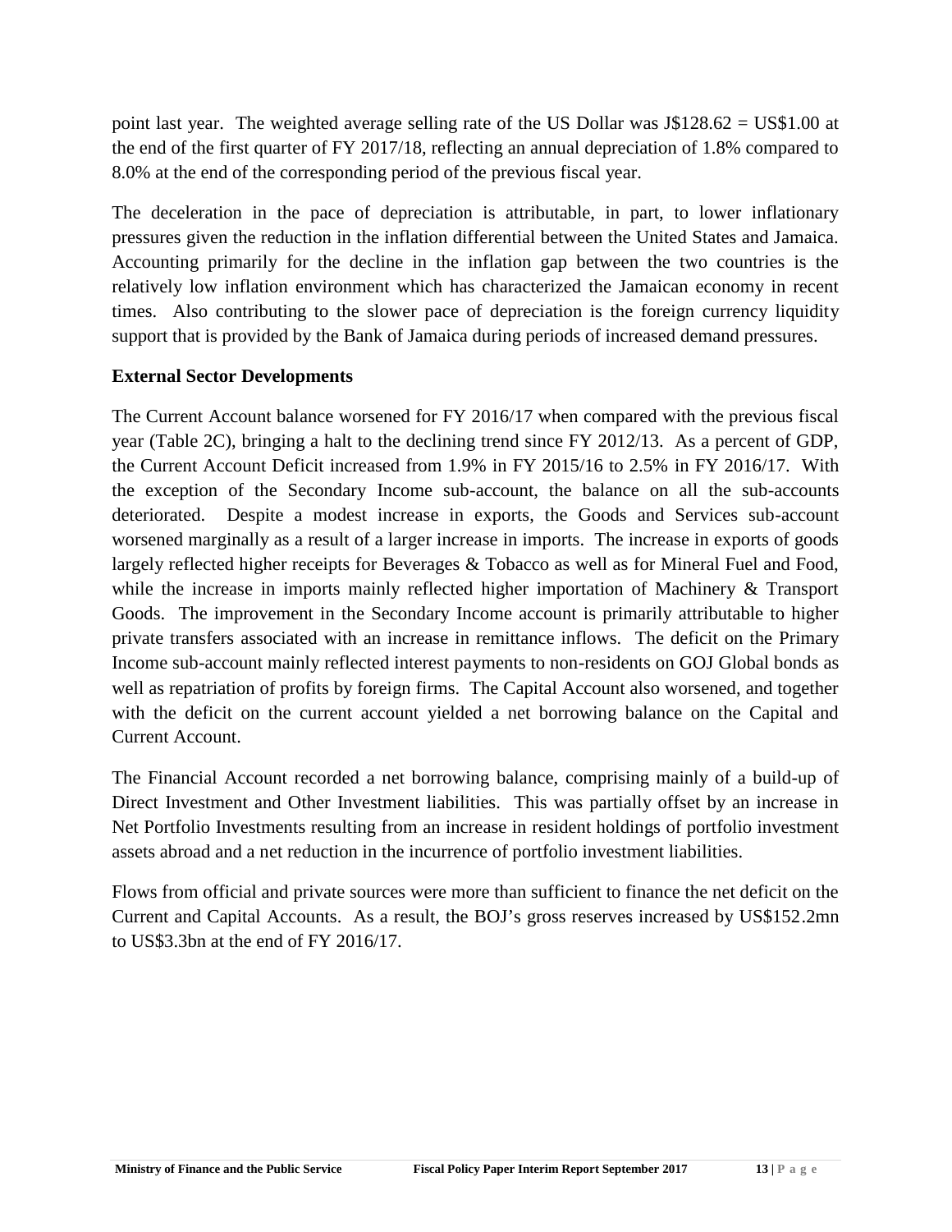point last year. The weighted average selling rate of the US Dollar was J$128.62 = US$1.00 at the end of the first quarter of FY 2017/18, reflecting an annual depreciation of 1.8% compared to 8.0% at the end of the corresponding period of the previous fiscal year.

The deceleration in the pace of depreciation is attributable, in part, to lower inflationary pressures given the reduction in the inflation differential between the United States and Jamaica. Accounting primarily for the decline in the inflation gap between the two countries is the relatively low inflation environment which has characterized the Jamaican economy in recent times. Also contributing to the slower pace of depreciation is the foreign currency liquidity support that is provided by the Bank of Jamaica during periods of increased demand pressures.

**External Sector Developments**

The Current Account balance worsened for FY 2016/17 when compared with the previous fiscal year (Table 2C), bringing a halt to the declining trend since FY 2012/13. As a percent of GDP, the Current Account Deficit increased from 1.9% in FY 2015/16 to 2.5% in FY 2016/17. With the exception of the Secondary Income sub-account, the balance on all the sub-accounts deteriorated. Despite a modest increase in exports, the Goods and Services sub-account worsened marginally as a result of a larger increase in imports. The increase in exports of goods largely reflected higher receipts for Beverages & Tobacco as well as for Mineral Fuel and Food, while the increase in imports mainly reflected higher importation of Machinery & Transport Goods. The improvement in the Secondary Income account is primarily attributable to higher private transfers associated with an increase in remittance inflows. The deficit on the Primary Income sub-account mainly reflected interest payments to non-residents on GOJ Global bonds as well as repatriation of profits by foreign firms. The Capital Account also worsened, and together with the deficit on the current account yielded a net borrowing balance on the Capital and Current Account.

The Financial Account recorded a net borrowing balance, comprising mainly of a build-up of Direct Investment and Other Investment liabilities. This was partially offset by an increase in Net Portfolio Investments resulting from an increase in resident holdings of portfolio investment assets abroad and a net reduction in the incurrence of portfolio investment liabilities.

Flows from official and private sources were more than sufficient to finance the net deficit on the Current and Capital Accounts. As a result, the BOJ's gross reserves increased by US$152.2mn to US$3.3bn at the end of FY 2016/17.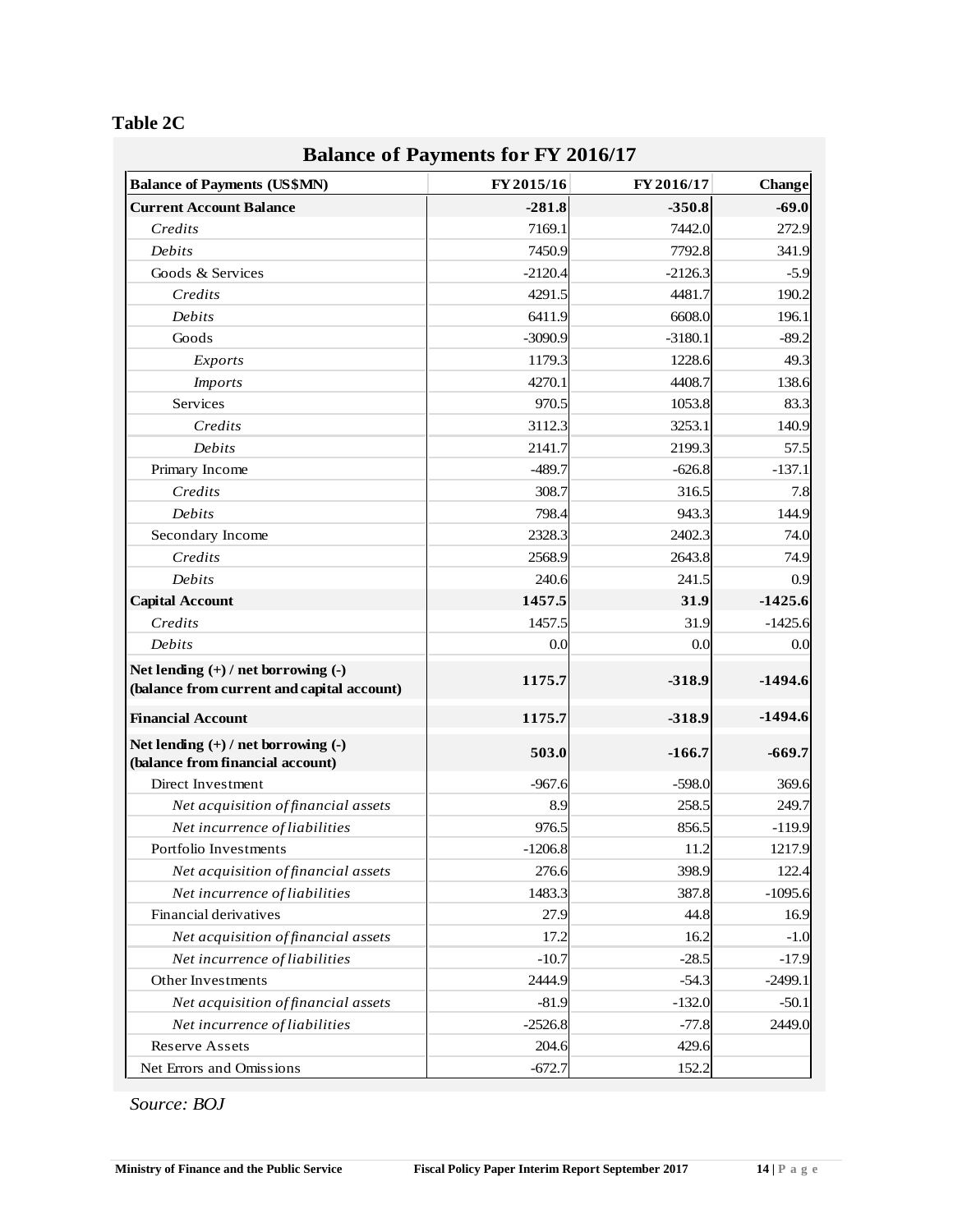**Table 2C**

## Balance of Payments for FY 2016/17

| Balance of Payments (US$MN) | FY 2015/16 | FY 2016/17 | Change |
|---|---|---|---|
| **Current Account Balance** | **-281.8** | **-350.8** | **-69.0** |
| *Credits* | 7169.1 | 7442.0 | 272.9 |
| *Debits* | 7450.9 | 7792.8 | 341.9 |
| Goods & Services | -2120.4 | -2126.3 | -5.9 |
| *Credits* | 4291.5 | 4481.7 | 190.2 |
| *Debits* | 6411.9 | 6608.0 | 196.1 |
| Goods | -3090.9 | -3180.1 | -89.2 |
| *Exports* | 1179.3 | 1228.6 | 49.3 |
| *Imports* | 4270.1 | 4408.7 | 138.6 |
| Services | 970.5 | 1053.8 | 83.3 |
| *Credits* | 3112.3 | 3253.1 | 140.9 |
| *Debits* | 2141.7 | 2199.3 | 57.5 |
| Primary Income | -489.7 | -626.8 | -137.1 |
| *Credits* | 308.7 | 316.5 | 7.8 |
| *Debits* | 798.4 | 943.3 | 144.9 |
| Secondary Income | 2328.3 | 2402.3 | 74.0 |
| *Credits* | 2568.9 | 2643.8 | 74.9 |
| *Debits* | 240.6 | 241.5 | 0.9 |
| **Capital Account** | **1457.5** | **31.9** | **-1425.6** |
| *Credits* | 1457.5 | 31.9 | -1425.6 |
| *Debits* | 0.0 | 0.0 | 0.0 |
| **Net lending (+) / net borrowing (-) (balance from current and capital account)** | **1175.7** | **-318.9** | **-1494.6** |
| **Financial Account** | **1175.7** | **-318.9** | **-1494.6** |
| **Net lending (+) / net borrowing (-) (balance from financial account)** | **503.0** | **-166.7** | **-669.7** |
| Direct Investment | -967.6 | -598.0 | 369.6 |
| *Net acquisition of financial assets* | 8.9 | 258.5 | 249.7 |
| *Net incurrence of liabilities* | 976.5 | 856.5 | -119.9 |
| Portfolio Investments | -1206.8 | 11.2 | 1217.9 |
| *Net acquisition of financial assets* | 276.6 | 398.9 | 122.4 |
| *Net incurrence of liabilities* | 1483.3 | 387.8 | -1095.6 |
| Financial derivatives | 27.9 | 44.8 | 16.9 |
| *Net acquisition of financial assets* | 17.2 | 16.2 | -1.0 |
| *Net incurrence of liabilities* | -10.7 | -28.5 | -17.9 |
| Other Investments | 2444.9 | -54.3 | -2499.1 |
| *Net acquisition of financial assets* | -81.9 | -132.0 | -50.1 |
| *Net incurrence of liabilities* | -2526.8 | -77.8 | 2449.0 |
| Reserve Assets | 204.6 | 429.6 | |
| Net Errors and Omissions | -672.7 | 152.2 | |

*Source: BOJ*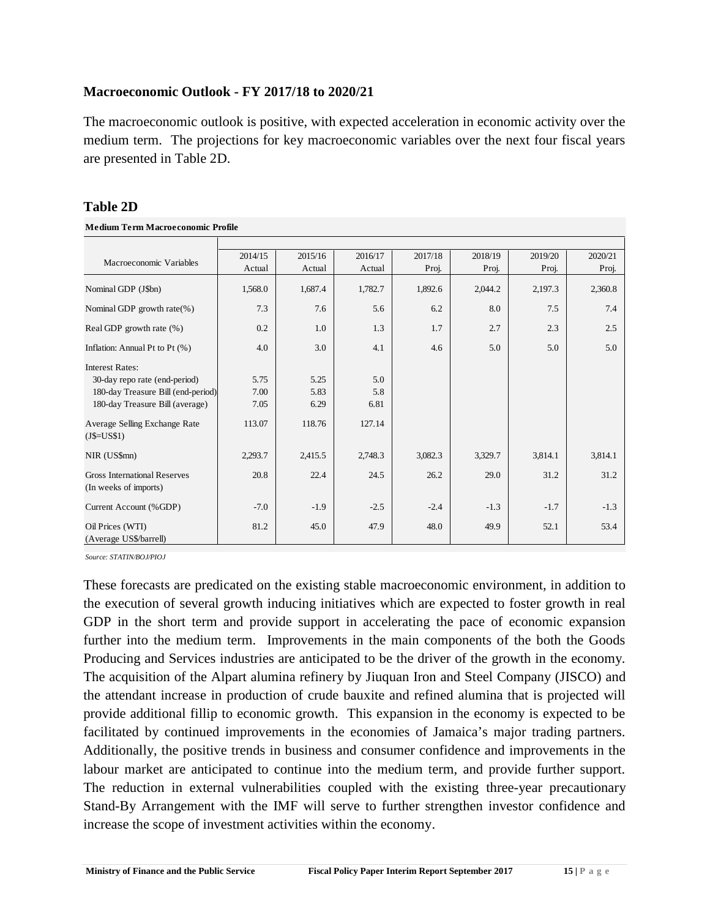## Macroeconomic Outlook - FY 2017/18 to 2020/21

The macroeconomic outlook is positive, with expected acceleration in economic activity over the medium term. The projections for key macroeconomic variables over the next four fiscal years are presented in Table 2D.

### Table 2D

**Medium Term Macroeconomic Profile**

| Macroeconomic Variables | 2014/15 Actual | 2015/16 Actual | 2016/17 Actual | 2017/18 Proj. | 2018/19 Proj. | 2019/20 Proj. | 2020/21 Proj. |
|---|---|---|---|---|---|---|---|
| Nominal GDP (J$bn) | 1,568.0 | 1,687.4 | 1,782.7 | 1,892.6 | 2,044.2 | 2,197.3 | 2,360.8 |
| Nominal GDP growth rate(%) | 7.3 | 7.6 | 5.6 | 6.2 | 8.0 | 7.5 | 7.4 |
| Real GDP growth rate (%) | 0.2 | 1.0 | 1.3 | 1.7 | 2.7 | 2.3 | 2.5 |
| Inflation: Annual Pt to Pt (%) | 4.0 | 3.0 | 4.1 | 4.6 | 5.0 | 5.0 | 5.0 |
| Interest Rates: | | | | | | | |
| 30-day repo rate (end-period) | 5.75 | 5.25 | 5.0 | | | | |
| 180-day Treasure Bill (end-period) | 7.00 | 5.83 | 5.8 | | | | |
| 180-day Treasure Bill (average) | 7.05 | 6.29 | 6.81 | | | | |
| Average Selling Exchange Rate (J$=US$1) | 113.07 | 118.76 | 127.14 | | | | |
| NIR (US$mn) | 2,293.7 | 2,415.5 | 2,748.3 | 3,082.3 | 3,329.7 | 3,814.1 | 3,814.1 |
| Gross International Reserves (In weeks of imports) | 20.8 | 22.4 | 24.5 | 26.2 | 29.0 | 31.2 | 31.2 |
| Current Account (%GDP) | -7.0 | -1.9 | -2.5 | -2.4 | -1.3 | -1.7 | -1.3 |
| Oil Prices (WTI) (Average US$/barrell) | 81.2 | 45.0 | 47.9 | 48.0 | 49.9 | 52.1 | 53.4 |

*Source: STATIN/BOJ/PIOJ*

These forecasts are predicated on the existing stable macroeconomic environment, in addition to the execution of several growth inducing initiatives which are expected to foster growth in real GDP in the short term and provide support in accelerating the pace of economic expansion further into the medium term. Improvements in the main components of the both the Goods Producing and Services industries are anticipated to be the driver of the growth in the economy. The acquisition of the Alpart alumina refinery by Jiuquan Iron and Steel Company (JISCO) and the attendant increase in production of crude bauxite and refined alumina that is projected will provide additional fillip to economic growth. This expansion in the economy is expected to be facilitated by continued improvements in the economies of Jamaica's major trading partners. Additionally, the positive trends in business and consumer confidence and improvements in the labour market are anticipated to continue into the medium term, and provide further support. The reduction in external vulnerabilities coupled with the existing three-year precautionary Stand-By Arrangement with the IMF will serve to further strengthen investor confidence and increase the scope of investment activities within the economy.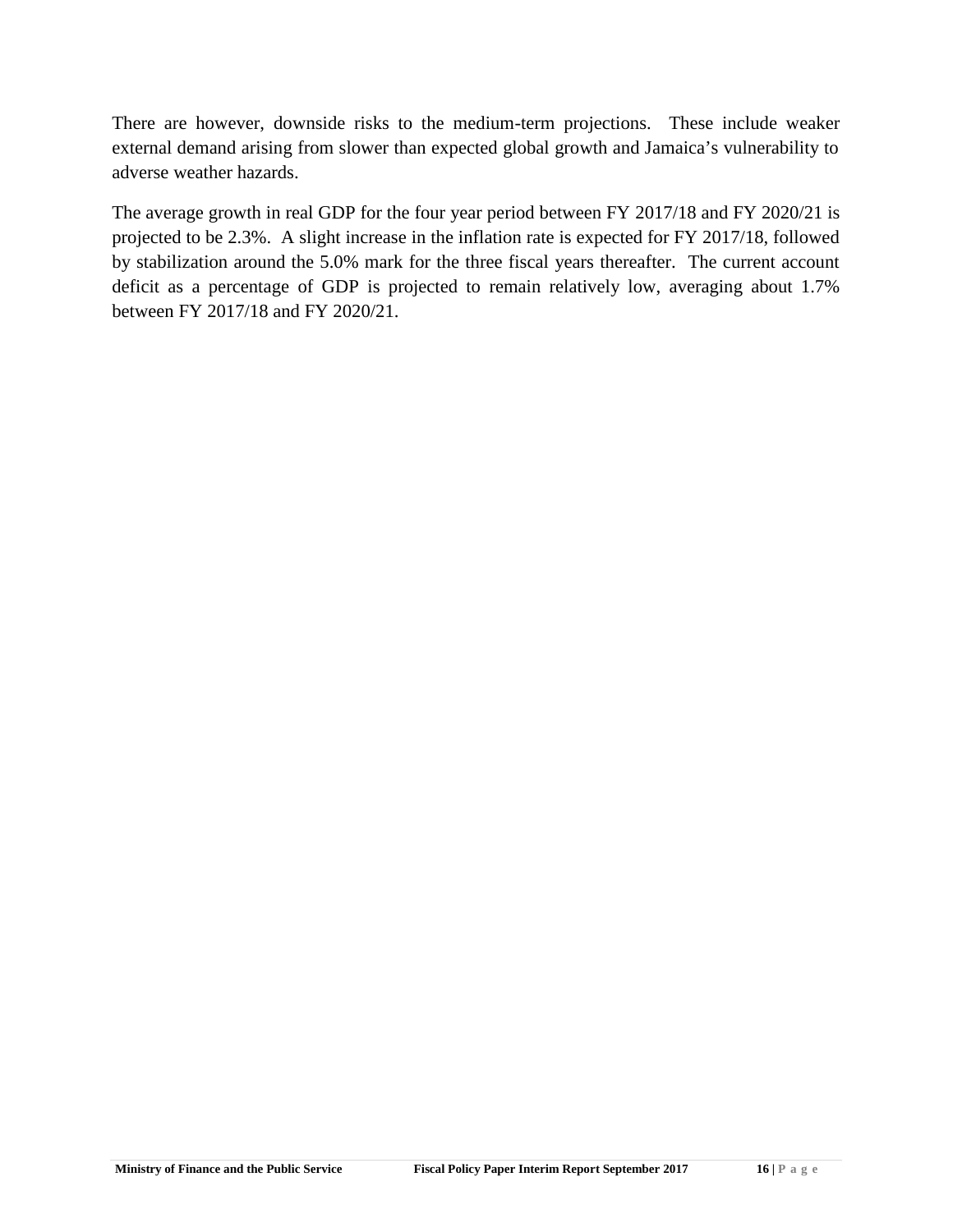There are however, downside risks to the medium-term projections. These include weaker external demand arising from slower than expected global growth and Jamaica's vulnerability to adverse weather hazards.

The average growth in real GDP for the four year period between FY 2017/18 and FY 2020/21 is projected to be 2.3%. A slight increase in the inflation rate is expected for FY 2017/18, followed by stabilization around the 5.0% mark for the three fiscal years thereafter. The current account deficit as a percentage of GDP is projected to remain relatively low, averaging about 1.7% between FY 2017/18 and FY 2020/21.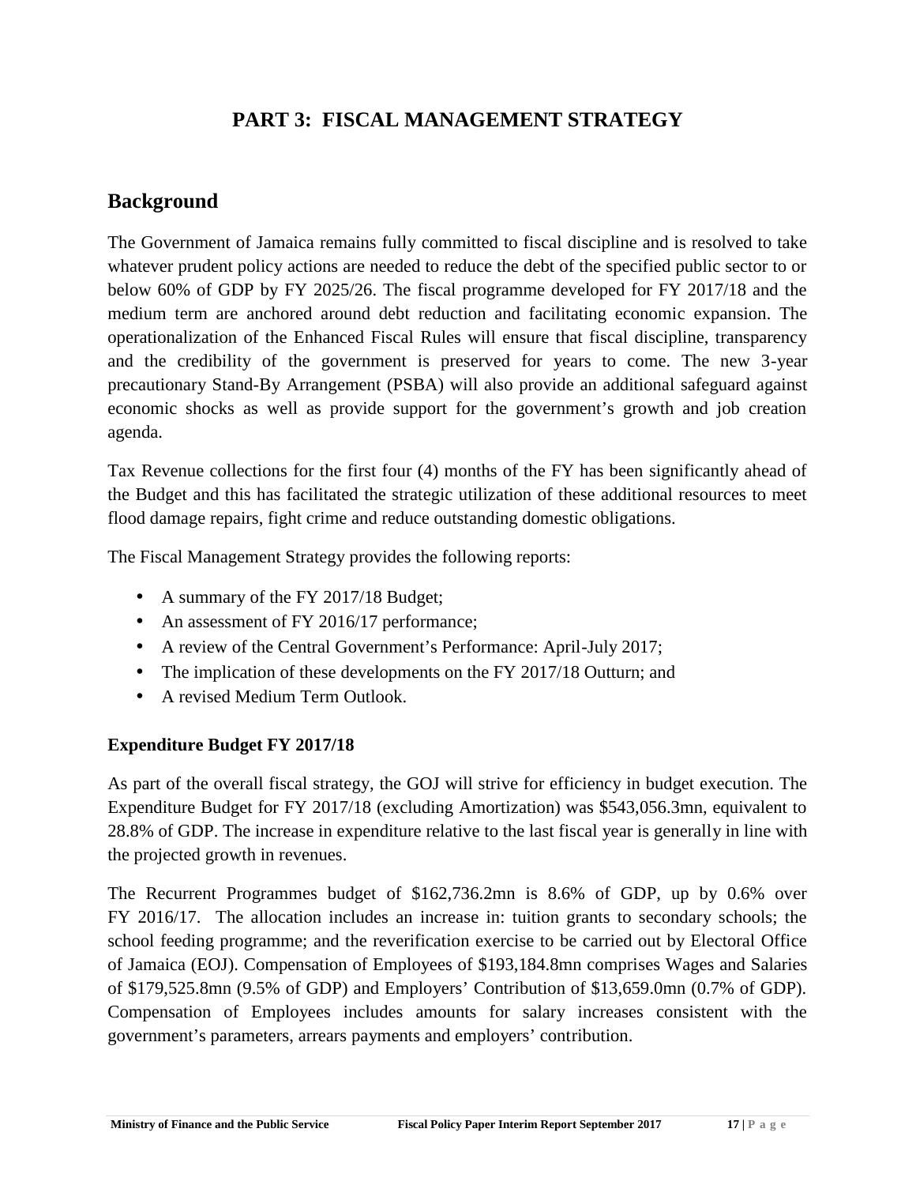# PART 3: FISCAL MANAGEMENT STRATEGY

## Background

The Government of Jamaica remains fully committed to fiscal discipline and is resolved to take whatever prudent policy actions are needed to reduce the debt of the specified public sector to or below 60% of GDP by FY 2025/26. The fiscal programme developed for FY 2017/18 and the medium term are anchored around debt reduction and facilitating economic expansion. The operationalization of the Enhanced Fiscal Rules will ensure that fiscal discipline, transparency and the credibility of the government is preserved for years to come. The new 3-year precautionary Stand-By Arrangement (PSBA) will also provide an additional safeguard against economic shocks as well as provide support for the government's growth and job creation agenda.

Tax Revenue collections for the first four (4) months of the FY has been significantly ahead of the Budget and this has facilitated the strategic utilization of these additional resources to meet flood damage repairs, fight crime and reduce outstanding domestic obligations.

The Fiscal Management Strategy provides the following reports:

- A summary of the FY 2017/18 Budget;
- An assessment of FY 2016/17 performance;
- A review of the Central Government's Performance: April-July 2017;
- The implication of these developments on the FY 2017/18 Outturn; and
- A revised Medium Term Outlook.

**Expenditure Budget FY 2017/18**

As part of the overall fiscal strategy, the GOJ will strive for efficiency in budget execution. The Expenditure Budget for FY 2017/18 (excluding Amortization) was $543,056.3mn, equivalent to 28.8% of GDP. The increase in expenditure relative to the last fiscal year is generally in line with the projected growth in revenues.

The Recurrent Programmes budget of $162,736.2mn is 8.6% of GDP, up by 0.6% over FY 2016/17. The allocation includes an increase in: tuition grants to secondary schools; the school feeding programme; and the reverification exercise to be carried out by Electoral Office of Jamaica (EOJ). Compensation of Employees of $193,184.8mn comprises Wages and Salaries of $179,525.8mn (9.5% of GDP) and Employers' Contribution of $13,659.0mn (0.7% of GDP). Compensation of Employees includes amounts for salary increases consistent with the government's parameters, arrears payments and employers' contribution.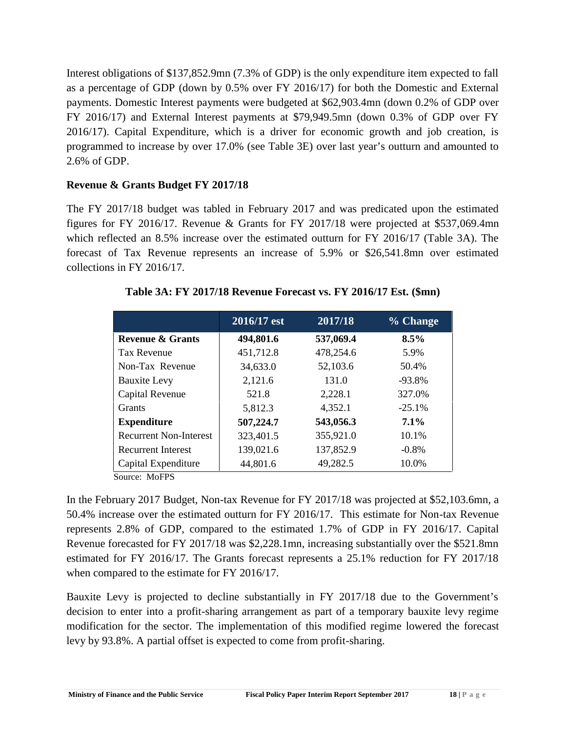Interest obligations of $137,852.9mn (7.3% of GDP) is the only expenditure item expected to fall as a percentage of GDP (down by 0.5% over FY 2016/17) for both the Domestic and External payments. Domestic Interest payments were budgeted at $62,903.4mn (down 0.2% of GDP over FY 2016/17) and External Interest payments at $79,949.5mn (down 0.3% of GDP over FY 2016/17). Capital Expenditure, which is a driver for economic growth and job creation, is programmed to increase by over 17.0% (see Table 3E) over last year's outturn and amounted to 2.6% of GDP.

### Revenue & Grants Budget FY 2017/18

The FY 2017/18 budget was tabled in February 2017 and was predicated upon the estimated figures for FY 2016/17. Revenue & Grants for FY 2017/18 were projected at $537,069.4mn which reflected an 8.5% increase over the estimated outturn for FY 2016/17 (Table 3A). The forecast of Tax Revenue represents an increase of 5.9% or $26,541.8mn over estimated collections in FY 2016/17.

**Table 3A: FY 2017/18 Revenue Forecast vs. FY 2016/17 Est. ($mn)**

| | 2016/17 est | 2017/18 | % Change |
|---|---|---|---|
| **Revenue & Grants** | **494,801.6** | **537,069.4** | **8.5%** |
| Tax Revenue | 451,712.8 | 478,254.6 | 5.9% |
| Non-Tax Revenue | 34,633.0 | 52,103.6 | 50.4% |
| Bauxite Levy | 2,121.6 | 131.0 | -93.8% |
| Capital Revenue | 521.8 | 2,228.1 | 327.0% |
| Grants | 5,812.3 | 4,352.1 | -25.1% |
| **Expenditure** | **507,224.7** | **543,056.3** | **7.1%** |
| Recurrent Non-Interest | 323,401.5 | 355,921.0 | 10.1% |
| Recurrent Interest | 139,021.6 | 137,852.9 | -0.8% |
| Capital Expenditure | 44,801.6 | 49,282.5 | 10.0% |

Source: MoFPS

In the February 2017 Budget, Non-tax Revenue for FY 2017/18 was projected at $52,103.6mn, a 50.4% increase over the estimated outturn for FY 2016/17. This estimate for Non-tax Revenue represents 2.8% of GDP, compared to the estimated 1.7% of GDP in FY 2016/17. Capital Revenue forecasted for FY 2017/18 was $2,228.1mn, increasing substantially over the $521.8mn estimated for FY 2016/17. The Grants forecast represents a 25.1% reduction for FY 2017/18 when compared to the estimate for FY 2016/17.

Bauxite Levy is projected to decline substantially in FY 2017/18 due to the Government's decision to enter into a profit-sharing arrangement as part of a temporary bauxite levy regime modification for the sector. The implementation of this modified regime lowered the forecast levy by 93.8%. A partial offset is expected to come from profit-sharing.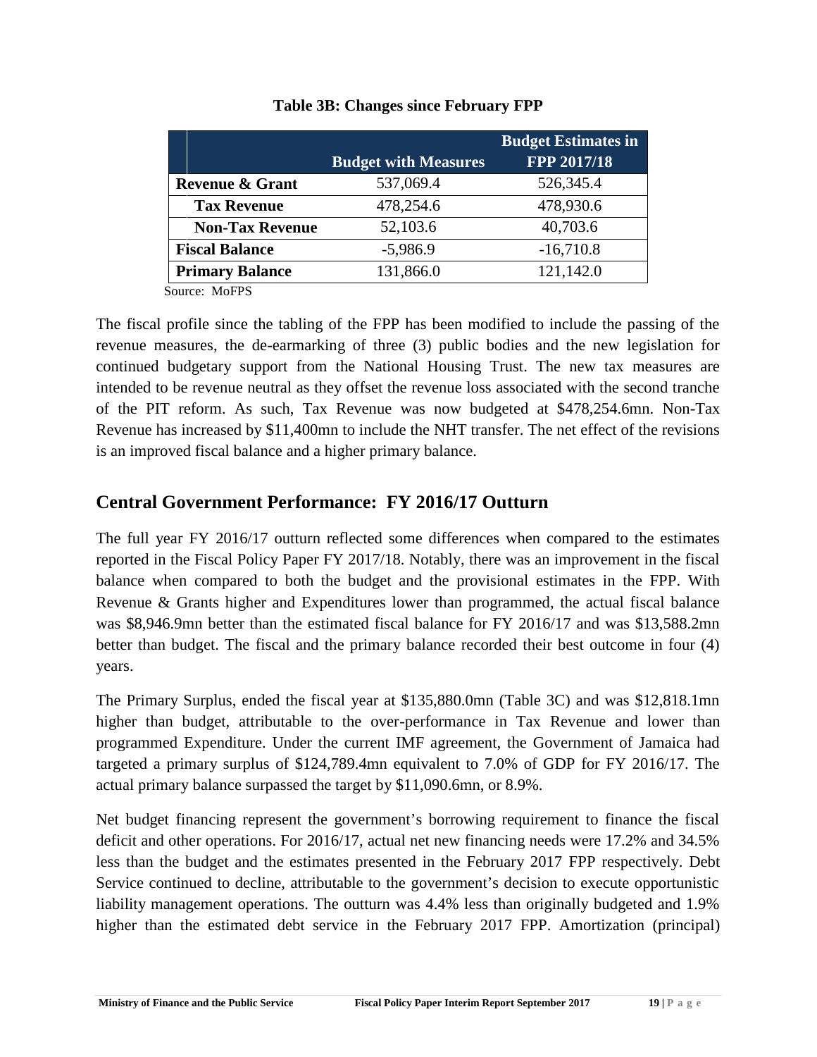**Table 3B: Changes since February FPP**

| | Budget with Measures | Budget Estimates in FPP 2017/18 |
|---|---|---|
| **Revenue & Grant** | 537,069.4 | 526,345.4 |
| **Tax Revenue** | 478,254.6 | 478,930.6 |
| **Non-Tax Revenue** | 52,103.6 | 40,703.6 |
| **Fiscal Balance** | -5,986.9 | -16,710.8 |
| **Primary Balance** | 131,866.0 | 121,142.0 |

Source: MoFPS

The fiscal profile since the tabling of the FPP has been modified to include the passing of the revenue measures, the de-earmarking of three (3) public bodies and the new legislation for continued budgetary support from the National Housing Trust. The new tax measures are intended to be revenue neutral as they offset the revenue loss associated with the second tranche of the PIT reform. As such, Tax Revenue was now budgeted at $478,254.6mn. Non-Tax Revenue has increased by $11,400mn to include the NHT transfer. The net effect of the revisions is an improved fiscal balance and a higher primary balance.

## Central Government Performance: FY 2016/17 Outturn

The full year FY 2016/17 outturn reflected some differences when compared to the estimates reported in the Fiscal Policy Paper FY 2017/18. Notably, there was an improvement in the fiscal balance when compared to both the budget and the provisional estimates in the FPP. With Revenue & Grants higher and Expenditures lower than programmed, the actual fiscal balance was $8,946.9mn better than the estimated fiscal balance for FY 2016/17 and was $13,588.2mn better than budget. The fiscal and the primary balance recorded their best outcome in four (4) years.

The Primary Surplus, ended the fiscal year at $135,880.0mn (Table 3C) and was $12,818.1mn higher than budget, attributable to the over-performance in Tax Revenue and lower than programmed Expenditure. Under the current IMF agreement, the Government of Jamaica had targeted a primary surplus of $124,789.4mn equivalent to 7.0% of GDP for FY 2016/17. The actual primary balance surpassed the target by $11,090.6mn, or 8.9%.

Net budget financing represent the government's borrowing requirement to finance the fiscal deficit and other operations. For 2016/17, actual net new financing needs were 17.2% and 34.5% less than the budget and the estimates presented in the February 2017 FPP respectively. Debt Service continued to decline, attributable to the government's decision to execute opportunistic liability management operations. The outturn was 4.4% less than originally budgeted and 1.9% higher than the estimated debt service in the February 2017 FPP. Amortization (principal)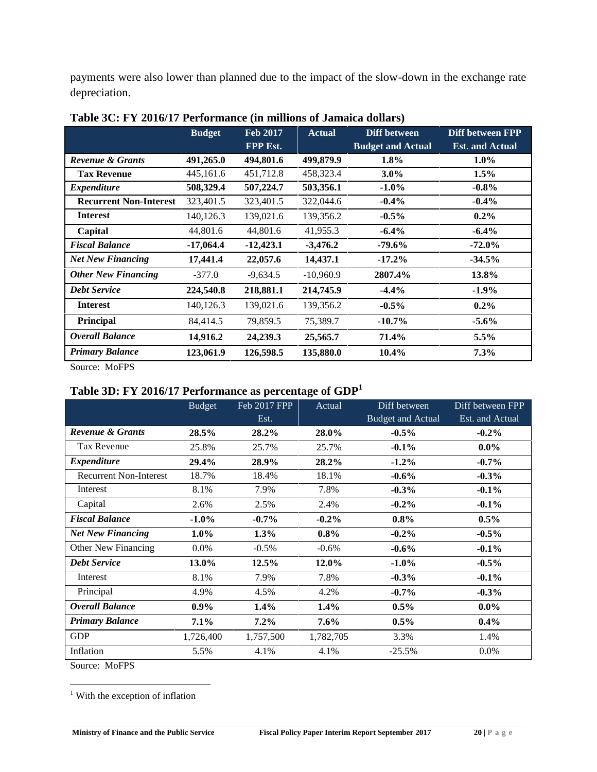payments were also lower than planned due to the impact of the slow-down in the exchange rate depreciation.

**Table 3C: FY 2016/17 Performance (in millions of Jamaica dollars)**

| | Budget | Feb 2017 FPP Est. | Actual | Diff between Budget and Actual | Diff between FPP Est. and Actual |
|---|---|---|---|---|---|
| ***Revenue & Grants*** | **491,265.0** | **494,801.6** | **499,879.9** | **1.8%** | **1.0%** |
| **Tax Revenue** | 445,161.6 | 451,712.8 | 458,323.4 | **3.0%** | **1.5%** |
| ***Expenditure*** | **508,329.4** | **507,224.7** | **503,356.1** | **-1.0%** | **-0.8%** |
| **Recurrent Non-Interest** | 323,401.5 | 323,401.5 | 322,044.6 | **-0.4%** | **-0.4%** |
| **Interest** | 140,126.3 | 139,021.6 | 139,356.2 | **-0.5%** | **0.2%** |
| **Capital** | 44,801.6 | 44,801.6 | 41,955.3 | **-6.4%** | **-6.4%** |
| ***Fiscal Balance*** | **-17,064.4** | **-12,423.1** | **-3,476.2** | **-79.6%** | **-72.0%** |
| ***Net New Financing*** | **17,441.4** | **22,057.6** | **14,437.1** | **-17.2%** | **-34.5%** |
| ***Other New Financing*** | -377.0 | -9,634.5 | -10,960.9 | **2807.4%** | **13.8%** |
| ***Debt Service*** | **224,540.8** | **218,881.1** | **214,745.9** | **-4.4%** | **-1.9%** |
| **Interest** | 140,126.3 | 139,021.6 | 139,356.2 | **-0.5%** | **0.2%** |
| **Principal** | 84,414.5 | 79,859.5 | 75,389.7 | **-10.7%** | **-5.6%** |
| ***Overall Balance*** | **14,916.2** | **24,239.3** | **25,565.7** | **71.4%** | **5.5%** |
| ***Primary Balance*** | **123,061.9** | **126,598.5** | **135,880.0** | **10.4%** | **7.3%** |

Source: MoFPS

**Table 3D: FY 2016/17 Performance as percentage of GDP[1]**

| | Budget | Feb 2017 FPP Est. | Actual | Diff between Budget and Actual | Diff between FPP Est. and Actual |
|---|---|---|---|---|---|
| ***Revenue & Grants*** | **28.5%** | **28.2%** | **28.0%** | **-0.5%** | **-0.2%** |
| Tax Revenue | 25.8% | 25.7% | 25.7% | **-0.1%** | **0.0%** |
| ***Expenditure*** | **29.4%** | **28.9%** | **28.2%** | **-1.2%** | **-0.7%** |
| Recurrent Non-Interest | 18.7% | 18.4% | 18.1% | **-0.6%** | **-0.3%** |
| Interest | 8.1% | 7.9% | 7.8% | **-0.3%** | **-0.1%** |
| Capital | 2.6% | 2.5% | 2.4% | **-0.2%** | **-0.1%** |
| ***Fiscal Balance*** | **-1.0%** | **-0.7%** | **-0.2%** | **0.8%** | **0.5%** |
| ***Net New Financing*** | **1.0%** | **1.3%** | **0.8%** | **-0.2%** | **-0.5%** |
| Other New Financing | 0.0% | -0.5% | -0.6% | **-0.6%** | **-0.1%** |
| ***Debt Service*** | **13.0%** | **12.5%** | **12.0%** | **-1.0%** | **-0.5%** |
| Interest | 8.1% | 7.9% | 7.8% | **-0.3%** | **-0.1%** |
| Principal | 4.9% | 4.5% | 4.2% | **-0.7%** | **-0.3%** |
| ***Overall Balance*** | **0.9%** | **1.4%** | **1.4%** | **0.5%** | **0.0%** |
| ***Primary Balance*** | **7.1%** | **7.2%** | **7.6%** | **0.5%** | **0.4%** |
| GDP | 1,726,400 | 1,757,500 | 1,782,705 | 3.3% | 1.4% |
| Inflation | 5.5% | 4.1% | 4.1% | -25.5% | 0.0% |

Source: MoFPS

[1] With the exception of inflation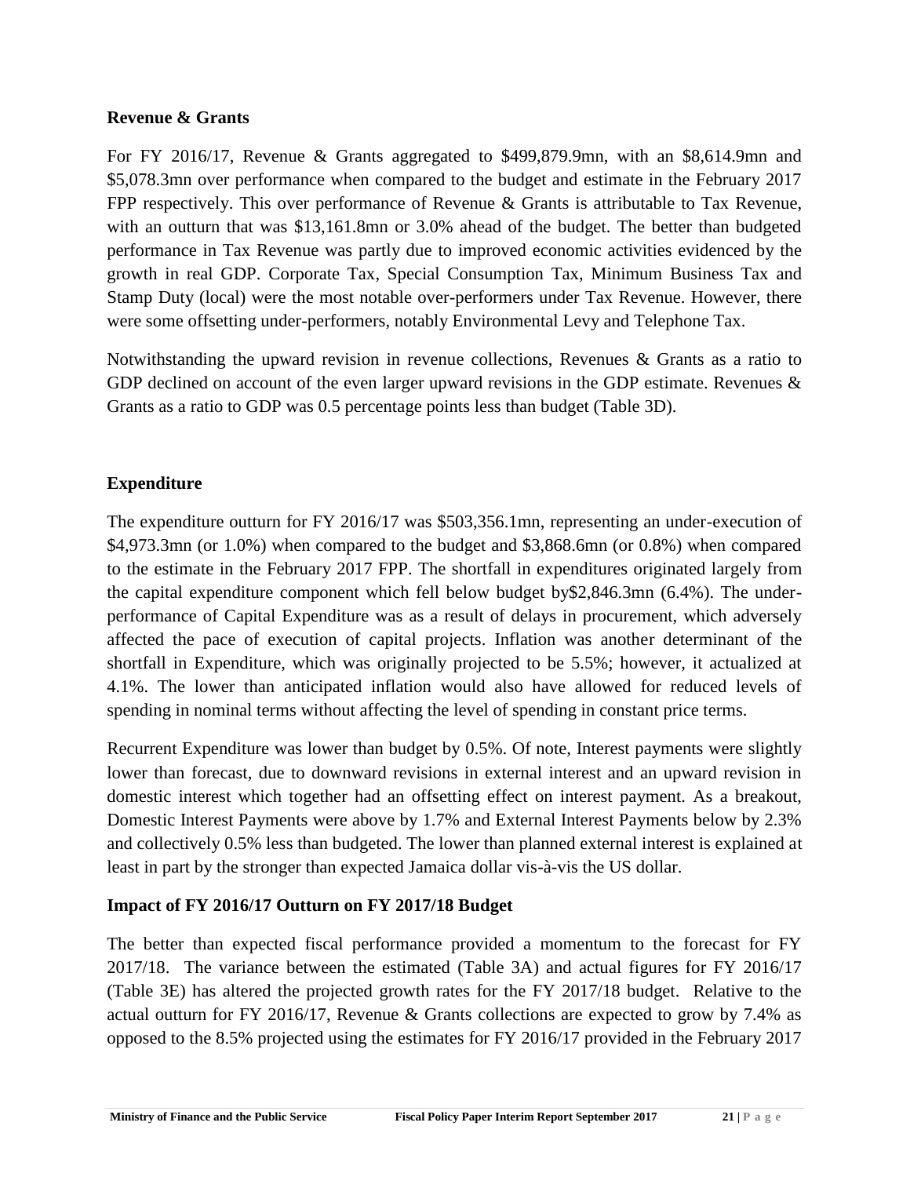**Revenue & Grants**

For FY 2016/17, Revenue & Grants aggregated to \$499,879.9mn, with an \$8,614.9mn and \$5,078.3mn over performance when compared to the budget and estimate in the February 2017 FPP respectively. This over performance of Revenue & Grants is attributable to Tax Revenue, with an outturn that was \$13,161.8mn or 3.0% ahead of the budget. The better than budgeted performance in Tax Revenue was partly due to improved economic activities evidenced by the growth in real GDP. Corporate Tax, Special Consumption Tax, Minimum Business Tax and Stamp Duty (local) were the most notable over-performers under Tax Revenue. However, there were some offsetting under-performers, notably Environmental Levy and Telephone Tax.

Notwithstanding the upward revision in revenue collections, Revenues & Grants as a ratio to GDP declined on account of the even larger upward revisions in the GDP estimate. Revenues & Grants as a ratio to GDP was 0.5 percentage points less than budget (Table 3D).

**Expenditure**

The expenditure outturn for FY 2016/17 was \$503,356.1mn, representing an under-execution of \$4,973.3mn (or 1.0%) when compared to the budget and \$3,868.6mn (or 0.8%) when compared to the estimate in the February 2017 FPP. The shortfall in expenditures originated largely from the capital expenditure component which fell below budget by\$2,846.3mn (6.4%). The under-performance of Capital Expenditure was as a result of delays in procurement, which adversely affected the pace of execution of capital projects. Inflation was another determinant of the shortfall in Expenditure, which was originally projected to be 5.5%; however, it actualized at 4.1%. The lower than anticipated inflation would also have allowed for reduced levels of spending in nominal terms without affecting the level of spending in constant price terms.

Recurrent Expenditure was lower than budget by 0.5%. Of note, Interest payments were slightly lower than forecast, due to downward revisions in external interest and an upward revision in domestic interest which together had an offsetting effect on interest payment. As a breakout, Domestic Interest Payments were above by 1.7% and External Interest Payments below by 2.3% and collectively 0.5% less than budgeted. The lower than planned external interest is explained at least in part by the stronger than expected Jamaica dollar vis-à-vis the US dollar.

**Impact of FY 2016/17 Outturn on FY 2017/18 Budget**

The better than expected fiscal performance provided a momentum to the forecast for FY 2017/18. The variance between the estimated (Table 3A) and actual figures for FY 2016/17 (Table 3E) has altered the projected growth rates for the FY 2017/18 budget. Relative to the actual outturn for FY 2016/17, Revenue & Grants collections are expected to grow by 7.4% as opposed to the 8.5% projected using the estimates for FY 2016/17 provided in the February 2017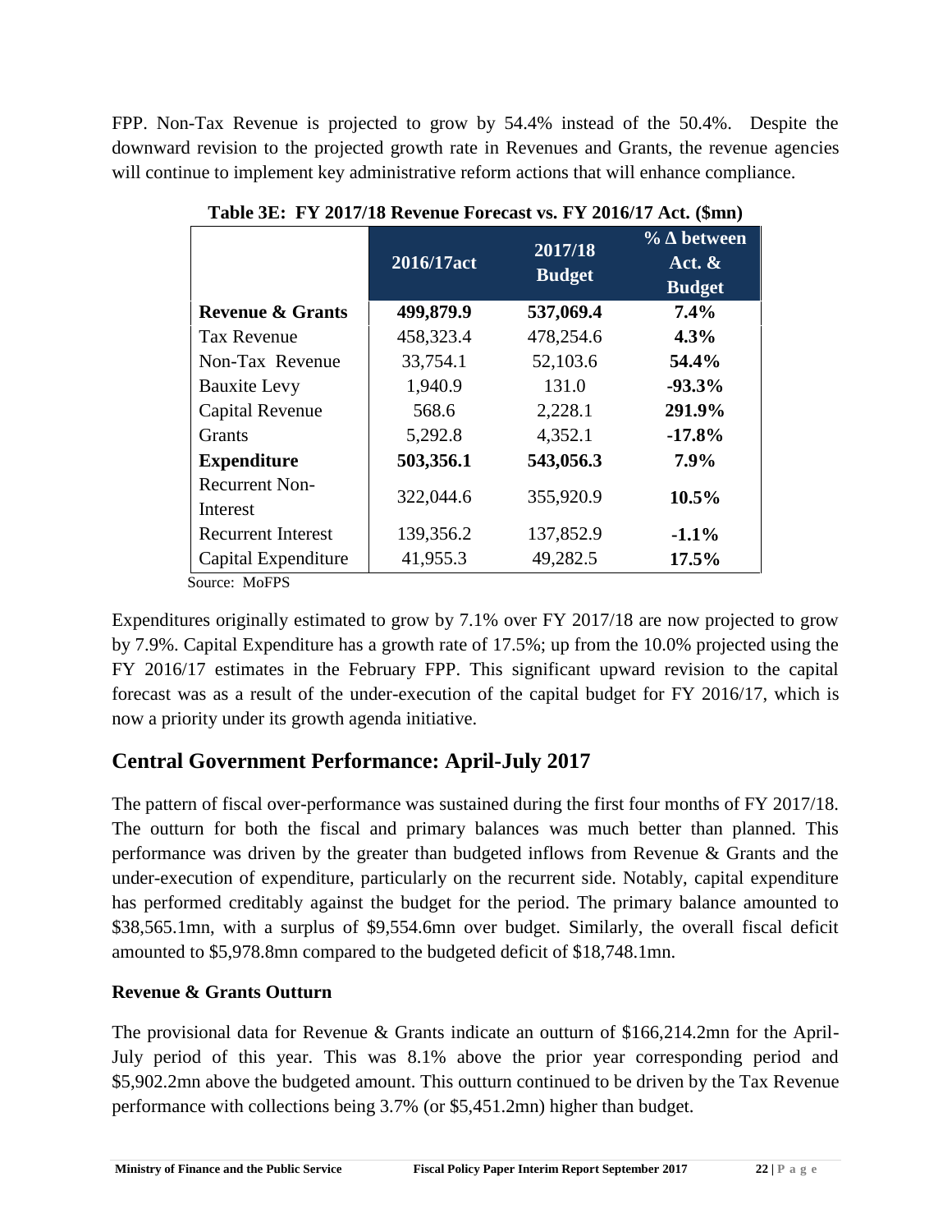FPP. Non-Tax Revenue is projected to grow by 54.4% instead of the 50.4%. Despite the downward revision to the projected growth rate in Revenues and Grants, the revenue agencies will continue to implement key administrative reform actions that will enhance compliance.

**Table 3E: FY 2017/18 Revenue Forecast vs. FY 2016/17 Act. ($mn)**

| | 2016/17act | 2017/18 Budget | % Δ between Act. & Budget |
|---|---|---|---|
| **Revenue & Grants** | **499,879.9** | **537,069.4** | **7.4%** |
| Tax Revenue | 458,323.4 | 478,254.6 | **4.3%** |
| Non-Tax Revenue | 33,754.1 | 52,103.6 | **54.4%** |
| Bauxite Levy | 1,940.9 | 131.0 | **-93.3%** |
| Capital Revenue | 568.6 | 2,228.1 | **291.9%** |
| Grants | 5,292.8 | 4,352.1 | **-17.8%** |
| **Expenditure** | **503,356.1** | **543,056.3** | **7.9%** |
| Recurrent Non-Interest | 322,044.6 | 355,920.9 | **10.5%** |
| Recurrent Interest | 139,356.2 | 137,852.9 | **-1.1%** |
| Capital Expenditure | 41,955.3 | 49,282.5 | **17.5%** |

Source: MoFPS

Expenditures originally estimated to grow by 7.1% over FY 2017/18 are now projected to grow by 7.9%. Capital Expenditure has a growth rate of 17.5%; up from the 10.0% projected using the FY 2016/17 estimates in the February FPP. This significant upward revision to the capital forecast was as a result of the under-execution of the capital budget for FY 2016/17, which is now a priority under its growth agenda initiative.

## Central Government Performance: April-July 2017

The pattern of fiscal over-performance was sustained during the first four months of FY 2017/18. The outturn for both the fiscal and primary balances was much better than planned. This performance was driven by the greater than budgeted inflows from Revenue & Grants and the under-execution of expenditure, particularly on the recurrent side. Notably, capital expenditure has performed creditably against the budget for the period. The primary balance amounted to $38,565.1mn, with a surplus of $9,554.6mn over budget. Similarly, the overall fiscal deficit amounted to $5,978.8mn compared to the budgeted deficit of $18,748.1mn.

### Revenue & Grants Outturn

The provisional data for Revenue & Grants indicate an outturn of $166,214.2mn for the April-July period of this year. This was 8.1% above the prior year corresponding period and $5,902.2mn above the budgeted amount. This outturn continued to be driven by the Tax Revenue performance with collections being 3.7% (or $5,451.2mn) higher than budget.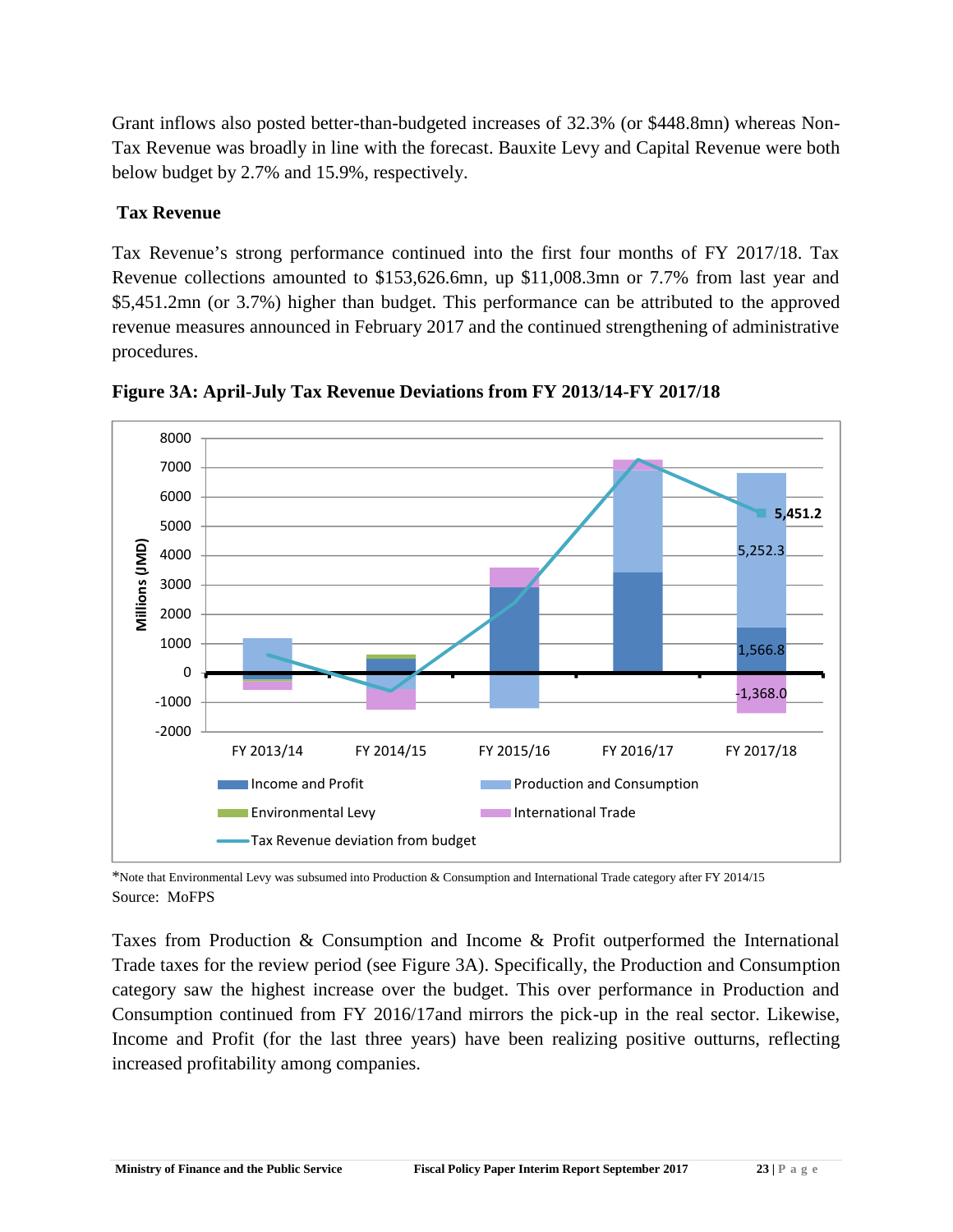Grant inflows also posted better-than-budgeted increases of 32.3% (or $448.8mn) whereas Non-Tax Revenue was broadly in line with the forecast. Bauxite Levy and Capital Revenue were both below budget by 2.7% and 15.9%, respectively.

### Tax Revenue

Tax Revenue's strong performance continued into the first four months of FY 2017/18. Tax Revenue collections amounted to $153,626.6mn, up $11,008.3mn or 7.7% from last year and $5,451.2mn (or 3.7%) higher than budget. This performance can be attributed to the approved revenue measures announced in February 2017 and the continued strengthening of administrative procedures.

**Figure 3A: April-July Tax Revenue Deviations from FY 2013/14-FY 2017/18**

*Note that Environmental Levy was subsumed into Production & Consumption and International Trade category after FY 2014/15
Source: MoFPS

Taxes from Production & Consumption and Income & Profit outperformed the International Trade taxes for the review period (see Figure 3A). Specifically, the Production and Consumption category saw the highest increase over the budget. This over performance in Production and Consumption continued from FY 2016/17and mirrors the pick-up in the real sector. Likewise, Income and Profit (for the last three years) have been realizing positive outturns, reflecting increased profitability among companies.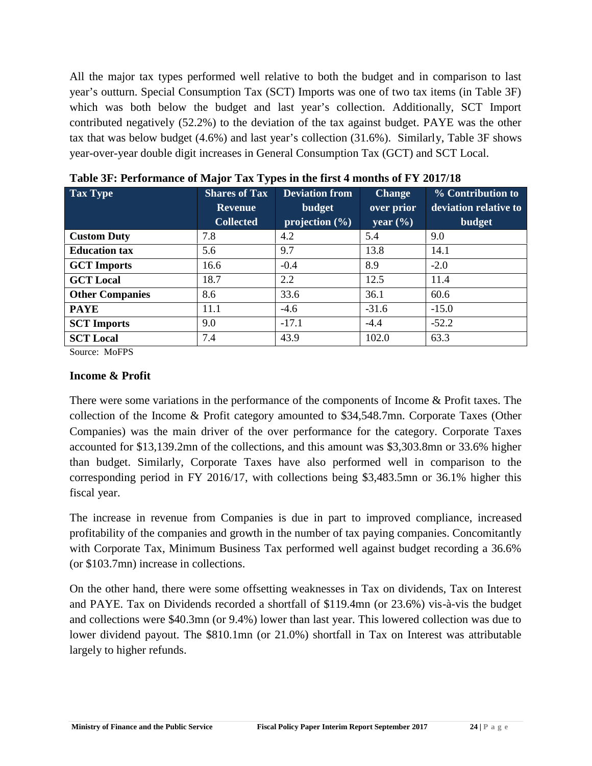All the major tax types performed well relative to both the budget and in comparison to last year's outturn. Special Consumption Tax (SCT) Imports was one of two tax items (in Table 3F) which was both below the budget and last year's collection. Additionally, SCT Import contributed negatively (52.2%) to the deviation of the tax against budget. PAYE was the other tax that was below budget (4.6%) and last year's collection (31.6%). Similarly, Table 3F shows year-over-year double digit increases in General Consumption Tax (GCT) and SCT Local.

**Table 3F: Performance of Major Tax Types in the first 4 months of FY 2017/18**

| Tax Type | Shares of Tax Revenue Collected | Deviation from budget projection (%) | Change over prior year (%) | % Contribution to deviation relative to budget |
|---|---|---|---|---|
| **Custom Duty** | 7.8 | 4.2 | 5.4 | 9.0 |
| **Education tax** | 5.6 | 9.7 | 13.8 | 14.1 |
| **GCT Imports** | 16.6 | -0.4 | 8.9 | -2.0 |
| **GCT Local** | 18.7 | 2.2 | 12.5 | 11.4 |
| **Other Companies** | 8.6 | 33.6 | 36.1 | 60.6 |
| **PAYE** | 11.1 | -4.6 | -31.6 | -15.0 |
| **SCT Imports** | 9.0 | -17.1 | -4.4 | -52.2 |
| **SCT Local** | 7.4 | 43.9 | 102.0 | 63.3 |

Source: MoFPS

### Income & Profit

There were some variations in the performance of the components of Income & Profit taxes. The collection of the Income & Profit category amounted to $34,548.7mn. Corporate Taxes (Other Companies) was the main driver of the over performance for the category. Corporate Taxes accounted for $13,139.2mn of the collections, and this amount was $3,303.8mn or 33.6% higher than budget. Similarly, Corporate Taxes have also performed well in comparison to the corresponding period in FY 2016/17, with collections being $3,483.5mn or 36.1% higher this fiscal year.

The increase in revenue from Companies is due in part to improved compliance, increased profitability of the companies and growth in the number of tax paying companies. Concomitantly with Corporate Tax, Minimum Business Tax performed well against budget recording a 36.6% (or $103.7mn) increase in collections.

On the other hand, there were some offsetting weaknesses in Tax on dividends, Tax on Interest and PAYE. Tax on Dividends recorded a shortfall of $119.4mn (or 23.6%) vis-à-vis the budget and collections were $40.3mn (or 9.4%) lower than last year. This lowered collection was due to lower dividend payout. The $810.1mn (or 21.0%) shortfall in Tax on Interest was attributable largely to higher refunds.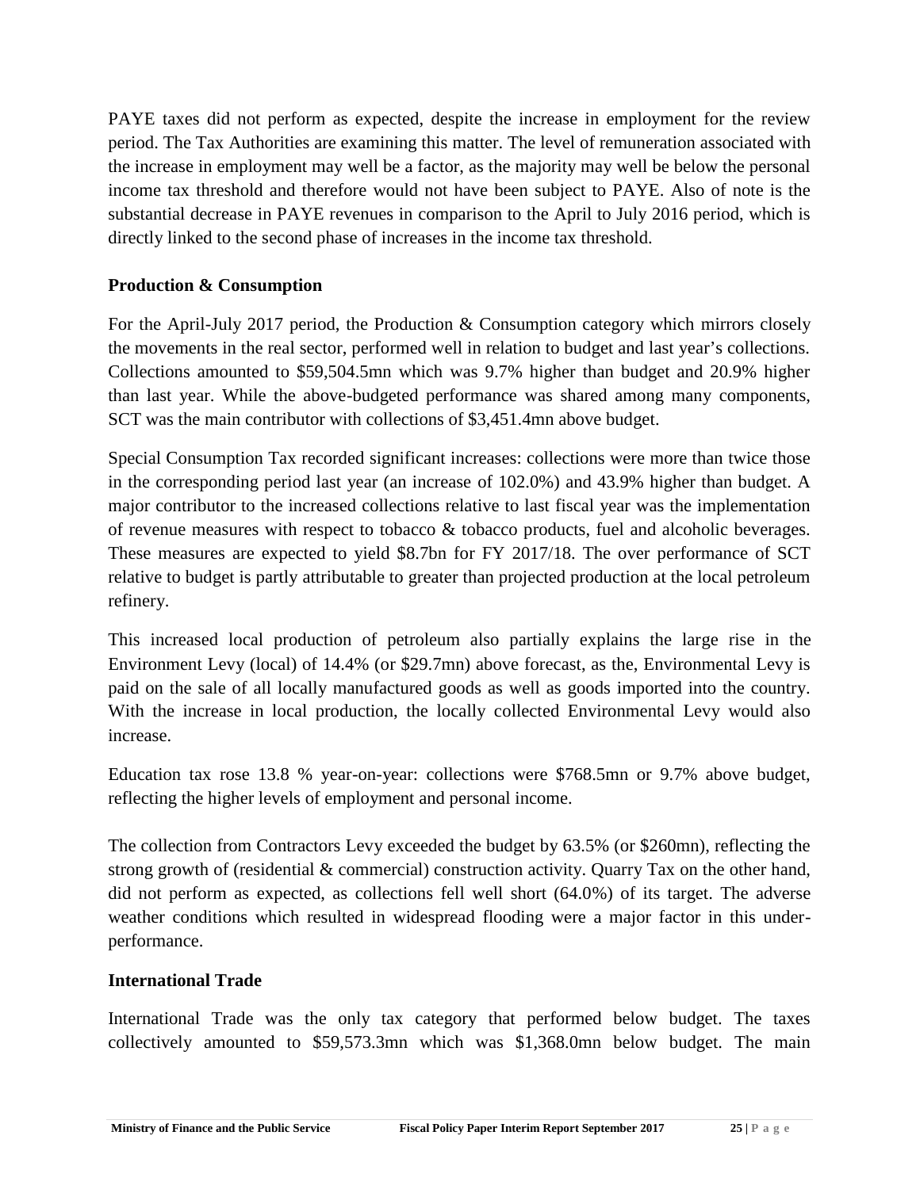PAYE taxes did not perform as expected, despite the increase in employment for the review period. The Tax Authorities are examining this matter. The level of remuneration associated with the increase in employment may well be a factor, as the majority may well be below the personal income tax threshold and therefore would not have been subject to PAYE. Also of note is the substantial decrease in PAYE revenues in comparison to the April to July 2016 period, which is directly linked to the second phase of increases in the income tax threshold.

**Production & Consumption**

For the April-July 2017 period, the Production & Consumption category which mirrors closely the movements in the real sector, performed well in relation to budget and last year's collections. Collections amounted to $59,504.5mn which was 9.7% higher than budget and 20.9% higher than last year. While the above-budgeted performance was shared among many components, SCT was the main contributor with collections of $3,451.4mn above budget.

Special Consumption Tax recorded significant increases: collections were more than twice those in the corresponding period last year (an increase of 102.0%) and 43.9% higher than budget. A major contributor to the increased collections relative to last fiscal year was the implementation of revenue measures with respect to tobacco & tobacco products, fuel and alcoholic beverages. These measures are expected to yield $8.7bn for FY 2017/18. The over performance of SCT relative to budget is partly attributable to greater than projected production at the local petroleum refinery.

This increased local production of petroleum also partially explains the large rise in the Environment Levy (local) of 14.4% (or $29.7mn) above forecast, as the, Environmental Levy is paid on the sale of all locally manufactured goods as well as goods imported into the country. With the increase in local production, the locally collected Environmental Levy would also increase.

Education tax rose 13.8 % year-on-year: collections were $768.5mn or 9.7% above budget, reflecting the higher levels of employment and personal income.

The collection from Contractors Levy exceeded the budget by 63.5% (or $260mn), reflecting the strong growth of (residential & commercial) construction activity. Quarry Tax on the other hand, did not perform as expected, as collections fell well short (64.0%) of its target. The adverse weather conditions which resulted in widespread flooding were a major factor in this under-performance.

**International Trade**

International Trade was the only tax category that performed below budget. The taxes collectively amounted to $59,573.3mn which was $1,368.0mn below budget. The main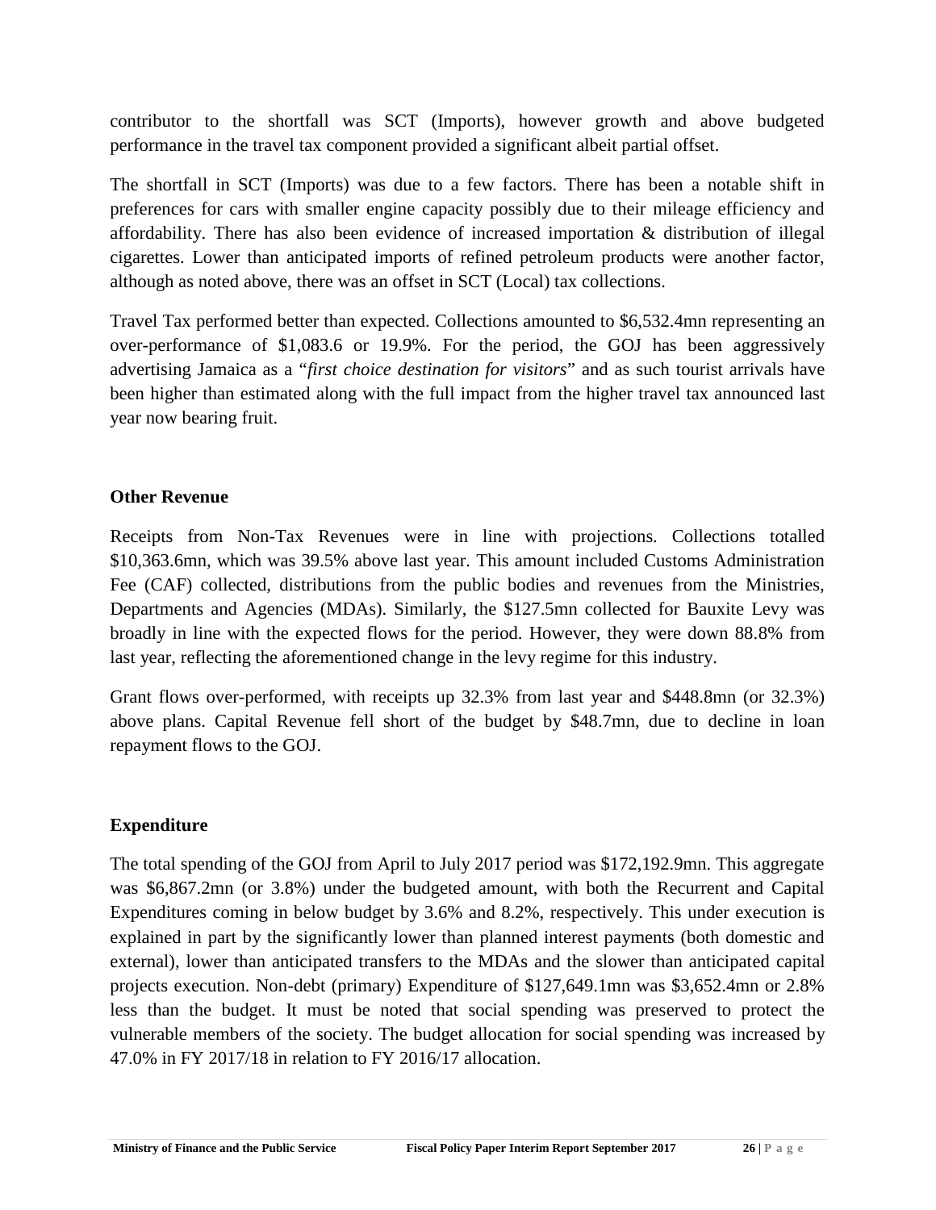contributor to the shortfall was SCT (Imports), however growth and above budgeted performance in the travel tax component provided a significant albeit partial offset.

The shortfall in SCT (Imports) was due to a few factors. There has been a notable shift in preferences for cars with smaller engine capacity possibly due to their mileage efficiency and affordability. There has also been evidence of increased importation & distribution of illegal cigarettes. Lower than anticipated imports of refined petroleum products were another factor, although as noted above, there was an offset in SCT (Local) tax collections.

Travel Tax performed better than expected. Collections amounted to $6,532.4mn representing an over-performance of $1,083.6 or 19.9%. For the period, the GOJ has been aggressively advertising Jamaica as a "*first choice destination for visitors*" and as such tourist arrivals have been higher than estimated along with the full impact from the higher travel tax announced last year now bearing fruit.

### Other Revenue

Receipts from Non-Tax Revenues were in line with projections. Collections totalled $10,363.6mn, which was 39.5% above last year. This amount included Customs Administration Fee (CAF) collected, distributions from the public bodies and revenues from the Ministries, Departments and Agencies (MDAs). Similarly, the $127.5mn collected for Bauxite Levy was broadly in line with the expected flows for the period. However, they were down 88.8% from last year, reflecting the aforementioned change in the levy regime for this industry.

Grant flows over-performed, with receipts up 32.3% from last year and $448.8mn (or 32.3%) above plans. Capital Revenue fell short of the budget by $48.7mn, due to decline in loan repayment flows to the GOJ.

### Expenditure

The total spending of the GOJ from April to July 2017 period was $172,192.9mn. This aggregate was $6,867.2mn (or 3.8%) under the budgeted amount, with both the Recurrent and Capital Expenditures coming in below budget by 3.6% and 8.2%, respectively. This under execution is explained in part by the significantly lower than planned interest payments (both domestic and external), lower than anticipated transfers to the MDAs and the slower than anticipated capital projects execution. Non-debt (primary) Expenditure of $127,649.1mn was $3,652.4mn or 2.8% less than the budget. It must be noted that social spending was preserved to protect the vulnerable members of the society. The budget allocation for social spending was increased by 47.0% in FY 2017/18 in relation to FY 2016/17 allocation.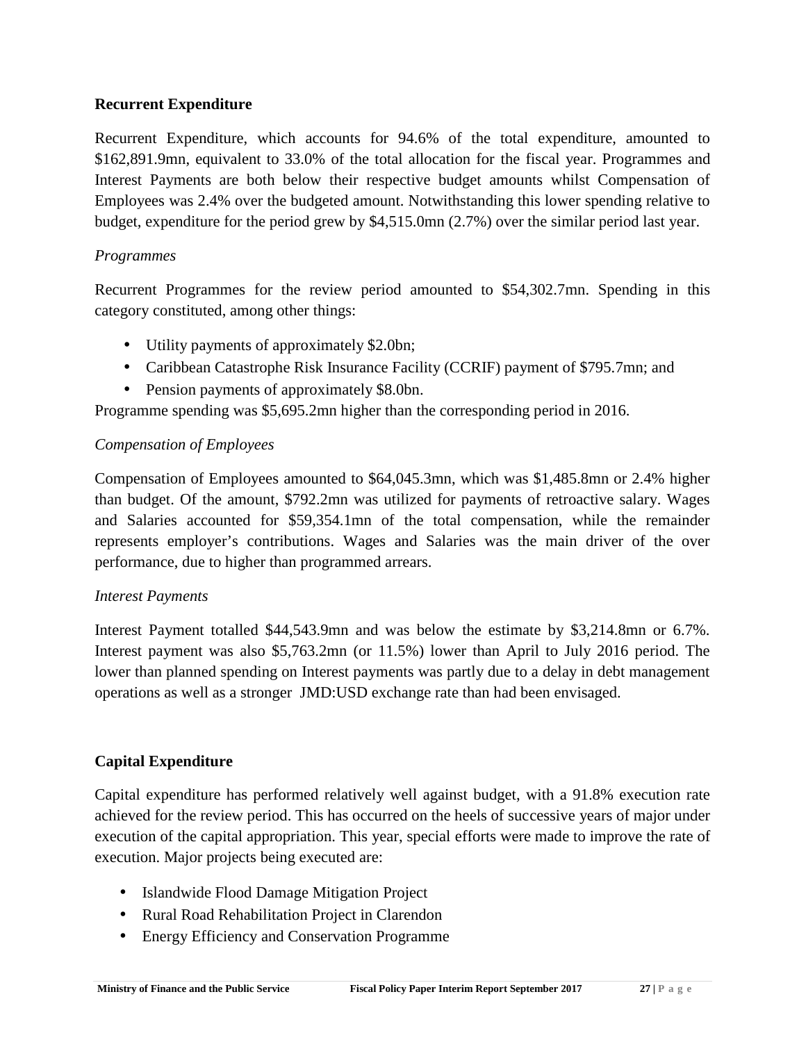### Recurrent Expenditure

Recurrent Expenditure, which accounts for 94.6% of the total expenditure, amounted to $162,891.9mn, equivalent to 33.0% of the total allocation for the fiscal year. Programmes and Interest Payments are both below their respective budget amounts whilst Compensation of Employees was 2.4% over the budgeted amount. Notwithstanding this lower spending relative to budget, expenditure for the period grew by $4,515.0mn (2.7%) over the similar period last year.

*Programmes*

Recurrent Programmes for the review period amounted to $54,302.7mn. Spending in this category constituted, among other things:

- Utility payments of approximately $2.0bn;
- Caribbean Catastrophe Risk Insurance Facility (CCRIF) payment of $795.7mn; and
- Pension payments of approximately $8.0bn.

Programme spending was $5,695.2mn higher than the corresponding period in 2016.

*Compensation of Employees*

Compensation of Employees amounted to $64,045.3mn, which was $1,485.8mn or 2.4% higher than budget. Of the amount, $792.2mn was utilized for payments of retroactive salary. Wages and Salaries accounted for $59,354.1mn of the total compensation, while the remainder represents employer's contributions. Wages and Salaries was the main driver of the over performance, due to higher than programmed arrears.

*Interest Payments*

Interest Payment totalled $44,543.9mn and was below the estimate by $3,214.8mn or 6.7%. Interest payment was also $5,763.2mn (or 11.5%) lower than April to July 2016 period. The lower than planned spending on Interest payments was partly due to a delay in debt management operations as well as a stronger JMD:USD exchange rate than had been envisaged.

### Capital Expenditure

Capital expenditure has performed relatively well against budget, with a 91.8% execution rate achieved for the review period. This has occurred on the heels of successive years of major under execution of the capital appropriation. This year, special efforts were made to improve the rate of execution. Major projects being executed are:

- Islandwide Flood Damage Mitigation Project
- Rural Road Rehabilitation Project in Clarendon
- Energy Efficiency and Conservation Programme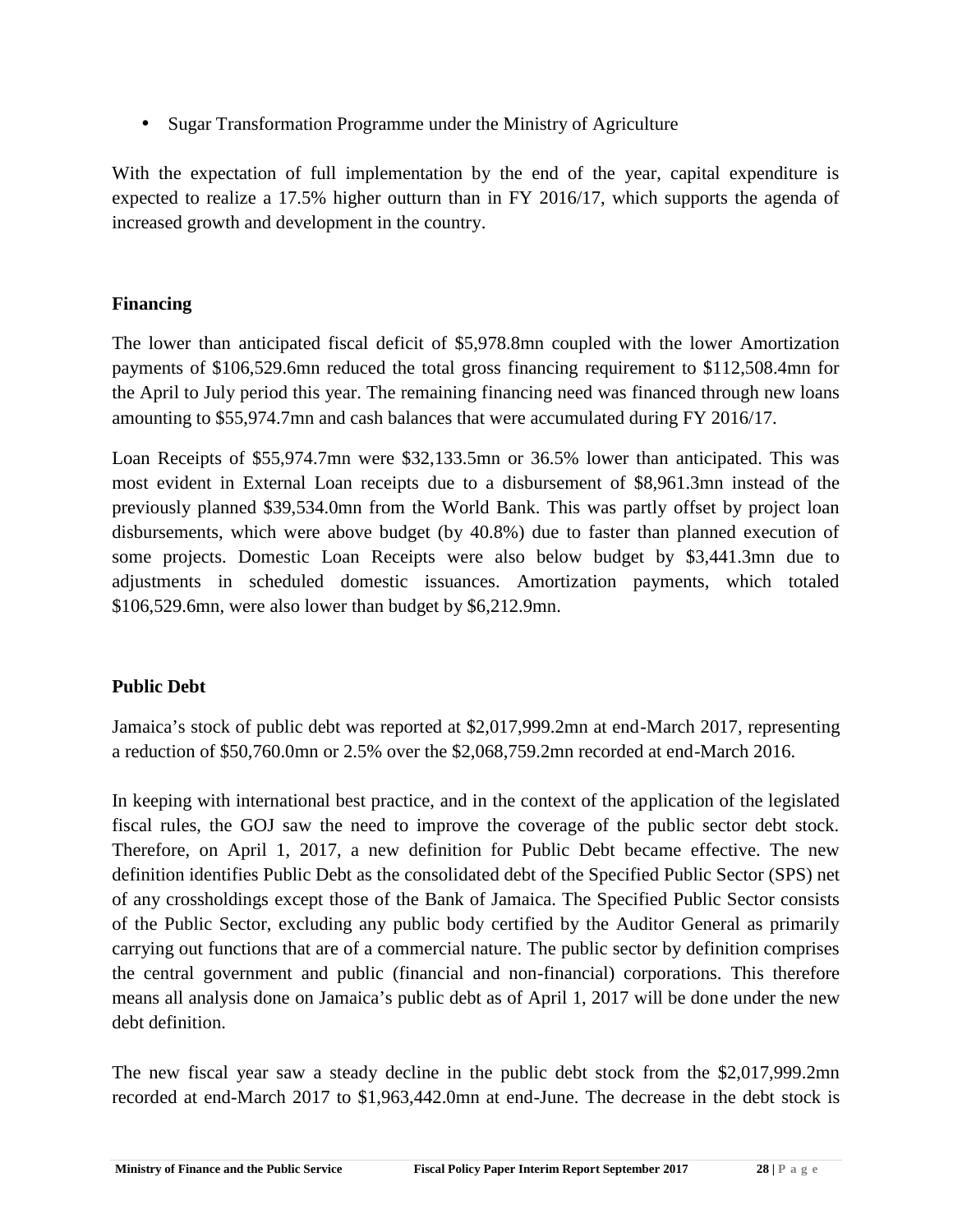- Sugar Transformation Programme under the Ministry of Agriculture

With the expectation of full implementation by the end of the year, capital expenditure is expected to realize a 17.5% higher outturn than in FY 2016/17, which supports the agenda of increased growth and development in the country.

### Financing

The lower than anticipated fiscal deficit of $5,978.8mn coupled with the lower Amortization payments of $106,529.6mn reduced the total gross financing requirement to $112,508.4mn for the April to July period this year. The remaining financing need was financed through new loans amounting to $55,974.7mn and cash balances that were accumulated during FY 2016/17.

Loan Receipts of $55,974.7mn were $32,133.5mn or 36.5% lower than anticipated. This was most evident in External Loan receipts due to a disbursement of $8,961.3mn instead of the previously planned $39,534.0mn from the World Bank. This was partly offset by project loan disbursements, which were above budget (by 40.8%) due to faster than planned execution of some projects. Domestic Loan Receipts were also below budget by $3,441.3mn due to adjustments in scheduled domestic issuances. Amortization payments, which totaled $106,529.6mn, were also lower than budget by $6,212.9mn.

### Public Debt

Jamaica's stock of public debt was reported at $2,017,999.2mn at end-March 2017, representing a reduction of $50,760.0mn or 2.5% over the $2,068,759.2mn recorded at end-March 2016.

In keeping with international best practice, and in the context of the application of the legislated fiscal rules, the GOJ saw the need to improve the coverage of the public sector debt stock. Therefore, on April 1, 2017, a new definition for Public Debt became effective. The new definition identifies Public Debt as the consolidated debt of the Specified Public Sector (SPS) net of any crossholdings except those of the Bank of Jamaica. The Specified Public Sector consists of the Public Sector, excluding any public body certified by the Auditor General as primarily carrying out functions that are of a commercial nature. The public sector by definition comprises the central government and public (financial and non-financial) corporations. This therefore means all analysis done on Jamaica's public debt as of April 1, 2017 will be done under the new debt definition.

The new fiscal year saw a steady decline in the public debt stock from the $2,017,999.2mn recorded at end-March 2017 to $1,963,442.0mn at end-June. The decrease in the debt stock is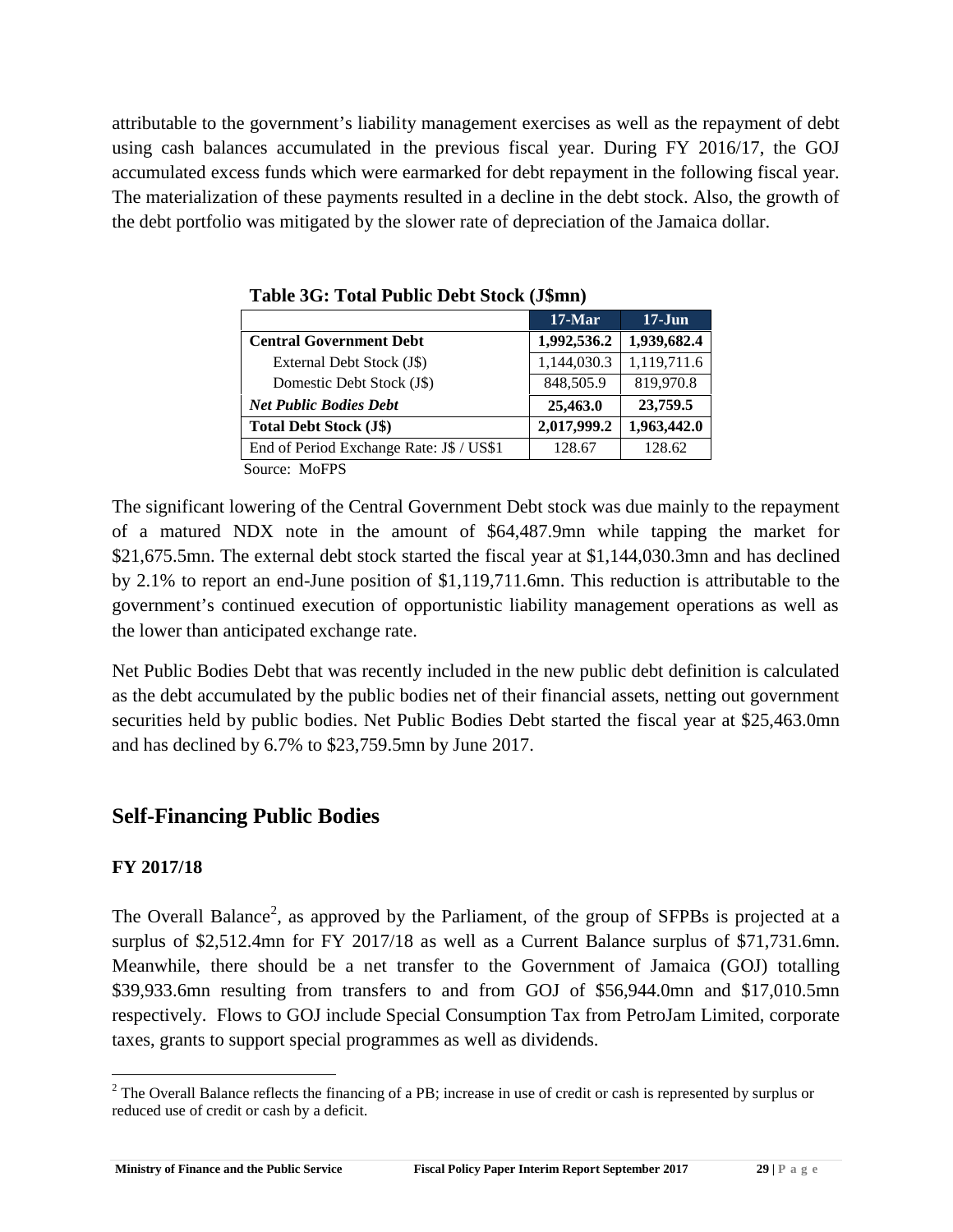attributable to the government's liability management exercises as well as the repayment of debt using cash balances accumulated in the previous fiscal year. During FY 2016/17, the GOJ accumulated excess funds which were earmarked for debt repayment in the following fiscal year. The materialization of these payments resulted in a decline in the debt stock. Also, the growth of the debt portfolio was mitigated by the slower rate of depreciation of the Jamaica dollar.

**Table 3G: Total Public Debt Stock (J$mn)**

| | 17-Mar | 17-Jun |
|---|---|---|
| **Central Government Debt** | **1,992,536.2** | **1,939,682.4** |
| External Debt Stock (J$) | 1,144,030.3 | 1,119,711.6 |
| Domestic Debt Stock (J$) | 848,505.9 | 819,970.8 |
| ***Net Public Bodies Debt*** | **25,463.0** | **23,759.5** |
| **Total Debt Stock (J$)** | **2,017,999.2** | **1,963,442.0** |
| End of Period Exchange Rate: J$ / US$1 | 128.67 | 128.62 |

Source: MoFPS

The significant lowering of the Central Government Debt stock was due mainly to the repayment of a matured NDX note in the amount of $64,487.9mn while tapping the market for $21,675.5mn. The external debt stock started the fiscal year at $1,144,030.3mn and has declined by 2.1% to report an end-June position of $1,119,711.6mn. This reduction is attributable to the government's continued execution of opportunistic liability management operations as well as the lower than anticipated exchange rate.

Net Public Bodies Debt that was recently included in the new public debt definition is calculated as the debt accumulated by the public bodies net of their financial assets, netting out government securities held by public bodies. Net Public Bodies Debt started the fiscal year at $25,463.0mn and has declined by 6.7% to $23,759.5mn by June 2017.

## Self-Financing Public Bodies

### FY 2017/18

The Overall Balance[2], as approved by the Parliament, of the group of SFPBs is projected at a surplus of $2,512.4mn for FY 2017/18 as well as a Current Balance surplus of $71,731.6mn. Meanwhile, there should be a net transfer to the Government of Jamaica (GOJ) totalling $39,933.6mn resulting from transfers to and from GOJ of $56,944.0mn and $17,010.5mn respectively. Flows to GOJ include Special Consumption Tax from PetroJam Limited, corporate taxes, grants to support special programmes as well as dividends.

[2] The Overall Balance reflects the financing of a PB; increase in use of credit or cash is represented by surplus or reduced use of credit or cash by a deficit.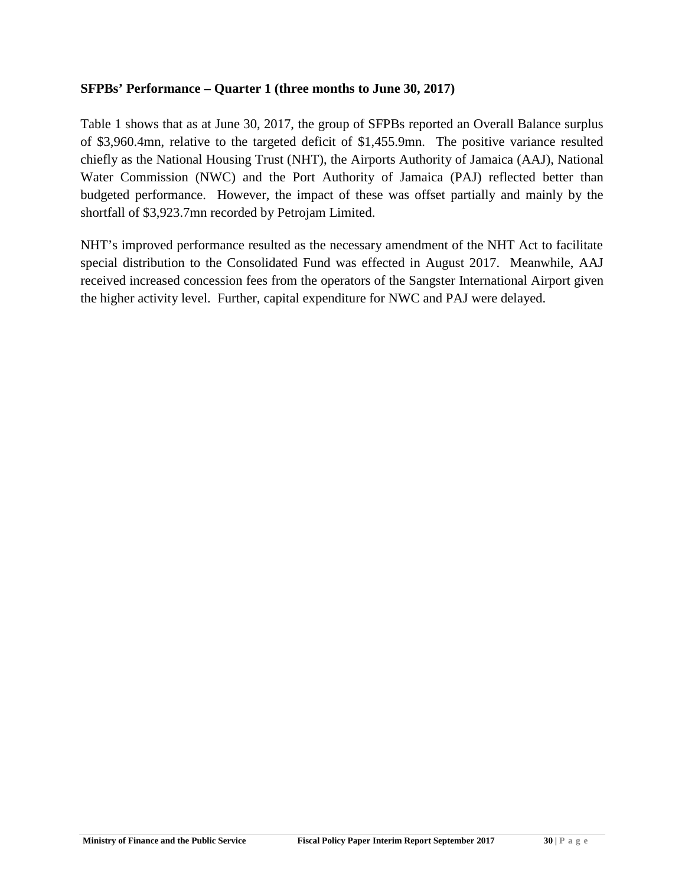### SFPBs' Performance – Quarter 1 (three months to June 30, 2017)

Table 1 shows that as at June 30, 2017, the group of SFPBs reported an Overall Balance surplus of $3,960.4mn, relative to the targeted deficit of $1,455.9mn. The positive variance resulted chiefly as the National Housing Trust (NHT), the Airports Authority of Jamaica (AAJ), National Water Commission (NWC) and the Port Authority of Jamaica (PAJ) reflected better than budgeted performance. However, the impact of these was offset partially and mainly by the shortfall of $3,923.7mn recorded by Petrojam Limited.

NHT's improved performance resulted as the necessary amendment of the NHT Act to facilitate special distribution to the Consolidated Fund was effected in August 2017. Meanwhile, AAJ received increased concession fees from the operators of the Sangster International Airport given the higher activity level. Further, capital expenditure for NWC and PAJ were delayed.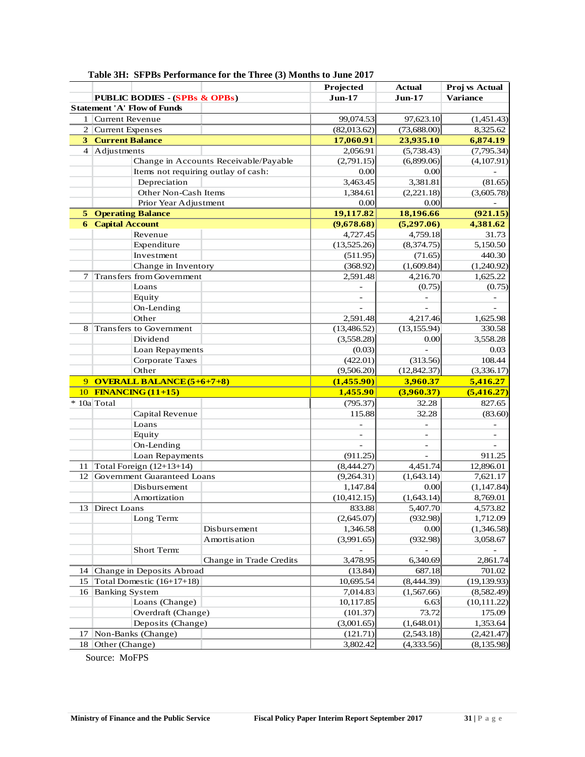**Table 3H: SFPBs Performance for the Three (3) Months to June 2017**

| | PUBLIC BODIES - (SPBs & OPBs) | Projected Jun-17 | Actual Jun-17 | Proj vs Actual Variance |
|---|---|---|---|---|
| | **Statement 'A' Flow of Funds** | | | |
| 1 | Current Revenue | 99,074.53 | 97,623.10 | (1,451.43) |
| 2 | Current Expenses | (82,013.62) | (73,688.00) | 8,325.62 |
| **3** | **Current Balance** | **17,060.91** | **23,935.10** | **6,874.19** |
| 4 | Adjustments | 2,056.91 | (5,738.43) | (7,795.34) |
| | Change in Accounts Receivable/Payable | (2,791.15) | (6,899.06) | (4,107.91) |
| | Items not requiring outlay of cash: | 0.00 | 0.00 | - |
| | Depreciation | 3,463.45 | 3,381.81 | (81.65) |
| | Other Non-Cash Items | 1,384.61 | (2,221.18) | (3,605.78) |
| | Prior Year Adjustment | 0.00 | 0.00 | - |
| **5** | **Operating Balance** | **19,117.82** | **18,196.66** | **(921.15)** |
| **6** | **Capital Account** | **(9,678.68)** | **(5,297.06)** | **4,381.62** |
| | Revenue | 4,727.45 | 4,759.18 | 31.73 |
| | Expenditure | (13,525.26) | (8,374.75) | 5,150.50 |
| | Investment | (511.95) | (71.65) | 440.30 |
| | Change in Inventory | (368.92) | (1,609.84) | (1,240.92) |
| 7 | Transfers from Government | 2,591.48 | 4,216.70 | 1,625.22 |
| | Loans | - | (0.75) | (0.75) |
| | Equity | - | - | - |
| | On-Lending | - | - | - |
| | Other | 2,591.48 | 4,217.46 | 1,625.98 |
| 8 | Transfers to Government | (13,486.52) | (13,155.94) | 330.58 |
| | Dividend | (3,558.28) | 0.00 | 3,558.28 |
| | Loan Repayments | (0.03) | - | 0.03 |
| | Corporate Taxes | (422.01) | (313.56) | 108.44 |
| | Other | (9,506.20) | (12,842.37) | (3,336.17) |
| **9** | **OVERALL BALANCE (5+6+7+8)** | **(1,455.90)** | **3,960.37** | **5,416.27** |
| **10** | **FINANCING (11+15)** | **1,455.90** | **(3,960.37)** | **(5,416.27)** |
| * 10a | Total | (795.37) | 32.28 | 827.65 |
| | Capital Revenue | 115.88 | 32.28 | (83.60) |
| | Loans | - | - | - |
| | Equity | - | - | - |
| | On-Lending | - | - | - |
| | Loan Repayments | (911.25) | - | 911.25 |
| 11 | Total Foreign (12+13+14) | (8,444.27) | 4,451.74 | 12,896.01 |
| 12 | Government Guaranteed Loans | (9,264.31) | (1,643.14) | 7,621.17 |
| | Disbursement | 1,147.84 | 0.00 | (1,147.84) |
| | Amortization | (10,412.15) | (1,643.14) | 8,769.01 |
| 13 | Direct Loans | 833.88 | 5,407.70 | 4,573.82 |
| | Long Term: | (2,645.07) | (932.98) | 1,712.09 |
| | Disbursement | 1,346.58 | 0.00 | (1,346.58) |
| | Amortisation | (3,991.65) | (932.98) | 3,058.67 |
| | Short Term: | - | - | - |
| | Change in Trade Credits | 3,478.95 | 6,340.69 | 2,861.74 |
| 14 | Change in Deposits Abroad | (13.84) | 687.18 | 701.02 |
| 15 | Total Domestic (16+17+18) | 10,695.54 | (8,444.39) | (19,139.93) |
| 16 | Banking System | 7,014.83 | (1,567.66) | (8,582.49) |
| | Loans (Change) | 10,117.85 | 6.63 | (10,111.22) |
| | Overdraft (Change) | (101.37) | 73.72 | 175.09 |
| | Deposits (Change) | (3,001.65) | (1,648.01) | 1,353.64 |
| 17 | Non-Banks (Change) | (121.71) | (2,543.18) | (2,421.47) |
| 18 | Other (Change) | 3,802.42 | (4,333.56) | (8,135.98) |

Source: MoFPS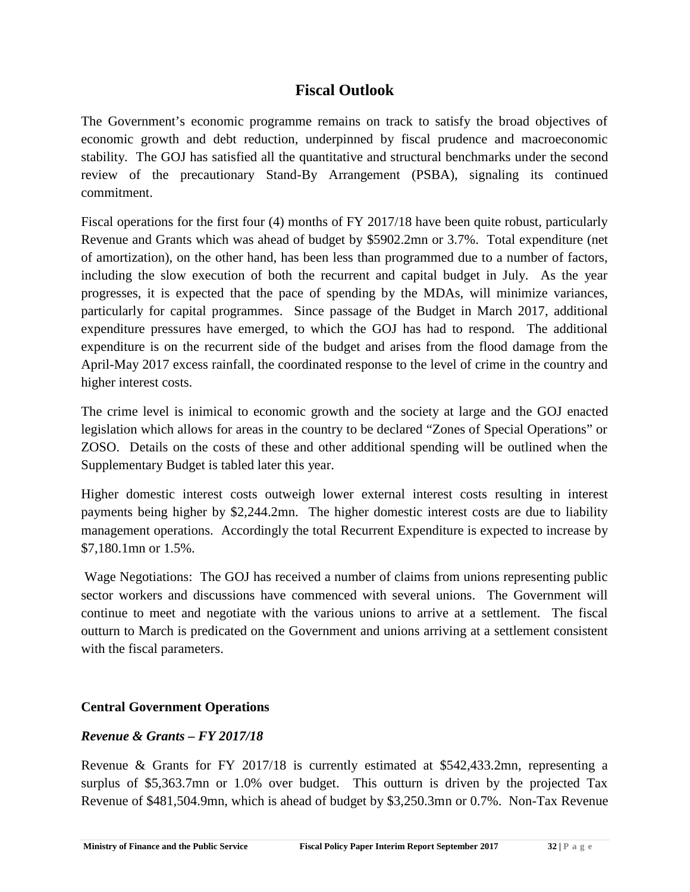## Fiscal Outlook

The Government's economic programme remains on track to satisfy the broad objectives of economic growth and debt reduction, underpinned by fiscal prudence and macroeconomic stability. The GOJ has satisfied all the quantitative and structural benchmarks under the second review of the precautionary Stand-By Arrangement (PSBA), signaling its continued commitment.

Fiscal operations for the first four (4) months of FY 2017/18 have been quite robust, particularly Revenue and Grants which was ahead of budget by $5902.2mn or 3.7%. Total expenditure (net of amortization), on the other hand, has been less than programmed due to a number of factors, including the slow execution of both the recurrent and capital budget in July. As the year progresses, it is expected that the pace of spending by the MDAs, will minimize variances, particularly for capital programmes. Since passage of the Budget in March 2017, additional expenditure pressures have emerged, to which the GOJ has had to respond. The additional expenditure is on the recurrent side of the budget and arises from the flood damage from the April-May 2017 excess rainfall, the coordinated response to the level of crime in the country and higher interest costs.

The crime level is inimical to economic growth and the society at large and the GOJ enacted legislation which allows for areas in the country to be declared "Zones of Special Operations" or ZOSO. Details on the costs of these and other additional spending will be outlined when the Supplementary Budget is tabled later this year.

Higher domestic interest costs outweigh lower external interest costs resulting in interest payments being higher by $2,244.2mn. The higher domestic interest costs are due to liability management operations. Accordingly the total Recurrent Expenditure is expected to increase by $7,180.1mn or 1.5%.

Wage Negotiations: The GOJ has received a number of claims from unions representing public sector workers and discussions have commenced with several unions. The Government will continue to meet and negotiate with the various unions to arrive at a settlement. The fiscal outturn to March is predicated on the Government and unions arriving at a settlement consistent with the fiscal parameters.

### Central Government Operations

#### *Revenue & Grants – FY 2017/18*

Revenue & Grants for FY 2017/18 is currently estimated at $542,433.2mn, representing a surplus of $5,363.7mn or 1.0% over budget. This outturn is driven by the projected Tax Revenue of $481,504.9mn, which is ahead of budget by $3,250.3mn or 0.7%. Non-Tax Revenue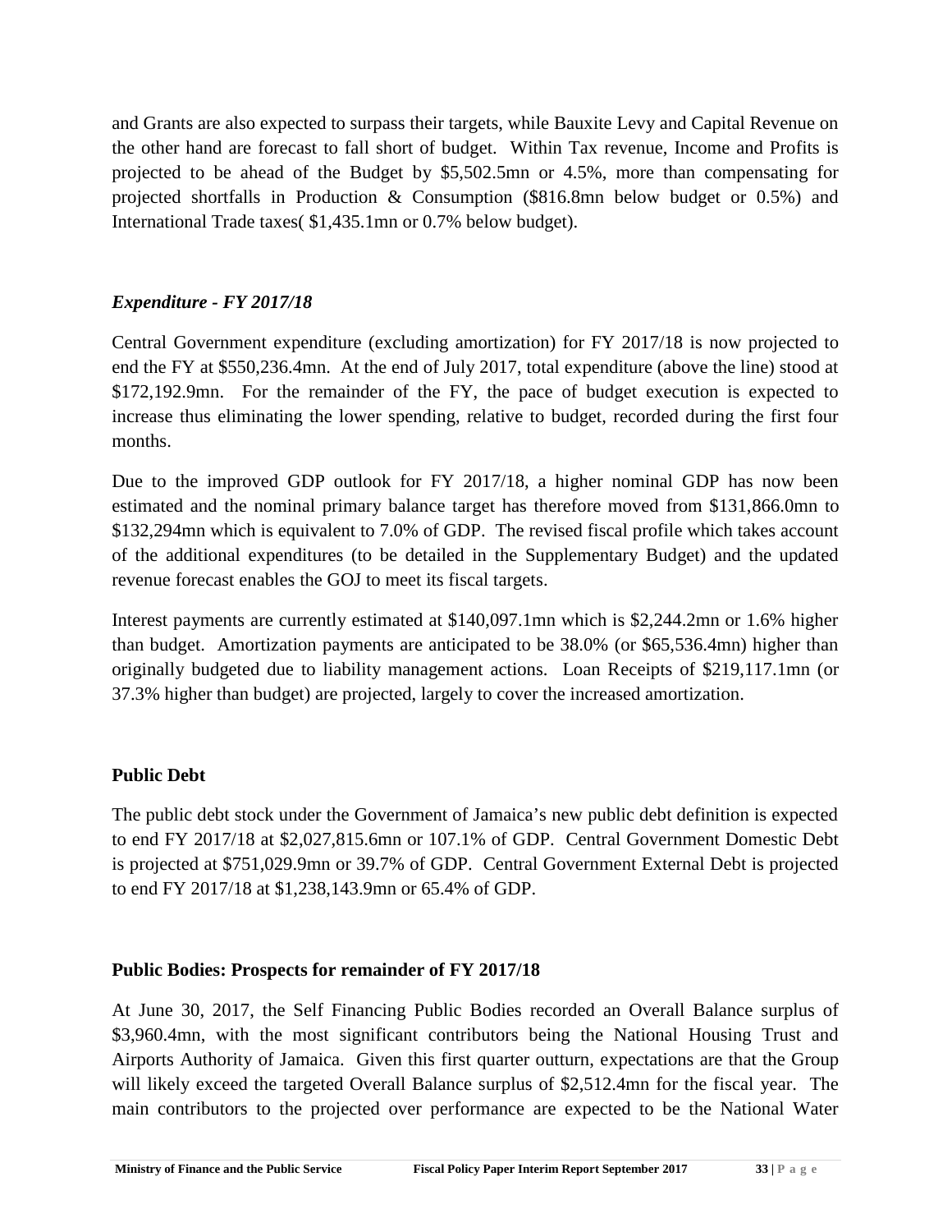and Grants are also expected to surpass their targets, while Bauxite Levy and Capital Revenue on the other hand are forecast to fall short of budget. Within Tax revenue, Income and Profits is projected to be ahead of the Budget by $5,502.5mn or 4.5%, more than compensating for projected shortfalls in Production & Consumption ($816.8mn below budget or 0.5%) and International Trade taxes( $1,435.1mn or 0.7% below budget).

### *Expenditure - FY 2017/18*

Central Government expenditure (excluding amortization) for FY 2017/18 is now projected to end the FY at $550,236.4mn. At the end of July 2017, total expenditure (above the line) stood at $172,192.9mn. For the remainder of the FY, the pace of budget execution is expected to increase thus eliminating the lower spending, relative to budget, recorded during the first four months.

Due to the improved GDP outlook for FY 2017/18, a higher nominal GDP has now been estimated and the nominal primary balance target has therefore moved from $131,866.0mn to $132,294mn which is equivalent to 7.0% of GDP. The revised fiscal profile which takes account of the additional expenditures (to be detailed in the Supplementary Budget) and the updated revenue forecast enables the GOJ to meet its fiscal targets.

Interest payments are currently estimated at $140,097.1mn which is $2,244.2mn or 1.6% higher than budget. Amortization payments are anticipated to be 38.0% (or $65,536.4mn) higher than originally budgeted due to liability management actions. Loan Receipts of $219,117.1mn (or 37.3% higher than budget) are projected, largely to cover the increased amortization.

## Public Debt

The public debt stock under the Government of Jamaica's new public debt definition is expected to end FY 2017/18 at $2,027,815.6mn or 107.1% of GDP. Central Government Domestic Debt is projected at $751,029.9mn or 39.7% of GDP. Central Government External Debt is projected to end FY 2017/18 at $1,238,143.9mn or 65.4% of GDP.

## Public Bodies: Prospects for remainder of FY 2017/18

At June 30, 2017, the Self Financing Public Bodies recorded an Overall Balance surplus of $3,960.4mn, with the most significant contributors being the National Housing Trust and Airports Authority of Jamaica. Given this first quarter outturn, expectations are that the Group will likely exceed the targeted Overall Balance surplus of $2,512.4mn for the fiscal year. The main contributors to the projected over performance are expected to be the National Water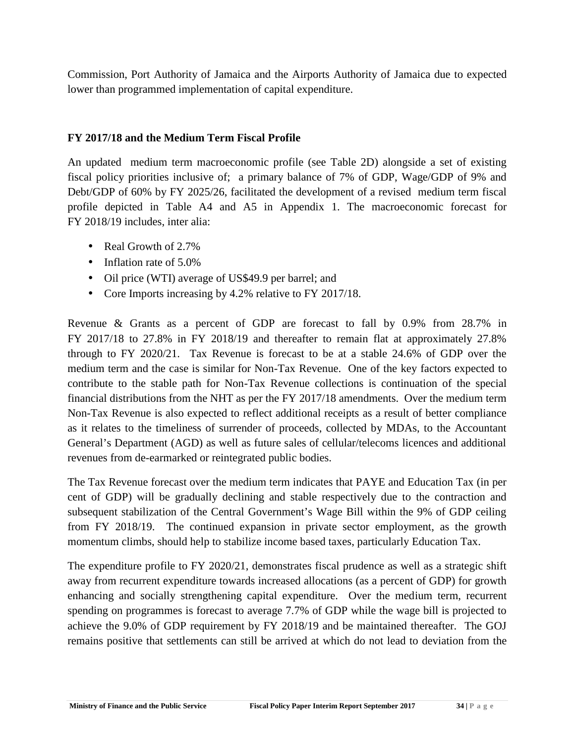Commission, Port Authority of Jamaica and the Airports Authority of Jamaica due to expected lower than programmed implementation of capital expenditure.

**FY 2017/18 and the Medium Term Fiscal Profile**

An updated medium term macroeconomic profile (see Table 2D) alongside a set of existing fiscal policy priorities inclusive of; a primary balance of 7% of GDP, Wage/GDP of 9% and Debt/GDP of 60% by FY 2025/26, facilitated the development of a revised medium term fiscal profile depicted in Table A4 and A5 in Appendix 1. The macroeconomic forecast for FY 2018/19 includes, inter alia:

- Real Growth of 2.7%
- Inflation rate of 5.0%
- Oil price (WTI) average of US$49.9 per barrel; and
- Core Imports increasing by 4.2% relative to FY 2017/18.

Revenue & Grants as a percent of GDP are forecast to fall by 0.9% from 28.7% in FY 2017/18 to 27.8% in FY 2018/19 and thereafter to remain flat at approximately 27.8% through to FY 2020/21. Tax Revenue is forecast to be at a stable 24.6% of GDP over the medium term and the case is similar for Non-Tax Revenue. One of the key factors expected to contribute to the stable path for Non-Tax Revenue collections is continuation of the special financial distributions from the NHT as per the FY 2017/18 amendments. Over the medium term Non-Tax Revenue is also expected to reflect additional receipts as a result of better compliance as it relates to the timeliness of surrender of proceeds, collected by MDAs, to the Accountant General's Department (AGD) as well as future sales of cellular/telecoms licences and additional revenues from de-earmarked or reintegrated public bodies.

The Tax Revenue forecast over the medium term indicates that PAYE and Education Tax (in per cent of GDP) will be gradually declining and stable respectively due to the contraction and subsequent stabilization of the Central Government's Wage Bill within the 9% of GDP ceiling from FY 2018/19. The continued expansion in private sector employment, as the growth momentum climbs, should help to stabilize income based taxes, particularly Education Tax.

The expenditure profile to FY 2020/21, demonstrates fiscal prudence as well as a strategic shift away from recurrent expenditure towards increased allocations (as a percent of GDP) for growth enhancing and socially strengthening capital expenditure. Over the medium term, recurrent spending on programmes is forecast to average 7.7% of GDP while the wage bill is projected to achieve the 9.0% of GDP requirement by FY 2018/19 and be maintained thereafter. The GOJ remains positive that settlements can still be arrived at which do not lead to deviation from the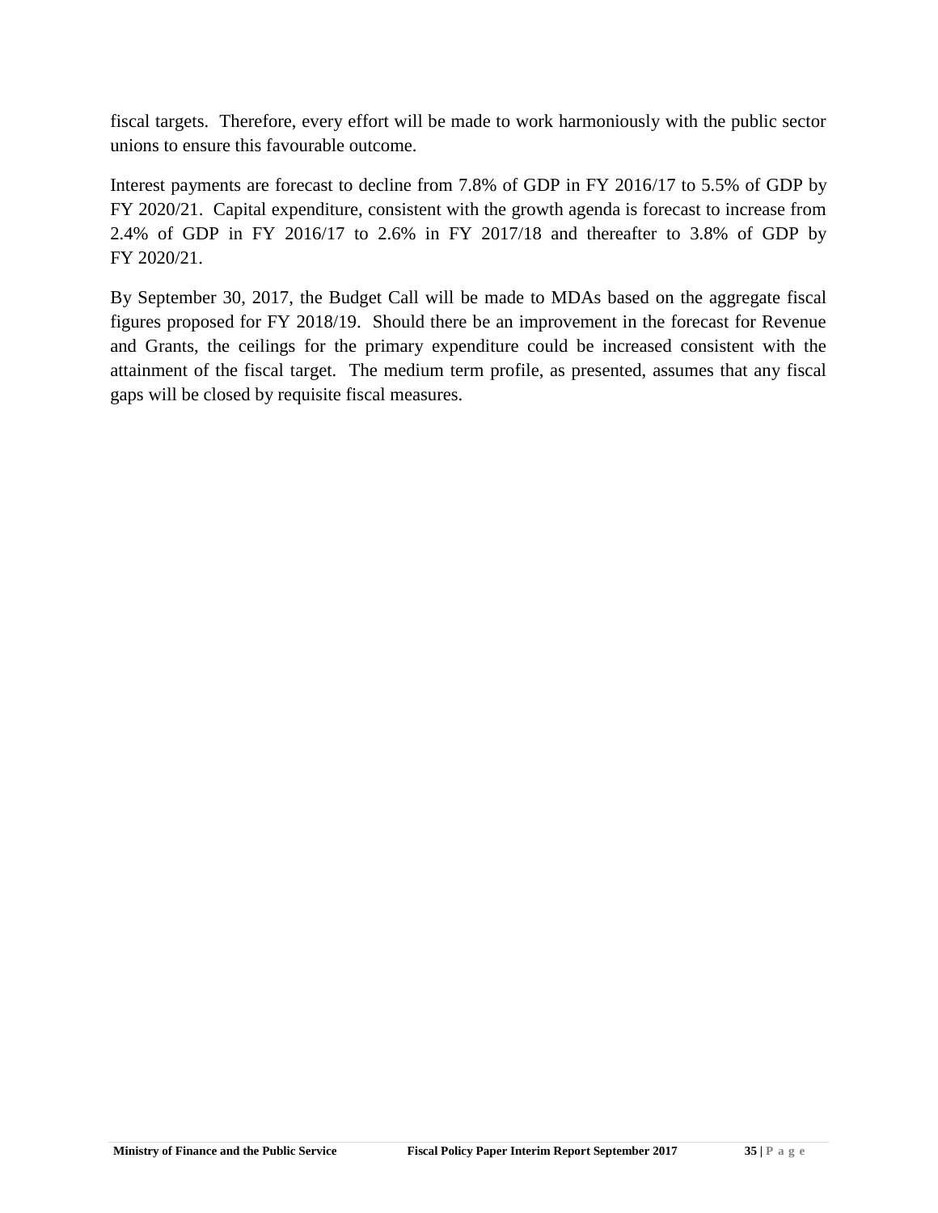fiscal targets. Therefore, every effort will be made to work harmoniously with the public sector unions to ensure this favourable outcome.

Interest payments are forecast to decline from 7.8% of GDP in FY 2016/17 to 5.5% of GDP by FY 2020/21. Capital expenditure, consistent with the growth agenda is forecast to increase from 2.4% of GDP in FY 2016/17 to 2.6% in FY 2017/18 and thereafter to 3.8% of GDP by FY 2020/21.

By September 30, 2017, the Budget Call will be made to MDAs based on the aggregate fiscal figures proposed for FY 2018/19. Should there be an improvement in the forecast for Revenue and Grants, the ceilings for the primary expenditure could be increased consistent with the attainment of the fiscal target. The medium term profile, as presented, assumes that any fiscal gaps will be closed by requisite fiscal measures.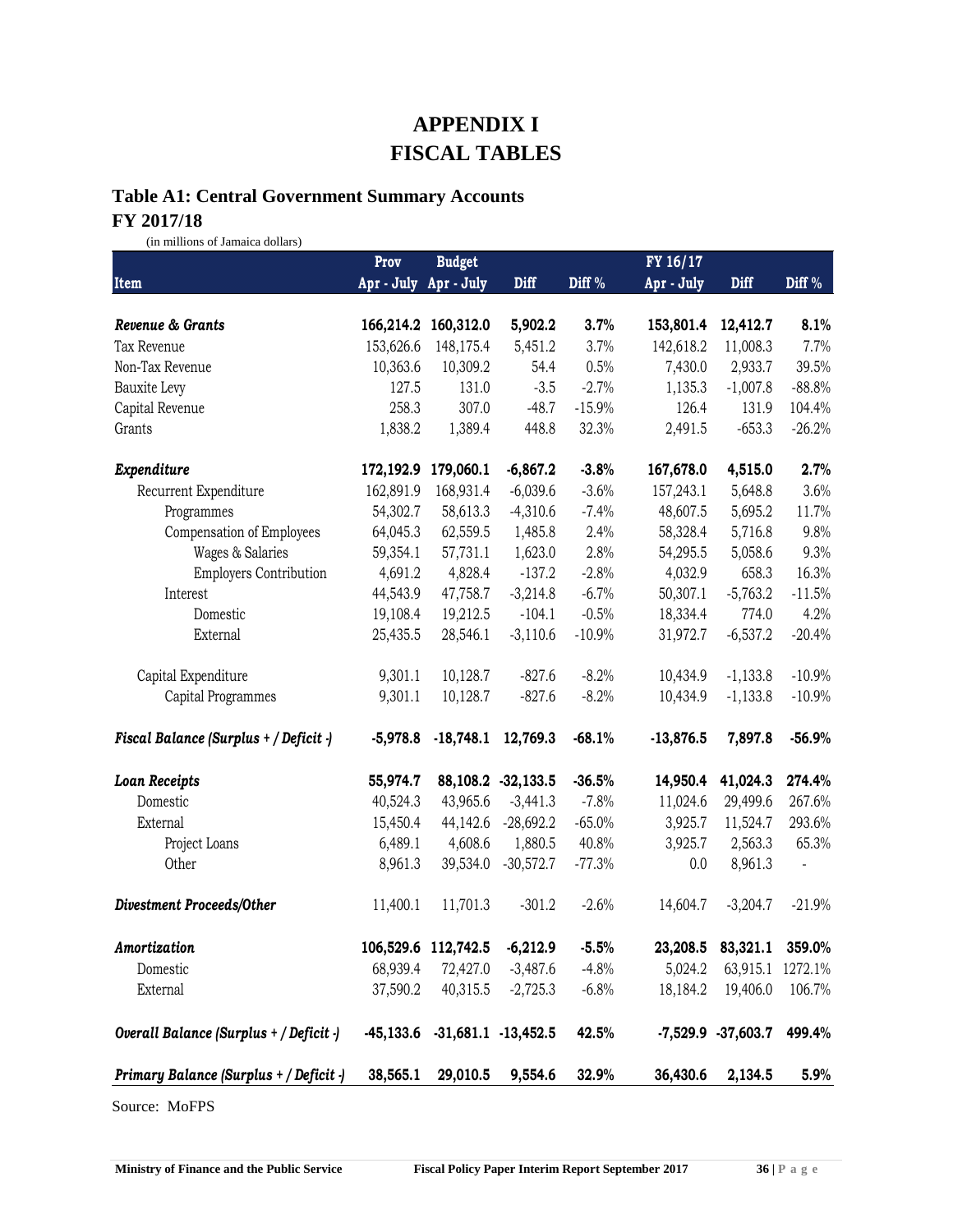# APPENDIX I
# FISCAL TABLES

## Table A1: Central Government Summary Accounts
## FY 2017/18

(in millions of Jamaica dollars)

| Item | Prov Apr - July | Budget Apr - July | Diff | Diff % | FY 16/17 Apr - July | Diff | Diff % |
|---|---|---|---|---|---|---|---|
| ***Revenue & Grants*** | **166,214.2** | **160,312.0** | **5,902.2** | **3.7%** | **153,801.4** | **12,412.7** | **8.1%** |
| Tax Revenue | 153,626.6 | 148,175.4 | 5,451.2 | 3.7% | 142,618.2 | 11,008.3 | 7.7% |
| Non-Tax Revenue | 10,363.6 | 10,309.2 | 54.4 | 0.5% | 7,430.0 | 2,933.7 | 39.5% |
| Bauxite Levy | 127.5 | 131.0 | -3.5 | -2.7% | 1,135.3 | -1,007.8 | -88.8% |
| Capital Revenue | 258.3 | 307.0 | -48.7 | -15.9% | 126.4 | 131.9 | 104.4% |
| Grants | 1,838.2 | 1,389.4 | 448.8 | 32.3% | 2,491.5 | -653.3 | -26.2% |
| ***Expenditure*** | **172,192.9** | **179,060.1** | **-6,867.2** | **-3.8%** | **167,678.0** | **4,515.0** | **2.7%** |
| Recurrent Expenditure | 162,891.9 | 168,931.4 | -6,039.6 | -3.6% | 157,243.1 | 5,648.8 | 3.6% |
| Programmes | 54,302.7 | 58,613.3 | -4,310.6 | -7.4% | 48,607.5 | 5,695.2 | 11.7% |
| Compensation of Employees | 64,045.3 | 62,559.5 | 1,485.8 | 2.4% | 58,328.4 | 5,716.8 | 9.8% |
| Wages & Salaries | 59,354.1 | 57,731.1 | 1,623.0 | 2.8% | 54,295.5 | 5,058.6 | 9.3% |
| Employers Contribution | 4,691.2 | 4,828.4 | -137.2 | -2.8% | 4,032.9 | 658.3 | 16.3% |
| Interest | 44,543.9 | 47,758.7 | -3,214.8 | -6.7% | 50,307.1 | -5,763.2 | -11.5% |
| Domestic | 19,108.4 | 19,212.5 | -104.1 | -0.5% | 18,334.4 | 774.0 | 4.2% |
| External | 25,435.5 | 28,546.1 | -3,110.6 | -10.9% | 31,972.7 | -6,537.2 | -20.4% |
| Capital Expenditure | 9,301.1 | 10,128.7 | -827.6 | -8.2% | 10,434.9 | -1,133.8 | -10.9% |
| Capital Programmes | 9,301.1 | 10,128.7 | -827.6 | -8.2% | 10,434.9 | -1,133.8 | -10.9% |
| ***Fiscal Balance (Surplus + / Deficit -)*** | **-5,978.8** | **-18,748.1** | **12,769.3** | **-68.1%** | **-13,876.5** | **7,897.8** | **-56.9%** |
| ***Loan Receipts*** | **55,974.7** | **88,108.2** | **-32,133.5** | **-36.5%** | **14,950.4** | **41,024.3** | **274.4%** |
| Domestic | 40,524.3 | 43,965.6 | -3,441.3 | -7.8% | 11,024.6 | 29,499.6 | 267.6% |
| External | 15,450.4 | 44,142.6 | -28,692.2 | -65.0% | 3,925.7 | 11,524.7 | 293.6% |
| Project Loans | 6,489.1 | 4,608.6 | 1,880.5 | 40.8% | 3,925.7 | 2,563.3 | 65.3% |
| Other | 8,961.3 | 39,534.0 | -30,572.7 | -77.3% | 0.0 | 8,961.3 | - |
| ***Divestment Proceeds/Other*** | 11,400.1 | 11,701.3 | -301.2 | -2.6% | 14,604.7 | -3,204.7 | -21.9% |
| ***Amortization*** | **106,529.6** | **112,742.5** | **-6,212.9** | **-5.5%** | **23,208.5** | **83,321.1** | **359.0%** |
| Domestic | 68,939.4 | 72,427.0 | -3,487.6 | -4.8% | 5,024.2 | 63,915.1 | 1272.1% |
| External | 37,590.2 | 40,315.5 | -2,725.3 | -6.8% | 18,184.2 | 19,406.0 | 106.7% |
| ***Overall Balance (Surplus + / Deficit -)*** | **-45,133.6** | **-31,681.1** | **-13,452.5** | **42.5%** | **-7,529.9** | **-37,603.7** | **499.4%** |
| ***Primary Balance (Surplus + / Deficit -)*** | **38,565.1** | **29,010.5** | **9,554.6** | **32.9%** | **36,430.6** | **2,134.5** | **5.9%** |

Source: MoFPS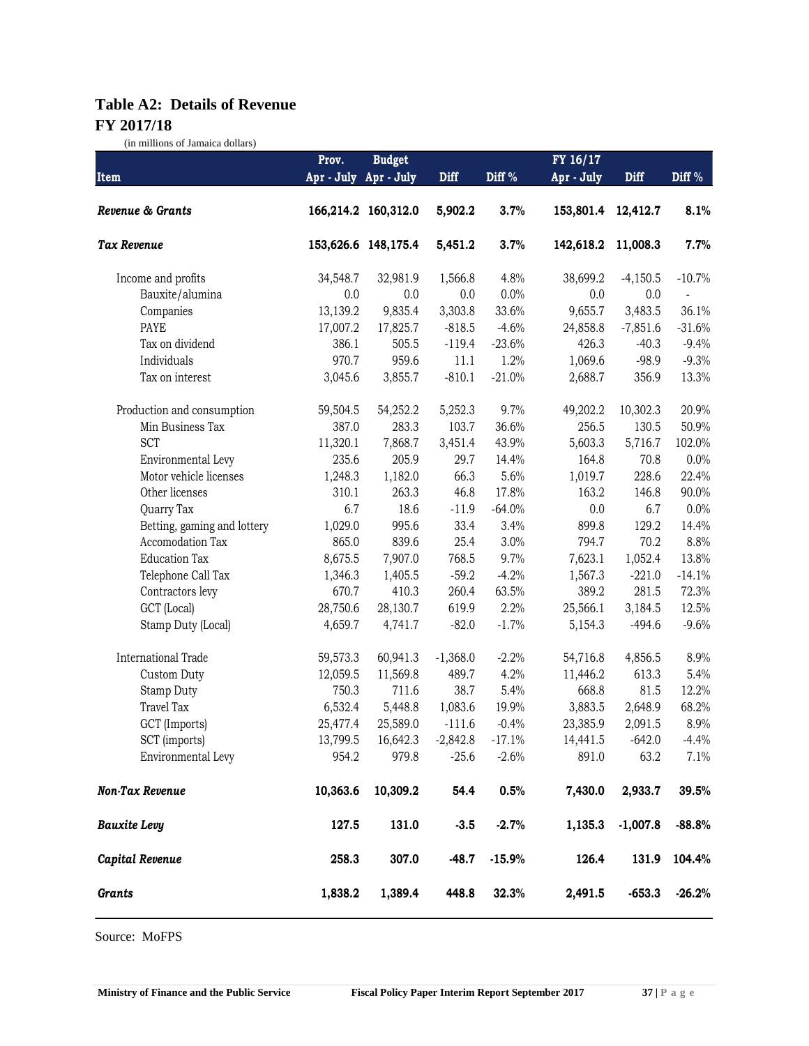## Table A2: Details of Revenue

## FY 2017/18

(in millions of Jamaica dollars)

| Item | Prov. Apr - July | Budget Apr - July | Diff | Diff % | FY 16/17 Apr - July | Diff | Diff % |
|---|---|---|---|---|---|---|---|
| ***Revenue & Grants*** | **166,214.2** | **160,312.0** | **5,902.2** | **3.7%** | **153,801.4** | **12,412.7** | **8.1%** |
| ***Tax Revenue*** | **153,626.6** | **148,175.4** | **5,451.2** | **3.7%** | **142,618.2** | **11,008.3** | **7.7%** |
| Income and profits | 34,548.7 | 32,981.9 | 1,566.8 | 4.8% | 38,699.2 | -4,150.5 | -10.7% |
| Bauxite/alumina | 0.0 | 0.0 | 0.0 | 0.0% | 0.0 | 0.0 | - |
| Companies | 13,139.2 | 9,835.4 | 3,303.8 | 33.6% | 9,655.7 | 3,483.5 | 36.1% |
| PAYE | 17,007.2 | 17,825.7 | -818.5 | -4.6% | 24,858.8 | -7,851.6 | -31.6% |
| Tax on dividend | 386.1 | 505.5 | -119.4 | -23.6% | 426.3 | -40.3 | -9.4% |
| Individuals | 970.7 | 959.6 | 11.1 | 1.2% | 1,069.6 | -98.9 | -9.3% |
| Tax on interest | 3,045.6 | 3,855.7 | -810.1 | -21.0% | 2,688.7 | 356.9 | 13.3% |
| Production and consumption | 59,504.5 | 54,252.2 | 5,252.3 | 9.7% | 49,202.2 | 10,302.3 | 20.9% |
| Min Business Tax | 387.0 | 283.3 | 103.7 | 36.6% | 256.5 | 130.5 | 50.9% |
| SCT | 11,320.1 | 7,868.7 | 3,451.4 | 43.9% | 5,603.3 | 5,716.7 | 102.0% |
| Environmental Levy | 235.6 | 205.9 | 29.7 | 14.4% | 164.8 | 70.8 | 0.0% |
| Motor vehicle licenses | 1,248.3 | 1,182.0 | 66.3 | 5.6% | 1,019.7 | 228.6 | 22.4% |
| Other licenses | 310.1 | 263.3 | 46.8 | 17.8% | 163.2 | 146.8 | 90.0% |
| Quarry Tax | 6.7 | 18.6 | -11.9 | -64.0% | 0.0 | 6.7 | 0.0% |
| Betting, gaming and lottery | 1,029.0 | 995.6 | 33.4 | 3.4% | 899.8 | 129.2 | 14.4% |
| Accomodation Tax | 865.0 | 839.6 | 25.4 | 3.0% | 794.7 | 70.2 | 8.8% |
| Education Tax | 8,675.5 | 7,907.0 | 768.5 | 9.7% | 7,623.1 | 1,052.4 | 13.8% |
| Telephone Call Tax | 1,346.3 | 1,405.5 | -59.2 | -4.2% | 1,567.3 | -221.0 | -14.1% |
| Contractors levy | 670.7 | 410.3 | 260.4 | 63.5% | 389.2 | 281.5 | 72.3% |
| GCT (Local) | 28,750.6 | 28,130.7 | 619.9 | 2.2% | 25,566.1 | 3,184.5 | 12.5% |
| Stamp Duty (Local) | 4,659.7 | 4,741.7 | -82.0 | -1.7% | 5,154.3 | -494.6 | -9.6% |
| International Trade | 59,573.3 | 60,941.3 | -1,368.0 | -2.2% | 54,716.8 | 4,856.5 | 8.9% |
| Custom Duty | 12,059.5 | 11,569.8 | 489.7 | 4.2% | 11,446.2 | 613.3 | 5.4% |
| Stamp Duty | 750.3 | 711.6 | 38.7 | 5.4% | 668.8 | 81.5 | 12.2% |
| Travel Tax | 6,532.4 | 5,448.8 | 1,083.6 | 19.9% | 3,883.5 | 2,648.9 | 68.2% |
| GCT (Imports) | 25,477.4 | 25,589.0 | -111.6 | -0.4% | 23,385.9 | 2,091.5 | 8.9% |
| SCT (imports) | 13,799.5 | 16,642.3 | -2,842.8 | -17.1% | 14,441.5 | -642.0 | -4.4% |
| Environmental Levy | 954.2 | 979.8 | -25.6 | -2.6% | 891.0 | 63.2 | 7.1% |
| ***Non-Tax Revenue*** | **10,363.6** | **10,309.2** | **54.4** | **0.5%** | **7,430.0** | **2,933.7** | **39.5%** |
| ***Bauxite Levy*** | **127.5** | **131.0** | **-3.5** | **-2.7%** | **1,135.3** | **-1,007.8** | **-88.8%** |
| ***Capital Revenue*** | **258.3** | **307.0** | **-48.7** | **-15.9%** | **126.4** | **131.9** | **104.4%** |
| ***Grants*** | **1,838.2** | **1,389.4** | **448.8** | **32.3%** | **2,491.5** | **-653.3** | **-26.2%** |

Source: MoFPS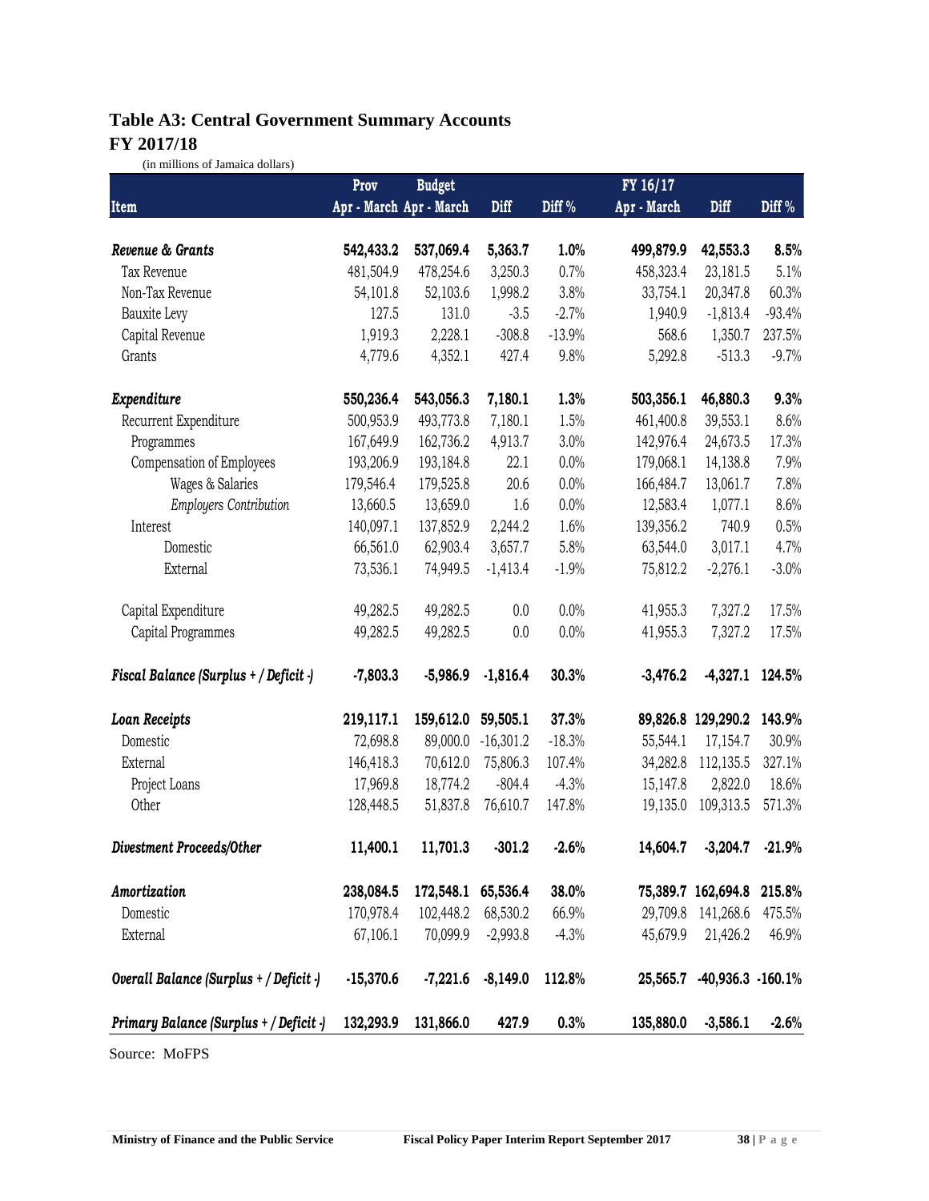## Table A3: Central Government Summary Accounts
## FY 2017/18

(in millions of Jamaica dollars)

| Item | Prov Apr - March | Budget Apr - March | Diff | Diff % | FY 16/17 Apr - March | Diff | Diff % |
|---|---|---|---|---|---|---|---|
| ***Revenue & Grants*** | **542,433.2** | **537,069.4** | **5,363.7** | **1.0%** | **499,879.9** | **42,553.3** | **8.5%** |
| Tax Revenue | 481,504.9 | 478,254.6 | 3,250.3 | 0.7% | 458,323.4 | 23,181.5 | 5.1% |
| Non-Tax Revenue | 54,101.8 | 52,103.6 | 1,998.2 | 3.8% | 33,754.1 | 20,347.8 | 60.3% |
| Bauxite Levy | 127.5 | 131.0 | -3.5 | -2.7% | 1,940.9 | -1,813.4 | -93.4% |
| Capital Revenue | 1,919.3 | 2,228.1 | -308.8 | -13.9% | 568.6 | 1,350.7 | 237.5% |
| Grants | 4,779.6 | 4,352.1 | 427.4 | 9.8% | 5,292.8 | -513.3 | -9.7% |
| ***Expenditure*** | **550,236.4** | **543,056.3** | **7,180.1** | **1.3%** | **503,356.1** | **46,880.3** | **9.3%** |
| Recurrent Expenditure | 500,953.9 | 493,773.8 | 7,180.1 | 1.5% | 461,400.8 | 39,553.1 | 8.6% |
| Programmes | 167,649.9 | 162,736.2 | 4,913.7 | 3.0% | 142,976.4 | 24,673.5 | 17.3% |
| Compensation of Employees | 193,206.9 | 193,184.8 | 22.1 | 0.0% | 179,068.1 | 14,138.8 | 7.9% |
| Wages & Salaries | 179,546.4 | 179,525.8 | 20.6 | 0.0% | 166,484.7 | 13,061.7 | 7.8% |
| *Employers Contribution* | 13,660.5 | 13,659.0 | 1.6 | 0.0% | 12,583.4 | 1,077.1 | 8.6% |
| Interest | 140,097.1 | 137,852.9 | 2,244.2 | 1.6% | 139,356.2 | 740.9 | 0.5% |
| Domestic | 66,561.0 | 62,903.4 | 3,657.7 | 5.8% | 63,544.0 | 3,017.1 | 4.7% |
| External | 73,536.1 | 74,949.5 | -1,413.4 | -1.9% | 75,812.2 | -2,276.1 | -3.0% |
| Capital Expenditure | 49,282.5 | 49,282.5 | 0.0 | 0.0% | 41,955.3 | 7,327.2 | 17.5% |
| Capital Programmes | 49,282.5 | 49,282.5 | 0.0 | 0.0% | 41,955.3 | 7,327.2 | 17.5% |
| ***Fiscal Balance (Surplus + / Deficit -)*** | **-7,803.3** | **-5,986.9** | **-1,816.4** | **30.3%** | **-3,476.2** | **-4,327.1** | **124.5%** |
| ***Loan Receipts*** | **219,117.1** | **159,612.0** | **59,505.1** | **37.3%** | **89,826.8** | **129,290.2** | **143.9%** |
| Domestic | 72,698.8 | 89,000.0 | -16,301.2 | -18.3% | 55,544.1 | 17,154.7 | 30.9% |
| External | 146,418.3 | 70,612.0 | 75,806.3 | 107.4% | 34,282.8 | 112,135.5 | 327.1% |
| Project Loans | 17,969.8 | 18,774.2 | -804.4 | -4.3% | 15,147.8 | 2,822.0 | 18.6% |
| Other | 128,448.5 | 51,837.8 | 76,610.7 | 147.8% | 19,135.0 | 109,313.5 | 571.3% |
| ***Divestment Proceeds/Other*** | **11,400.1** | **11,701.3** | **-301.2** | **-2.6%** | **14,604.7** | **-3,204.7** | **-21.9%** |
| ***Amortization*** | **238,084.5** | **172,548.1** | **65,536.4** | **38.0%** | **75,389.7** | **162,694.8** | **215.8%** |
| Domestic | 170,978.4 | 102,448.2 | 68,530.2 | 66.9% | 29,709.8 | 141,268.6 | 475.5% |
| External | 67,106.1 | 70,099.9 | -2,993.8 | -4.3% | 45,679.9 | 21,426.2 | 46.9% |
| ***Overall Balance (Surplus + / Deficit -)*** | **-15,370.6** | **-7,221.6** | **-8,149.0** | **112.8%** | **25,565.7** | **-40,936.3** | **-160.1%** |
| ***Primary Balance (Surplus + / Deficit -)*** | **132,293.9** | **131,866.0** | **427.9** | **0.3%** | **135,880.0** | **-3,586.1** | **-2.6%** |

Source: MoFPS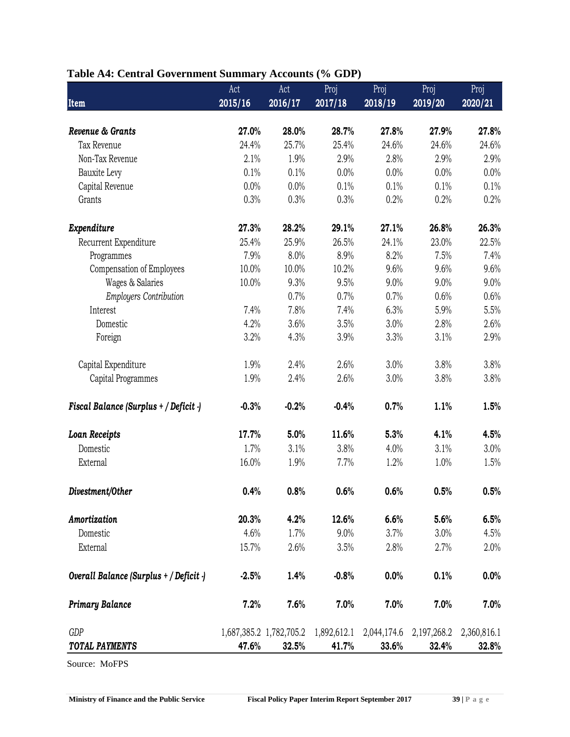# Table A4: Central Government Summary Accounts (% GDP)

| Item | Act 2015/16 | Act 2016/17 | Proj 2017/18 | Proj 2018/19 | Proj 2019/20 | Proj 2020/21 |
|---|---|---|---|---|---|---|
| ***Revenue & Grants*** | **27.0%** | **28.0%** | **28.7%** | **27.8%** | **27.9%** | **27.8%** |
| Tax Revenue | 24.4% | 25.7% | 25.4% | 24.6% | 24.6% | 24.6% |
| Non-Tax Revenue | 2.1% | 1.9% | 2.9% | 2.8% | 2.9% | 2.9% |
| Bauxite Levy | 0.1% | 0.1% | 0.0% | 0.0% | 0.0% | 0.0% |
| Capital Revenue | 0.0% | 0.0% | 0.1% | 0.1% | 0.1% | 0.1% |
| Grants | 0.3% | 0.3% | 0.3% | 0.2% | 0.2% | 0.2% |
| ***Expenditure*** | **27.3%** | **28.2%** | **29.1%** | **27.1%** | **26.8%** | **26.3%** |
| Recurrent Expenditure | 25.4% | 25.9% | 26.5% | 24.1% | 23.0% | 22.5% |
| Programmes | 7.9% | 8.0% | 8.9% | 8.2% | 7.5% | 7.4% |
| Compensation of Employees | 10.0% | 10.0% | 10.2% | 9.6% | 9.6% | 9.6% |
| Wages & Salaries | 10.0% | 9.3% | 9.5% | 9.0% | 9.0% | 9.0% |
| *Employers Contribution* | | 0.7% | 0.7% | 0.7% | 0.6% | 0.6% |
| Interest | 7.4% | 7.8% | 7.4% | 6.3% | 5.9% | 5.5% |
| Domestic | 4.2% | 3.6% | 3.5% | 3.0% | 2.8% | 2.6% |
| Foreign | 3.2% | 4.3% | 3.9% | 3.3% | 3.1% | 2.9% |
| Capital Expenditure | 1.9% | 2.4% | 2.6% | 3.0% | 3.8% | 3.8% |
| Capital Programmes | 1.9% | 2.4% | 2.6% | 3.0% | 3.8% | 3.8% |
| ***Fiscal Balance (Surplus + / Deficit -)*** | **-0.3%** | **-0.2%** | **-0.4%** | **0.7%** | **1.1%** | **1.5%** |
| ***Loan Receipts*** | **17.7%** | **5.0%** | **11.6%** | **5.3%** | **4.1%** | **4.5%** |
| Domestic | 1.7% | 3.1% | 3.8% | 4.0% | 3.1% | 3.0% |
| External | 16.0% | 1.9% | 7.7% | 1.2% | 1.0% | 1.5% |
| ***Divestment/Other*** | **0.4%** | **0.8%** | **0.6%** | **0.6%** | **0.5%** | **0.5%** |
| ***Amortization*** | **20.3%** | **4.2%** | **12.6%** | **6.6%** | **5.6%** | **6.5%** |
| Domestic | 4.6% | 1.7% | 9.0% | 3.7% | 3.0% | 4.5% |
| External | 15.7% | 2.6% | 3.5% | 2.8% | 2.7% | 2.0% |
| ***Overall Balance (Surplus + / Deficit -)*** | **-2.5%** | **1.4%** | **-0.8%** | **0.0%** | **0.1%** | **0.0%** |
| ***Primary Balance*** | **7.2%** | **7.6%** | **7.0%** | **7.0%** | **7.0%** | **7.0%** |
| *GDP* | 1,687,385.2 | 1,782,705.2 | 1,892,612.1 | 2,044,174.6 | 2,197,268.2 | 2,360,816.1 |
| ***TOTAL PAYMENTS*** | **47.6%** | **32.5%** | **41.7%** | **33.6%** | **32.4%** | **32.8%** |

Source: MoFPS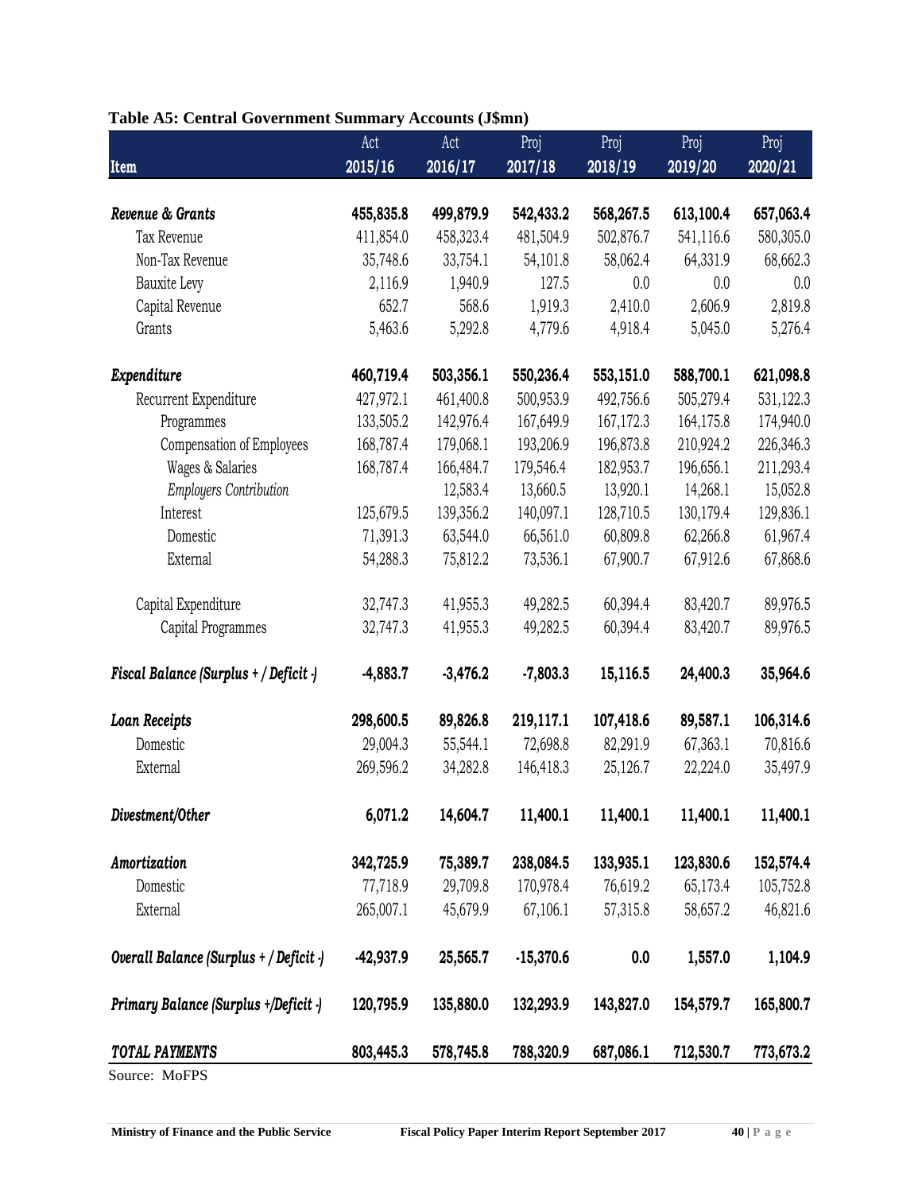**Table A5: Central Government Summary Accounts (J$mn)**

| Item | Act 2015/16 | Act 2016/17 | Proj 2017/18 | Proj 2018/19 | Proj 2019/20 | Proj 2020/21 |
|---|---|---|---|---|---|---|
| ***Revenue & Grants*** | **455,835.8** | **499,879.9** | **542,433.2** | **568,267.5** | **613,100.4** | **657,063.4** |
| Tax Revenue | 411,854.0 | 458,323.4 | 481,504.9 | 502,876.7 | 541,116.6 | 580,305.0 |
| Non-Tax Revenue | 35,748.6 | 33,754.1 | 54,101.8 | 58,062.4 | 64,331.9 | 68,662.3 |
| Bauxite Levy | 2,116.9 | 1,940.9 | 127.5 | 0.0 | 0.0 | 0.0 |
| Capital Revenue | 652.7 | 568.6 | 1,919.3 | 2,410.0 | 2,606.9 | 2,819.8 |
| Grants | 5,463.6 | 5,292.8 | 4,779.6 | 4,918.4 | 5,045.0 | 5,276.4 |
| ***Expenditure*** | **460,719.4** | **503,356.1** | **550,236.4** | **553,151.0** | **588,700.1** | **621,098.8** |
| Recurrent Expenditure | 427,972.1 | 461,400.8 | 500,953.9 | 492,756.6 | 505,279.4 | 531,122.3 |
| Programmes | 133,505.2 | 142,976.4 | 167,649.9 | 167,172.3 | 164,175.8 | 174,940.0 |
| Compensation of Employees | 168,787.4 | 179,068.1 | 193,206.9 | 196,873.8 | 210,924.2 | 226,346.3 |
| Wages & Salaries | 168,787.4 | 166,484.7 | 179,546.4 | 182,953.7 | 196,656.1 | 211,293.4 |
| *Employers Contribution* | | 12,583.4 | 13,660.5 | 13,920.1 | 14,268.1 | 15,052.8 |
| Interest | 125,679.5 | 139,356.2 | 140,097.1 | 128,710.5 | 130,179.4 | 129,836.1 |
| Domestic | 71,391.3 | 63,544.0 | 66,561.0 | 60,809.8 | 62,266.8 | 61,967.4 |
| External | 54,288.3 | 75,812.2 | 73,536.1 | 67,900.7 | 67,912.6 | 67,868.6 |
| Capital Expenditure | 32,747.3 | 41,955.3 | 49,282.5 | 60,394.4 | 83,420.7 | 89,976.5 |
| Capital Programmes | 32,747.3 | 41,955.3 | 49,282.5 | 60,394.4 | 83,420.7 | 89,976.5 |
| ***Fiscal Balance (Surplus + / Deficit -)*** | **-4,883.7** | **-3,476.2** | **-7,803.3** | **15,116.5** | **24,400.3** | **35,964.6** |
| ***Loan Receipts*** | **298,600.5** | **89,826.8** | **219,117.1** | **107,418.6** | **89,587.1** | **106,314.6** |
| Domestic | 29,004.3 | 55,544.1 | 72,698.8 | 82,291.9 | 67,363.1 | 70,816.6 |
| External | 269,596.2 | 34,282.8 | 146,418.3 | 25,126.7 | 22,224.0 | 35,497.9 |
| ***Divestment/Other*** | **6,071.2** | **14,604.7** | **11,400.1** | **11,400.1** | **11,400.1** | **11,400.1** |
| ***Amortization*** | **342,725.9** | **75,389.7** | **238,084.5** | **133,935.1** | **123,830.6** | **152,574.4** |
| Domestic | 77,718.9 | 29,709.8 | 170,978.4 | 76,619.2 | 65,173.4 | 105,752.8 |
| External | 265,007.1 | 45,679.9 | 67,106.1 | 57,315.8 | 58,657.2 | 46,821.6 |
| ***Overall Balance (Surplus + / Deficit -)*** | **-42,937.9** | **25,565.7** | **-15,370.6** | **0.0** | **1,557.0** | **1,104.9** |
| ***Primary Balance (Surplus +/Deficit -)*** | **120,795.9** | **135,880.0** | **132,293.9** | **143,827.0** | **154,579.7** | **165,800.7** |
| ***TOTAL PAYMENTS*** | **803,445.3** | **578,745.8** | **788,320.9** | **687,086.1** | **712,530.7** | **773,673.2** |

Source: MoFPS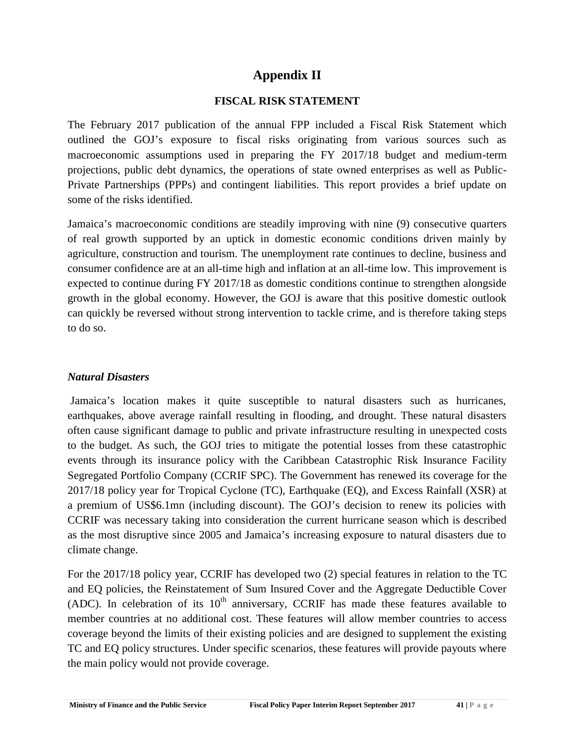# Appendix II

## FISCAL RISK STATEMENT

The February 2017 publication of the annual FPP included a Fiscal Risk Statement which outlined the GOJ's exposure to fiscal risks originating from various sources such as macroeconomic assumptions used in preparing the FY 2017/18 budget and medium-term projections, public debt dynamics, the operations of state owned enterprises as well as Public-Private Partnerships (PPPs) and contingent liabilities. This report provides a brief update on some of the risks identified.

Jamaica's macroeconomic conditions are steadily improving with nine (9) consecutive quarters of real growth supported by an uptick in domestic economic conditions driven mainly by agriculture, construction and tourism. The unemployment rate continues to decline, business and consumer confidence are at an all-time high and inflation at an all-time low. This improvement is expected to continue during FY 2017/18 as domestic conditions continue to strengthen alongside growth in the global economy. However, the GOJ is aware that this positive domestic outlook can quickly be reversed without strong intervention to tackle crime, and is therefore taking steps to do so.

### *Natural Disasters*

Jamaica's location makes it quite susceptible to natural disasters such as hurricanes, earthquakes, above average rainfall resulting in flooding, and drought. These natural disasters often cause significant damage to public and private infrastructure resulting in unexpected costs to the budget. As such, the GOJ tries to mitigate the potential losses from these catastrophic events through its insurance policy with the Caribbean Catastrophic Risk Insurance Facility Segregated Portfolio Company (CCRIF SPC). The Government has renewed its coverage for the 2017/18 policy year for Tropical Cyclone (TC), Earthquake (EQ), and Excess Rainfall (XSR) at a premium of US$6.1mn (including discount). The GOJ's decision to renew its policies with CCRIF was necessary taking into consideration the current hurricane season which is described as the most disruptive since 2005 and Jamaica's increasing exposure to natural disasters due to climate change.

For the 2017/18 policy year, CCRIF has developed two (2) special features in relation to the TC and EQ policies, the Reinstatement of Sum Insured Cover and the Aggregate Deductible Cover (ADC). In celebration of its 10th anniversary, CCRIF has made these features available to member countries at no additional cost. These features will allow member countries to access coverage beyond the limits of their existing policies and are designed to supplement the existing TC and EQ policy structures. Under specific scenarios, these features will provide payouts where the main policy would not provide coverage.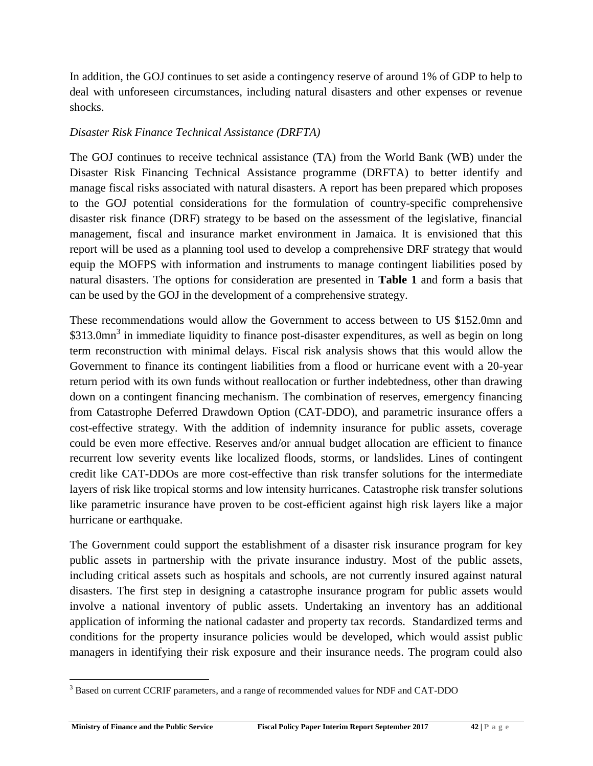In addition, the GOJ continues to set aside a contingency reserve of around 1% of GDP to help to deal with unforeseen circumstances, including natural disasters and other expenses or revenue shocks.

*Disaster Risk Finance Technical Assistance (DRFTA)*

The GOJ continues to receive technical assistance (TA) from the World Bank (WB) under the Disaster Risk Financing Technical Assistance programme (DRFTA) to better identify and manage fiscal risks associated with natural disasters. A report has been prepared which proposes to the GOJ potential considerations for the formulation of country-specific comprehensive disaster risk finance (DRF) strategy to be based on the assessment of the legislative, financial management, fiscal and insurance market environment in Jamaica. It is envisioned that this report will be used as a planning tool used to develop a comprehensive DRF strategy that would equip the MOFPS with information and instruments to manage contingent liabilities posed by natural disasters. The options for consideration are presented in **Table 1** and form a basis that can be used by the GOJ in the development of a comprehensive strategy.

These recommendations would allow the Government to access between to US $152.0mn and $313.0mn[3] in immediate liquidity to finance post-disaster expenditures, as well as begin on long term reconstruction with minimal delays. Fiscal risk analysis shows that this would allow the Government to finance its contingent liabilities from a flood or hurricane event with a 20-year return period with its own funds without reallocation or further indebtedness, other than drawing down on a contingent financing mechanism. The combination of reserves, emergency financing from Catastrophe Deferred Drawdown Option (CAT-DDO), and parametric insurance offers a cost-effective strategy. With the addition of indemnity insurance for public assets, coverage could be even more effective. Reserves and/or annual budget allocation are efficient to finance recurrent low severity events like localized floods, storms, or landslides. Lines of contingent credit like CAT-DDOs are more cost-effective than risk transfer solutions for the intermediate layers of risk like tropical storms and low intensity hurricanes. Catastrophe risk transfer solutions like parametric insurance have proven to be cost-efficient against high risk layers like a major hurricane or earthquake.

The Government could support the establishment of a disaster risk insurance program for key public assets in partnership with the private insurance industry. Most of the public assets, including critical assets such as hospitals and schools, are not currently insured against natural disasters. The first step in designing a catastrophe insurance program for public assets would involve a national inventory of public assets. Undertaking an inventory has an additional application of informing the national cadaster and property tax records. Standardized terms and conditions for the property insurance policies would be developed, which would assist public managers in identifying their risk exposure and their insurance needs. The program could also

[3] Based on current CCRIF parameters, and a range of recommended values for NDF and CAT-DDO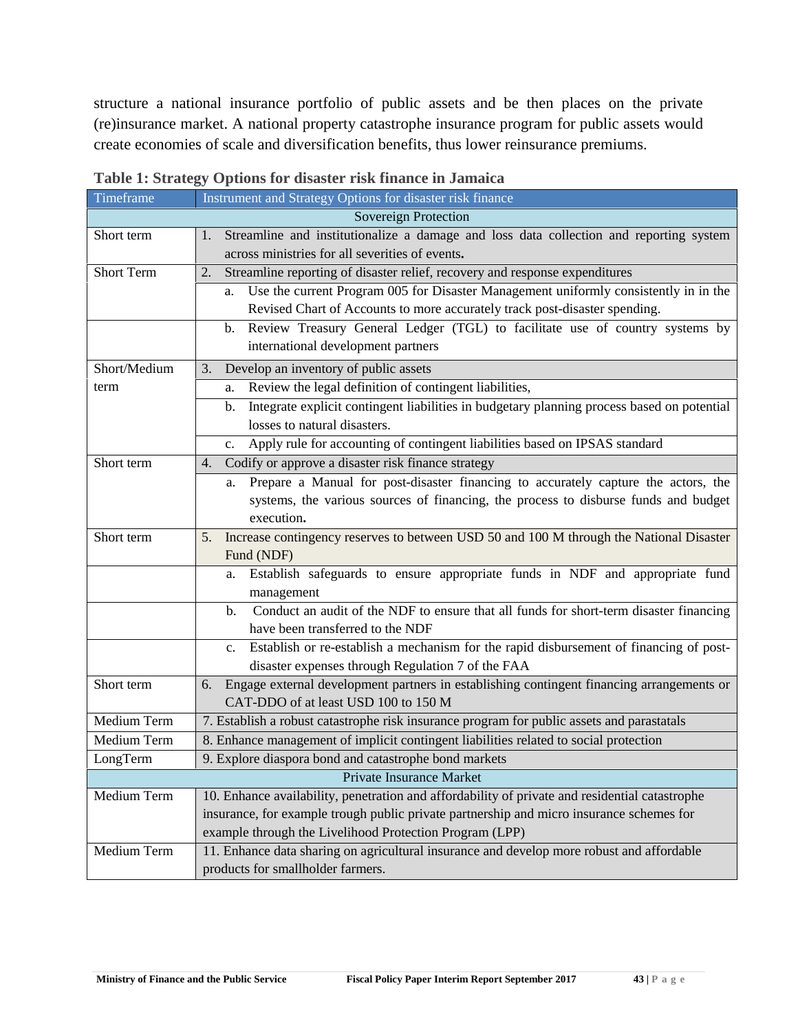structure a national insurance portfolio of public assets and be then places on the private (re)insurance market. A national property catastrophe insurance program for public assets would create economies of scale and diversification benefits, thus lower reinsurance premiums.

**Table 1: Strategy Options for disaster risk finance in Jamaica**

| Timeframe | Instrument and Strategy Options for disaster risk finance |
|---|---|
| | Sovereign Protection |
| Short term | 1. Streamline and institutionalize a damage and loss data collection and reporting system across ministries for all severities of events. |
| Short Term | 2. Streamline reporting of disaster relief, recovery and response expenditures |
| | a. Use the current Program 005 for Disaster Management uniformly consistently in in the Revised Chart of Accounts to more accurately track post-disaster spending. |
| | b. Review Treasury General Ledger (TGL) to facilitate use of country systems by international development partners |
| Short/Medium term | 3. Develop an inventory of public assets |
| | a. Review the legal definition of contingent liabilities, |
| | b. Integrate explicit contingent liabilities in budgetary planning process based on potential losses to natural disasters. |
| | c. Apply rule for accounting of contingent liabilities based on IPSAS standard |
| Short term | 4. Codify or approve a disaster risk finance strategy |
| | a. Prepare a Manual for post-disaster financing to accurately capture the actors, the systems, the various sources of financing, the process to disburse funds and budget execution. |
| Short term | 5. Increase contingency reserves to between USD 50 and 100 M through the National Disaster Fund (NDF) |
| | a. Establish safeguards to ensure appropriate funds in NDF and appropriate fund management |
| | b. Conduct an audit of the NDF to ensure that all funds for short-term disaster financing have been transferred to the NDF |
| | c. Establish or re-establish a mechanism for the rapid disbursement of financing of post-disaster expenses through Regulation 7 of the FAA |
| Short term | 6. Engage external development partners in establishing contingent financing arrangements or CAT-DDO of at least USD 100 to 150 M |
| Medium Term | 7. Establish a robust catastrophe risk insurance program for public assets and parastatals |
| Medium Term | 8. Enhance management of implicit contingent liabilities related to social protection |
| LongTerm | 9. Explore diaspora bond and catastrophe bond markets |
| | Private Insurance Market |
| Medium Term | 10. Enhance availability, penetration and affordability of private and residential catastrophe insurance, for example trough public private partnership and micro insurance schemes for example through the Livelihood Protection Program (LPP) |
| Medium Term | 11. Enhance data sharing on agricultural insurance and develop more robust and affordable products for smallholder farmers. |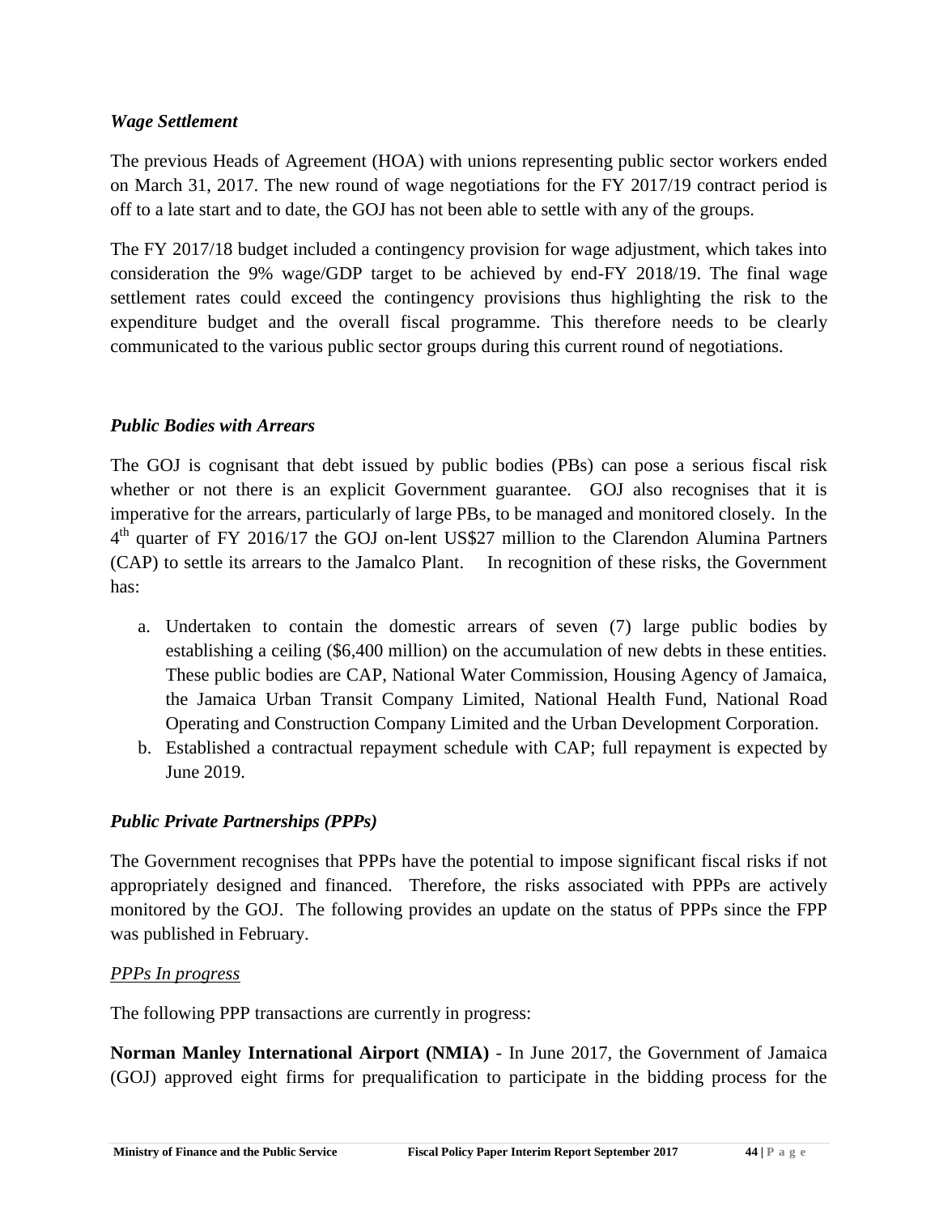### *Wage Settlement*

The previous Heads of Agreement (HOA) with unions representing public sector workers ended on March 31, 2017. The new round of wage negotiations for the FY 2017/19 contract period is off to a late start and to date, the GOJ has not been able to settle with any of the groups.

The FY 2017/18 budget included a contingency provision for wage adjustment, which takes into consideration the 9% wage/GDP target to be achieved by end-FY 2018/19. The final wage settlement rates could exceed the contingency provisions thus highlighting the risk to the expenditure budget and the overall fiscal programme. This therefore needs to be clearly communicated to the various public sector groups during this current round of negotiations.

### *Public Bodies with Arrears*

The GOJ is cognisant that debt issued by public bodies (PBs) can pose a serious fiscal risk whether or not there is an explicit Government guarantee. GOJ also recognises that it is imperative for the arrears, particularly of large PBs, to be managed and monitored closely. In the 4th quarter of FY 2016/17 the GOJ on-lent US$27 million to the Clarendon Alumina Partners (CAP) to settle its arrears to the Jamalco Plant. In recognition of these risks, the Government has:

a. Undertaken to contain the domestic arrears of seven (7) large public bodies by establishing a ceiling ($6,400 million) on the accumulation of new debts in these entities. These public bodies are CAP, National Water Commission, Housing Agency of Jamaica, the Jamaica Urban Transit Company Limited, National Health Fund, National Road Operating and Construction Company Limited and the Urban Development Corporation.
b. Established a contractual repayment schedule with CAP; full repayment is expected by June 2019.

### *Public Private Partnerships (PPPs)*

The Government recognises that PPPs have the potential to impose significant fiscal risks if not appropriately designed and financed. Therefore, the risks associated with PPPs are actively monitored by the GOJ. The following provides an update on the status of PPPs since the FPP was published in February.

#### *PPPs In progress*

The following PPP transactions are currently in progress:

**Norman Manley International Airport (NMIA)** - In June 2017, the Government of Jamaica (GOJ) approved eight firms for prequalification to participate in the bidding process for the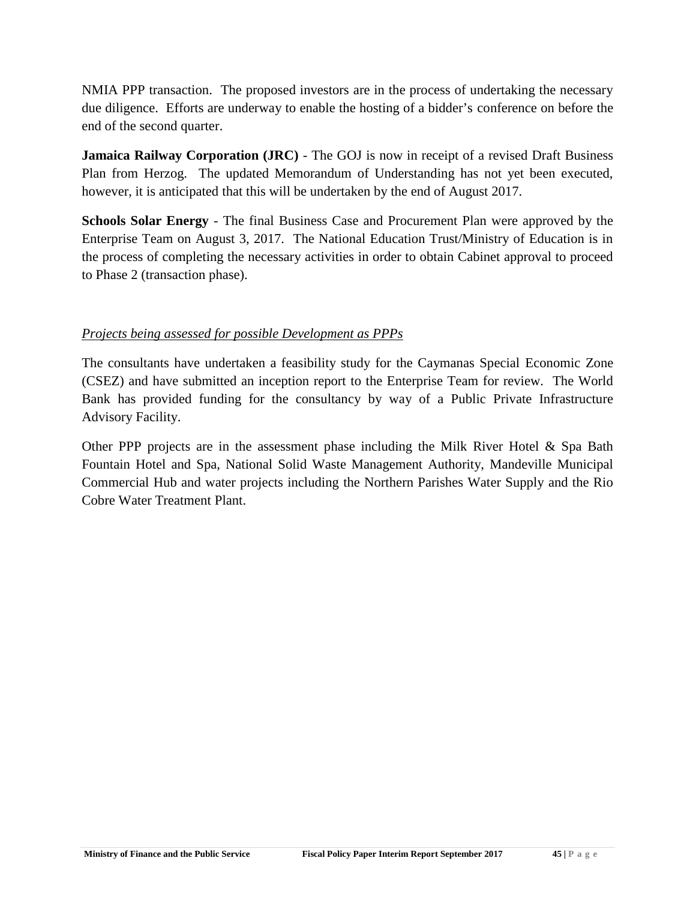NMIA PPP transaction. The proposed investors are in the process of undertaking the necessary due diligence. Efforts are underway to enable the hosting of a bidder's conference on before the end of the second quarter.

**Jamaica Railway Corporation (JRC)** - The GOJ is now in receipt of a revised Draft Business Plan from Herzog. The updated Memorandum of Understanding has not yet been executed, however, it is anticipated that this will be undertaken by the end of August 2017.

**Schools Solar Energy** - The final Business Case and Procurement Plan were approved by the Enterprise Team on August 3, 2017. The National Education Trust/Ministry of Education is in the process of completing the necessary activities in order to obtain Cabinet approval to proceed to Phase 2 (transaction phase).

*Projects being assessed for possible Development as PPPs*

The consultants have undertaken a feasibility study for the Caymanas Special Economic Zone (CSEZ) and have submitted an inception report to the Enterprise Team for review. The World Bank has provided funding for the consultancy by way of a Public Private Infrastructure Advisory Facility.

Other PPP projects are in the assessment phase including the Milk River Hotel & Spa Bath Fountain Hotel and Spa, National Solid Waste Management Authority, Mandeville Municipal Commercial Hub and water projects including the Northern Parishes Water Supply and the Rio Cobre Water Treatment Plant.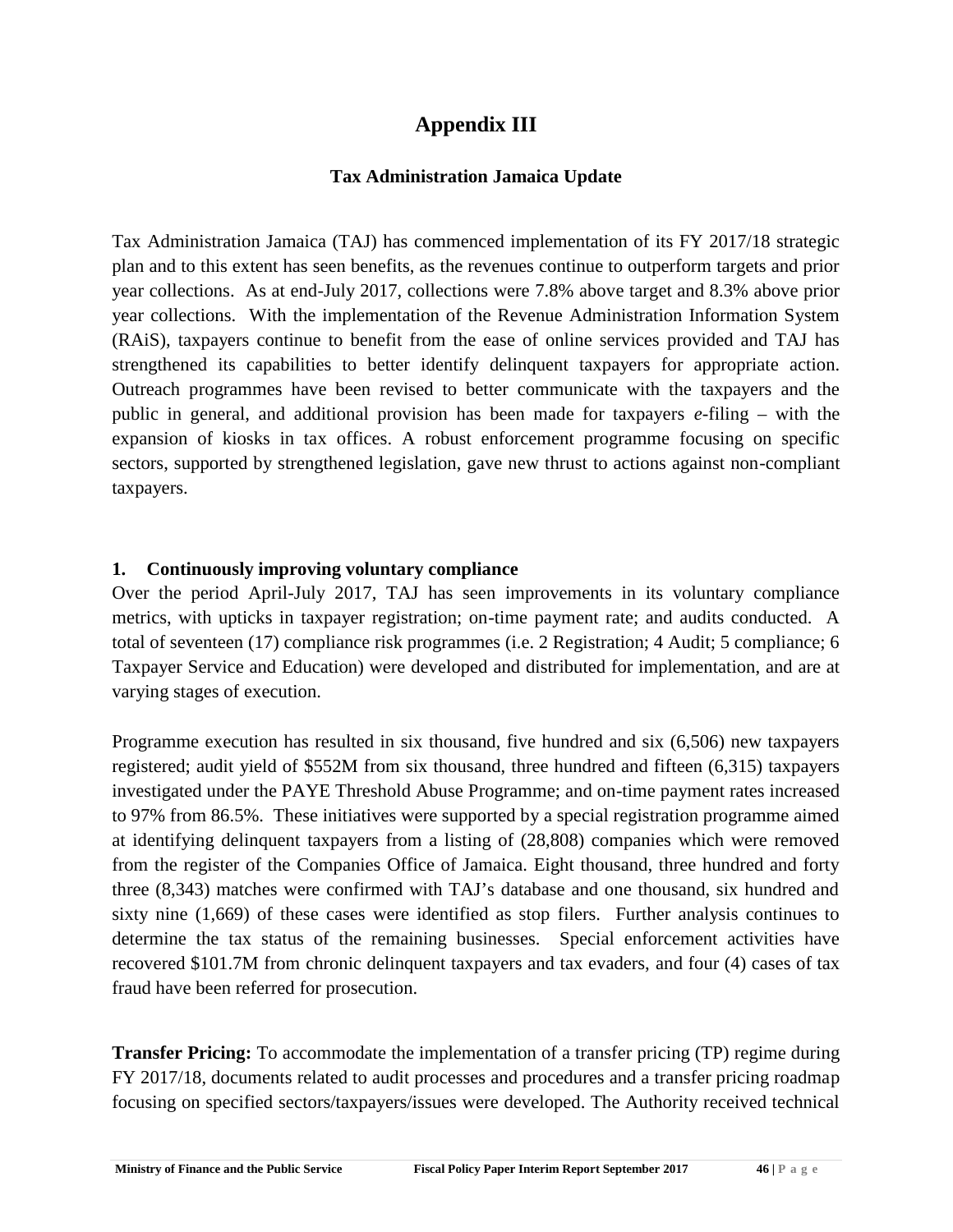# Appendix III

## Tax Administration Jamaica Update

Tax Administration Jamaica (TAJ) has commenced implementation of its FY 2017/18 strategic plan and to this extent has seen benefits, as the revenues continue to outperform targets and prior year collections. As at end-July 2017, collections were 7.8% above target and 8.3% above prior year collections. With the implementation of the Revenue Administration Information System (RAiS), taxpayers continue to benefit from the ease of online services provided and TAJ has strengthened its capabilities to better identify delinquent taxpayers for appropriate action. Outreach programmes have been revised to better communicate with the taxpayers and the public in general, and additional provision has been made for taxpayers *e*-filing – with the expansion of kiosks in tax offices. A robust enforcement programme focusing on specific sectors, supported by strengthened legislation, gave new thrust to actions against non-compliant taxpayers.

### 1. Continuously improving voluntary compliance

Over the period April-July 2017, TAJ has seen improvements in its voluntary compliance metrics, with upticks in taxpayer registration; on-time payment rate; and audits conducted. A total of seventeen (17) compliance risk programmes (i.e. 2 Registration; 4 Audit; 5 compliance; 6 Taxpayer Service and Education) were developed and distributed for implementation, and are at varying stages of execution.

Programme execution has resulted in six thousand, five hundred and six (6,506) new taxpayers registered; audit yield of $552M from six thousand, three hundred and fifteen (6,315) taxpayers investigated under the PAYE Threshold Abuse Programme; and on-time payment rates increased to 97% from 86.5%. These initiatives were supported by a special registration programme aimed at identifying delinquent taxpayers from a listing of (28,808) companies which were removed from the register of the Companies Office of Jamaica. Eight thousand, three hundred and forty three (8,343) matches were confirmed with TAJ's database and one thousand, six hundred and sixty nine (1,669) of these cases were identified as stop filers. Further analysis continues to determine the tax status of the remaining businesses. Special enforcement activities have recovered $101.7M from chronic delinquent taxpayers and tax evaders, and four (4) cases of tax fraud have been referred for prosecution.

**Transfer Pricing:** To accommodate the implementation of a transfer pricing (TP) regime during FY 2017/18, documents related to audit processes and procedures and a transfer pricing roadmap focusing on specified sectors/taxpayers/issues were developed. The Authority received technical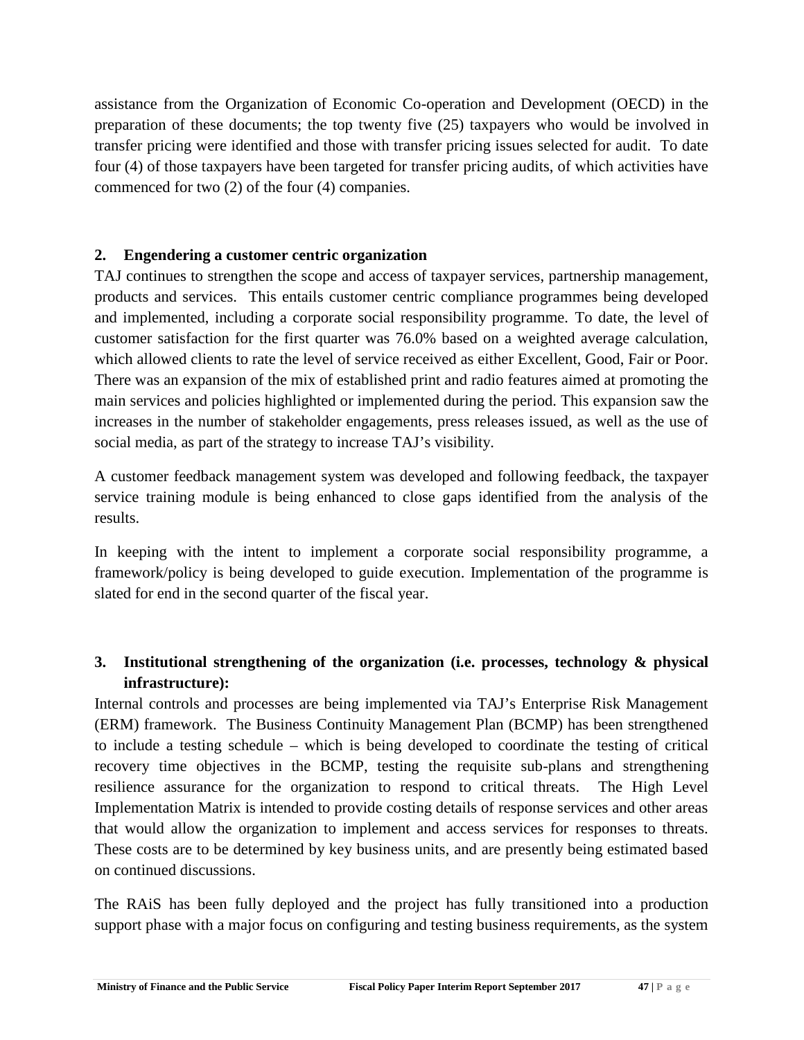assistance from the Organization of Economic Co-operation and Development (OECD) in the preparation of these documents; the top twenty five (25) taxpayers who would be involved in transfer pricing were identified and those with transfer pricing issues selected for audit. To date four (4) of those taxpayers have been targeted for transfer pricing audits, of which activities have commenced for two (2) of the four (4) companies.

**2. Engendering a customer centric organization**

TAJ continues to strengthen the scope and access of taxpayer services, partnership management, products and services. This entails customer centric compliance programmes being developed and implemented, including a corporate social responsibility programme. To date, the level of customer satisfaction for the first quarter was 76.0% based on a weighted average calculation, which allowed clients to rate the level of service received as either Excellent, Good, Fair or Poor. There was an expansion of the mix of established print and radio features aimed at promoting the main services and policies highlighted or implemented during the period. This expansion saw the increases in the number of stakeholder engagements, press releases issued, as well as the use of social media, as part of the strategy to increase TAJ's visibility.

A customer feedback management system was developed and following feedback, the taxpayer service training module is being enhanced to close gaps identified from the analysis of the results.

In keeping with the intent to implement a corporate social responsibility programme, a framework/policy is being developed to guide execution. Implementation of the programme is slated for end in the second quarter of the fiscal year.

**3. Institutional strengthening of the organization (i.e. processes, technology & physical infrastructure):**

Internal controls and processes are being implemented via TAJ's Enterprise Risk Management (ERM) framework. The Business Continuity Management Plan (BCMP) has been strengthened to include a testing schedule – which is being developed to coordinate the testing of critical recovery time objectives in the BCMP, testing the requisite sub-plans and strengthening resilience assurance for the organization to respond to critical threats. The High Level Implementation Matrix is intended to provide costing details of response services and other areas that would allow the organization to implement and access services for responses to threats. These costs are to be determined by key business units, and are presently being estimated based on continued discussions.

The RAiS has been fully deployed and the project has fully transitioned into a production support phase with a major focus on configuring and testing business requirements, as the system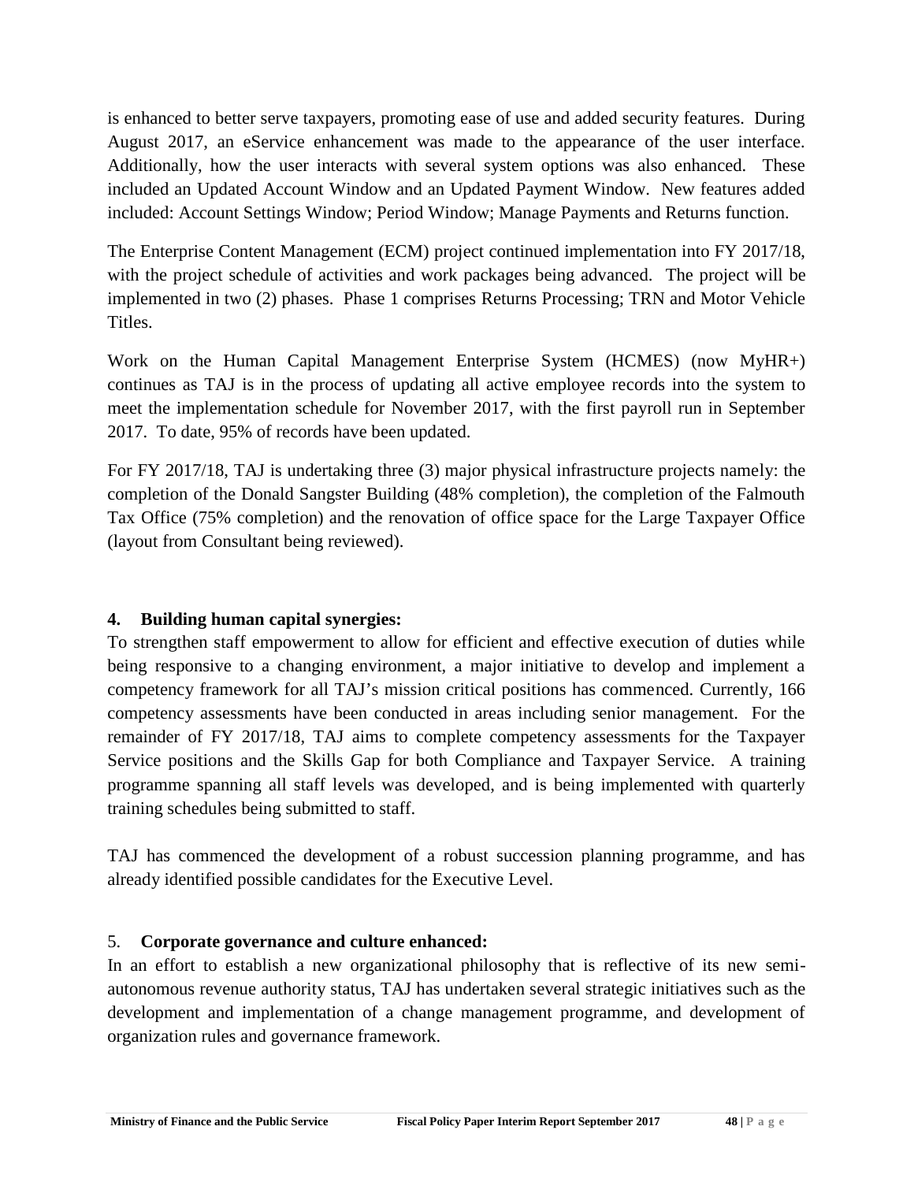is enhanced to better serve taxpayers, promoting ease of use and added security features. During August 2017, an eService enhancement was made to the appearance of the user interface. Additionally, how the user interacts with several system options was also enhanced. These included an Updated Account Window and an Updated Payment Window. New features added included: Account Settings Window; Period Window; Manage Payments and Returns function.

The Enterprise Content Management (ECM) project continued implementation into FY 2017/18, with the project schedule of activities and work packages being advanced. The project will be implemented in two (2) phases. Phase 1 comprises Returns Processing; TRN and Motor Vehicle Titles.

Work on the Human Capital Management Enterprise System (HCMES) (now MyHR+) continues as TAJ is in the process of updating all active employee records into the system to meet the implementation schedule for November 2017, with the first payroll run in September 2017. To date, 95% of records have been updated.

For FY 2017/18, TAJ is undertaking three (3) major physical infrastructure projects namely: the completion of the Donald Sangster Building (48% completion), the completion of the Falmouth Tax Office (75% completion) and the renovation of office space for the Large Taxpayer Office (layout from Consultant being reviewed).

**4. Building human capital synergies:**

To strengthen staff empowerment to allow for efficient and effective execution of duties while being responsive to a changing environment, a major initiative to develop and implement a competency framework for all TAJ's mission critical positions has commenced. Currently, 166 competency assessments have been conducted in areas including senior management. For the remainder of FY 2017/18, TAJ aims to complete competency assessments for the Taxpayer Service positions and the Skills Gap for both Compliance and Taxpayer Service. A training programme spanning all staff levels was developed, and is being implemented with quarterly training schedules being submitted to staff.

TAJ has commenced the development of a robust succession planning programme, and has already identified possible candidates for the Executive Level.

5. **Corporate governance and culture enhanced:**

In an effort to establish a new organizational philosophy that is reflective of its new semi-autonomous revenue authority status, TAJ has undertaken several strategic initiatives such as the development and implementation of a change management programme, and development of organization rules and governance framework.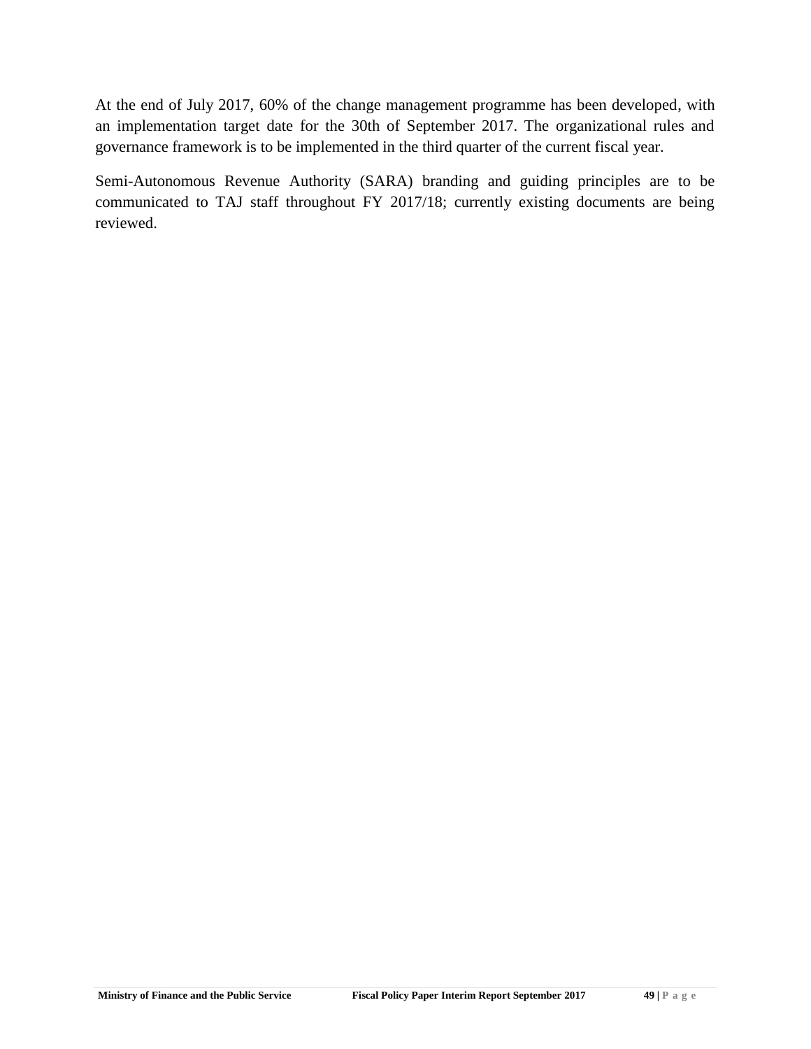At the end of July 2017, 60% of the change management programme has been developed, with an implementation target date for the 30th of September 2017. The organizational rules and governance framework is to be implemented in the third quarter of the current fiscal year.

Semi-Autonomous Revenue Authority (SARA) branding and guiding principles are to be communicated to TAJ staff throughout FY 2017/18; currently existing documents are being reviewed.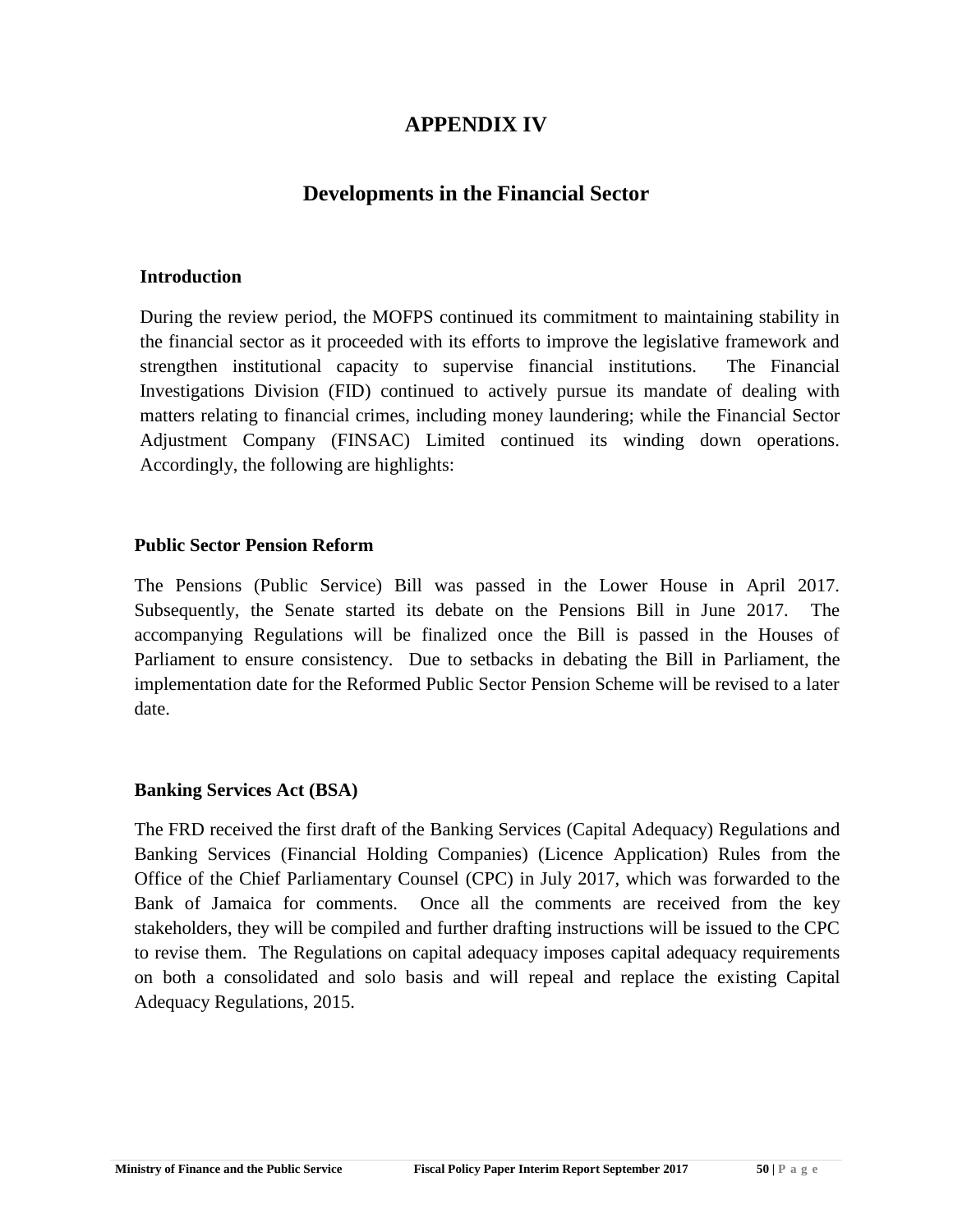# APPENDIX IV

## Developments in the Financial Sector

### Introduction

During the review period, the MOFPS continued its commitment to maintaining stability in the financial sector as it proceeded with its efforts to improve the legislative framework and strengthen institutional capacity to supervise financial institutions. The Financial Investigations Division (FID) continued to actively pursue its mandate of dealing with matters relating to financial crimes, including money laundering; while the Financial Sector Adjustment Company (FINSAC) Limited continued its winding down operations. Accordingly, the following are highlights:

### Public Sector Pension Reform

The Pensions (Public Service) Bill was passed in the Lower House in April 2017. Subsequently, the Senate started its debate on the Pensions Bill in June 2017. The accompanying Regulations will be finalized once the Bill is passed in the Houses of Parliament to ensure consistency. Due to setbacks in debating the Bill in Parliament, the implementation date for the Reformed Public Sector Pension Scheme will be revised to a later date.

### Banking Services Act (BSA)

The FRD received the first draft of the Banking Services (Capital Adequacy) Regulations and Banking Services (Financial Holding Companies) (Licence Application) Rules from the Office of the Chief Parliamentary Counsel (CPC) in July 2017, which was forwarded to the Bank of Jamaica for comments. Once all the comments are received from the key stakeholders, they will be compiled and further drafting instructions will be issued to the CPC to revise them. The Regulations on capital adequacy imposes capital adequacy requirements on both a consolidated and solo basis and will repeal and replace the existing Capital Adequacy Regulations, 2015.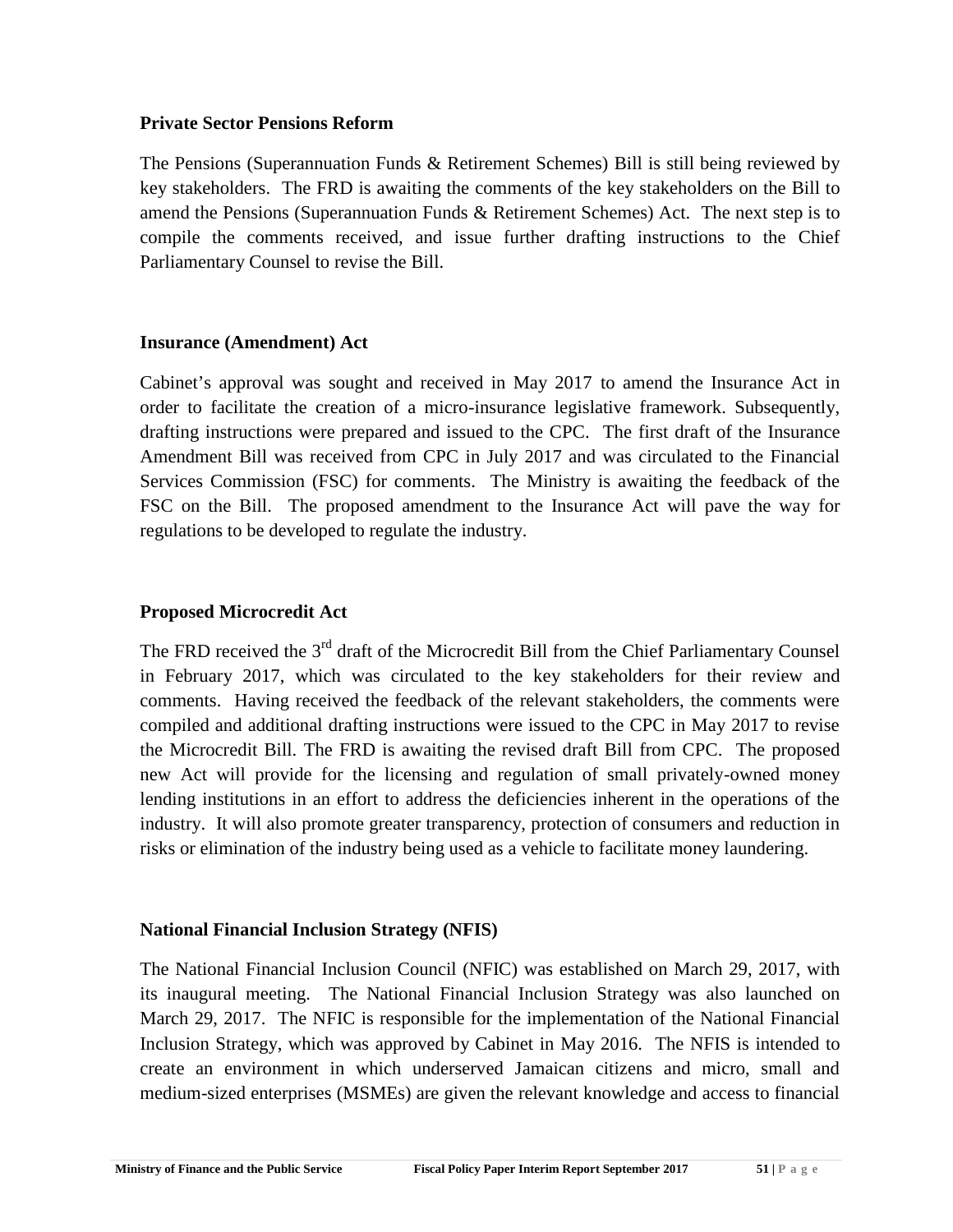### Private Sector Pensions Reform

The Pensions (Superannuation Funds & Retirement Schemes) Bill is still being reviewed by key stakeholders. The FRD is awaiting the comments of the key stakeholders on the Bill to amend the Pensions (Superannuation Funds & Retirement Schemes) Act. The next step is to compile the comments received, and issue further drafting instructions to the Chief Parliamentary Counsel to revise the Bill.

### Insurance (Amendment) Act

Cabinet's approval was sought and received in May 2017 to amend the Insurance Act in order to facilitate the creation of a micro-insurance legislative framework. Subsequently, drafting instructions were prepared and issued to the CPC. The first draft of the Insurance Amendment Bill was received from CPC in July 2017 and was circulated to the Financial Services Commission (FSC) for comments. The Ministry is awaiting the feedback of the FSC on the Bill. The proposed amendment to the Insurance Act will pave the way for regulations to be developed to regulate the industry.

### Proposed Microcredit Act

The FRD received the 3rd draft of the Microcredit Bill from the Chief Parliamentary Counsel in February 2017, which was circulated to the key stakeholders for their review and comments. Having received the feedback of the relevant stakeholders, the comments were compiled and additional drafting instructions were issued to the CPC in May 2017 to revise the Microcredit Bill. The FRD is awaiting the revised draft Bill from CPC. The proposed new Act will provide for the licensing and regulation of small privately-owned money lending institutions in an effort to address the deficiencies inherent in the operations of the industry. It will also promote greater transparency, protection of consumers and reduction in risks or elimination of the industry being used as a vehicle to facilitate money laundering.

### National Financial Inclusion Strategy (NFIS)

The National Financial Inclusion Council (NFIC) was established on March 29, 2017, with its inaugural meeting. The National Financial Inclusion Strategy was also launched on March 29, 2017. The NFIC is responsible for the implementation of the National Financial Inclusion Strategy, which was approved by Cabinet in May 2016. The NFIS is intended to create an environment in which underserved Jamaican citizens and micro, small and medium-sized enterprises (MSMEs) are given the relevant knowledge and access to financial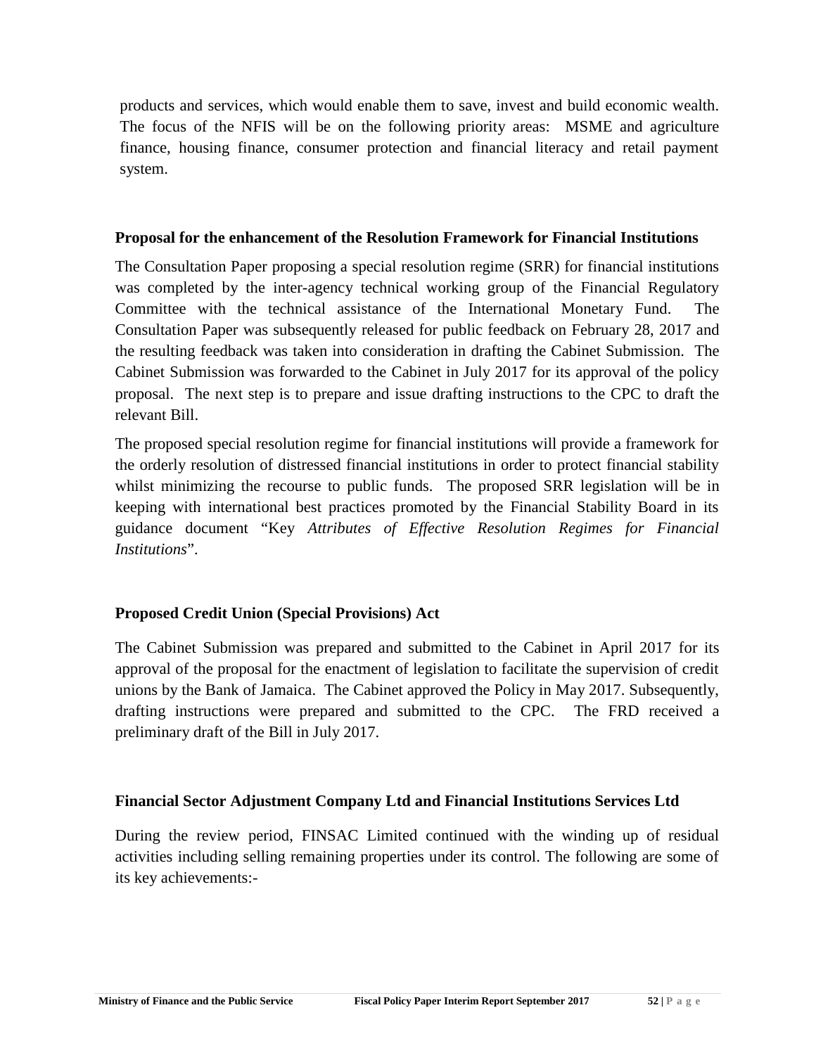products and services, which would enable them to save, invest and build economic wealth. The focus of the NFIS will be on the following priority areas: MSME and agriculture finance, housing finance, consumer protection and financial literacy and retail payment system.

**Proposal for the enhancement of the Resolution Framework for Financial Institutions**

The Consultation Paper proposing a special resolution regime (SRR) for financial institutions was completed by the inter-agency technical working group of the Financial Regulatory Committee with the technical assistance of the International Monetary Fund. The Consultation Paper was subsequently released for public feedback on February 28, 2017 and the resulting feedback was taken into consideration in drafting the Cabinet Submission. The Cabinet Submission was forwarded to the Cabinet in July 2017 for its approval of the policy proposal. The next step is to prepare and issue drafting instructions to the CPC to draft the relevant Bill.

The proposed special resolution regime for financial institutions will provide a framework for the orderly resolution of distressed financial institutions in order to protect financial stability whilst minimizing the recourse to public funds. The proposed SRR legislation will be in keeping with international best practices promoted by the Financial Stability Board in its guidance document "Key *Attributes of Effective Resolution Regimes for Financial Institutions*".

**Proposed Credit Union (Special Provisions) Act**

The Cabinet Submission was prepared and submitted to the Cabinet in April 2017 for its approval of the proposal for the enactment of legislation to facilitate the supervision of credit unions by the Bank of Jamaica. The Cabinet approved the Policy in May 2017. Subsequently, drafting instructions were prepared and submitted to the CPC. The FRD received a preliminary draft of the Bill in July 2017.

**Financial Sector Adjustment Company Ltd and Financial Institutions Services Ltd**

During the review period, FINSAC Limited continued with the winding up of residual activities including selling remaining properties under its control. The following are some of its key achievements:-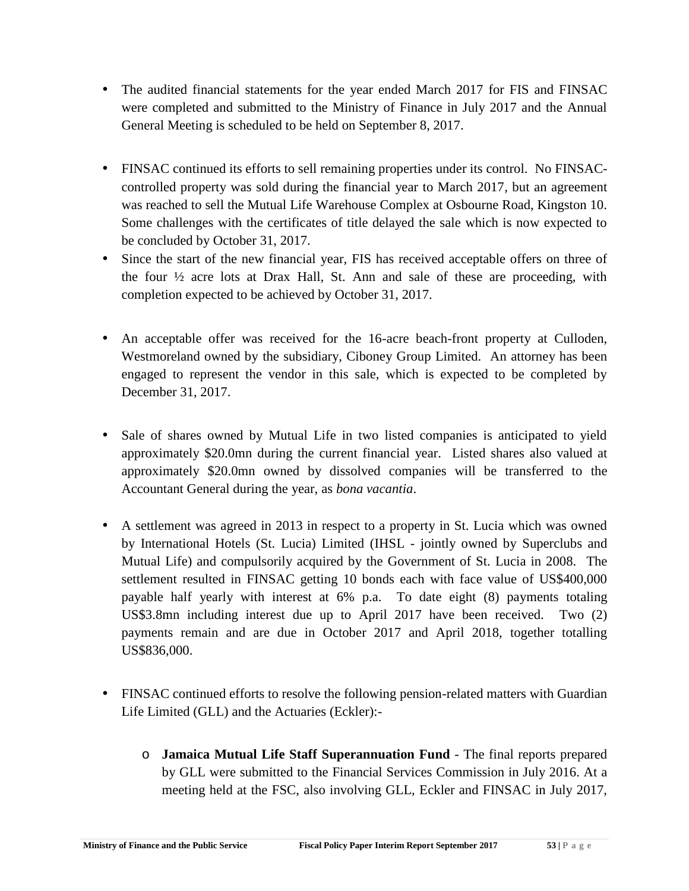- The audited financial statements for the year ended March 2017 for FIS and FINSAC were completed and submitted to the Ministry of Finance in July 2017 and the Annual General Meeting is scheduled to be held on September 8, 2017.

- FINSAC continued its efforts to sell remaining properties under its control. No FINSAC-controlled property was sold during the financial year to March 2017, but an agreement was reached to sell the Mutual Life Warehouse Complex at Osbourne Road, Kingston 10. Some challenges with the certificates of title delayed the sale which is now expected to be concluded by October 31, 2017.
- Since the start of the new financial year, FIS has received acceptable offers on three of the four ½ acre lots at Drax Hall, St. Ann and sale of these are proceeding, with completion expected to be achieved by October 31, 2017.

- An acceptable offer was received for the 16-acre beach-front property at Culloden, Westmoreland owned by the subsidiary, Ciboney Group Limited. An attorney has been engaged to represent the vendor in this sale, which is expected to be completed by December 31, 2017.

- Sale of shares owned by Mutual Life in two listed companies is anticipated to yield approximately $20.0mn during the current financial year. Listed shares also valued at approximately $20.0mn owned by dissolved companies will be transferred to the Accountant General during the year, as *bona vacantia*.

- A settlement was agreed in 2013 in respect to a property in St. Lucia which was owned by International Hotels (St. Lucia) Limited (IHSL - jointly owned by Superclubs and Mutual Life) and compulsorily acquired by the Government of St. Lucia in 2008. The settlement resulted in FINSAC getting 10 bonds each with face value of US$400,000 payable half yearly with interest at 6% p.a. To date eight (8) payments totaling US$3.8mn including interest due up to April 2017 have been received. Two (2) payments remain and are due in October 2017 and April 2018, together totalling US$836,000.

- FINSAC continued efforts to resolve the following pension-related matters with Guardian Life Limited (GLL) and the Actuaries (Eckler):-

  - **Jamaica Mutual Life Staff Superannuation Fund** - The final reports prepared by GLL were submitted to the Financial Services Commission in July 2016. At a meeting held at the FSC, also involving GLL, Eckler and FINSAC in July 2017,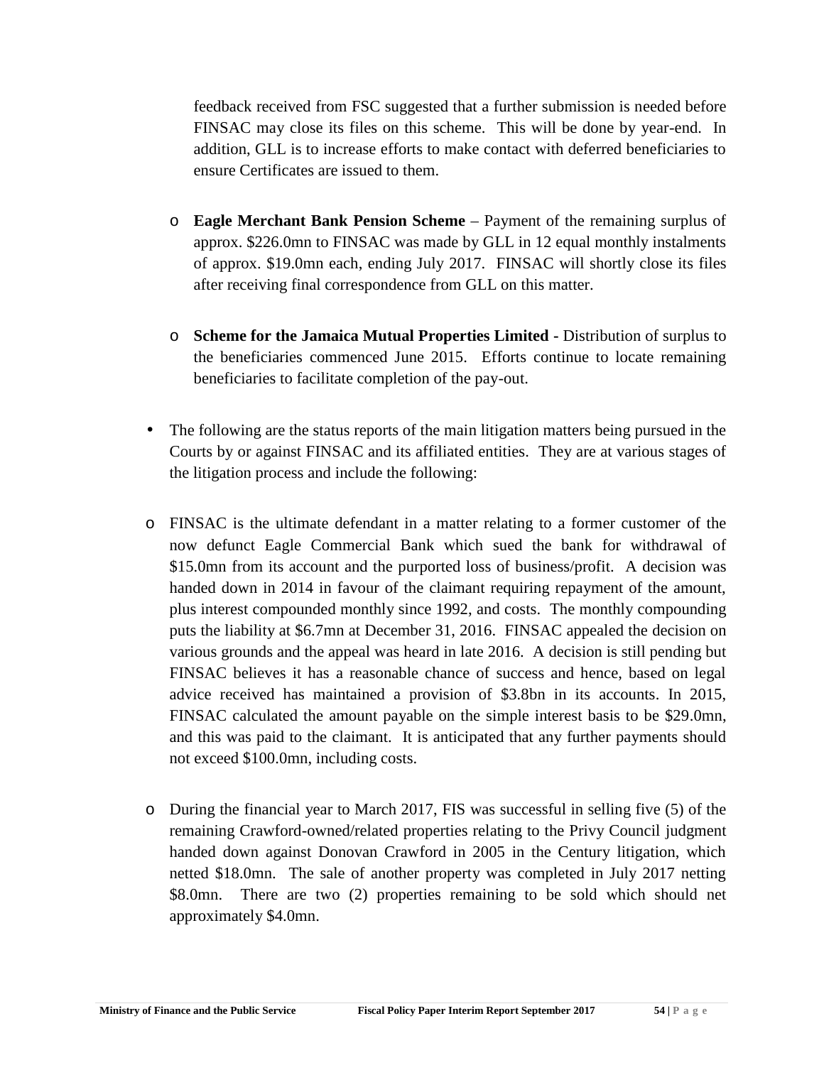feedback received from FSC suggested that a further submission is needed before FINSAC may close its files on this scheme. This will be done by year-end. In addition, GLL is to increase efforts to make contact with deferred beneficiaries to ensure Certificates are issued to them.

- **Eagle Merchant Bank Pension Scheme** – Payment of the remaining surplus of approx. $226.0mn to FINSAC was made by GLL in 12 equal monthly instalments of approx. $19.0mn each, ending July 2017. FINSAC will shortly close its files after receiving final correspondence from GLL on this matter.

- **Scheme for the Jamaica Mutual Properties Limited -** Distribution of surplus to the beneficiaries commenced June 2015. Efforts continue to locate remaining beneficiaries to facilitate completion of the pay-out.

- The following are the status reports of the main litigation matters being pursued in the Courts by or against FINSAC and its affiliated entities. They are at various stages of the litigation process and include the following:

- FINSAC is the ultimate defendant in a matter relating to a former customer of the now defunct Eagle Commercial Bank which sued the bank for withdrawal of $15.0mn from its account and the purported loss of business/profit. A decision was handed down in 2014 in favour of the claimant requiring repayment of the amount, plus interest compounded monthly since 1992, and costs. The monthly compounding puts the liability at $6.7mn at December 31, 2016. FINSAC appealed the decision on various grounds and the appeal was heard in late 2016. A decision is still pending but FINSAC believes it has a reasonable chance of success and hence, based on legal advice received has maintained a provision of $3.8bn in its accounts. In 2015, FINSAC calculated the amount payable on the simple interest basis to be $29.0mn, and this was paid to the claimant. It is anticipated that any further payments should not exceed $100.0mn, including costs.

- During the financial year to March 2017, FIS was successful in selling five (5) of the remaining Crawford-owned/related properties relating to the Privy Council judgment handed down against Donovan Crawford in 2005 in the Century litigation, which netted $18.0mn. The sale of another property was completed in July 2017 netting $8.0mn. There are two (2) properties remaining to be sold which should net approximately $4.0mn.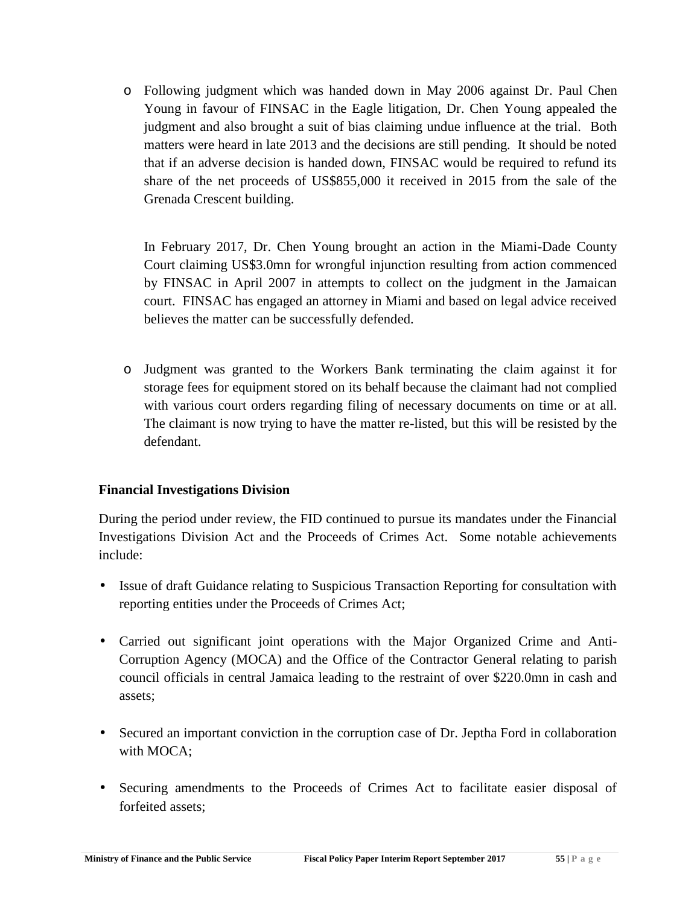- Following judgment which was handed down in May 2006 against Dr. Paul Chen Young in favour of FINSAC in the Eagle litigation, Dr. Chen Young appealed the judgment and also brought a suit of bias claiming undue influence at the trial. Both matters were heard in late 2013 and the decisions are still pending. It should be noted that if an adverse decision is handed down, FINSAC would be required to refund its share of the net proceeds of US$855,000 it received in 2015 from the sale of the Grenada Crescent building.

  In February 2017, Dr. Chen Young brought an action in the Miami-Dade County Court claiming US$3.0mn for wrongful injunction resulting from action commenced by FINSAC in April 2007 in attempts to collect on the judgment in the Jamaican court. FINSAC has engaged an attorney in Miami and based on legal advice received believes the matter can be successfully defended.

- Judgment was granted to the Workers Bank terminating the claim against it for storage fees for equipment stored on its behalf because the claimant had not complied with various court orders regarding filing of necessary documents on time or at all. The claimant is now trying to have the matter re-listed, but this will be resisted by the defendant.

**Financial Investigations Division**

During the period under review, the FID continued to pursue its mandates under the Financial Investigations Division Act and the Proceeds of Crimes Act. Some notable achievements include:

- Issue of draft Guidance relating to Suspicious Transaction Reporting for consultation with reporting entities under the Proceeds of Crimes Act;

- Carried out significant joint operations with the Major Organized Crime and Anti-Corruption Agency (MOCA) and the Office of the Contractor General relating to parish council officials in central Jamaica leading to the restraint of over $220.0mn in cash and assets;

- Secured an important conviction in the corruption case of Dr. Jeptha Ford in collaboration with MOCA;

- Securing amendments to the Proceeds of Crimes Act to facilitate easier disposal of forfeited assets;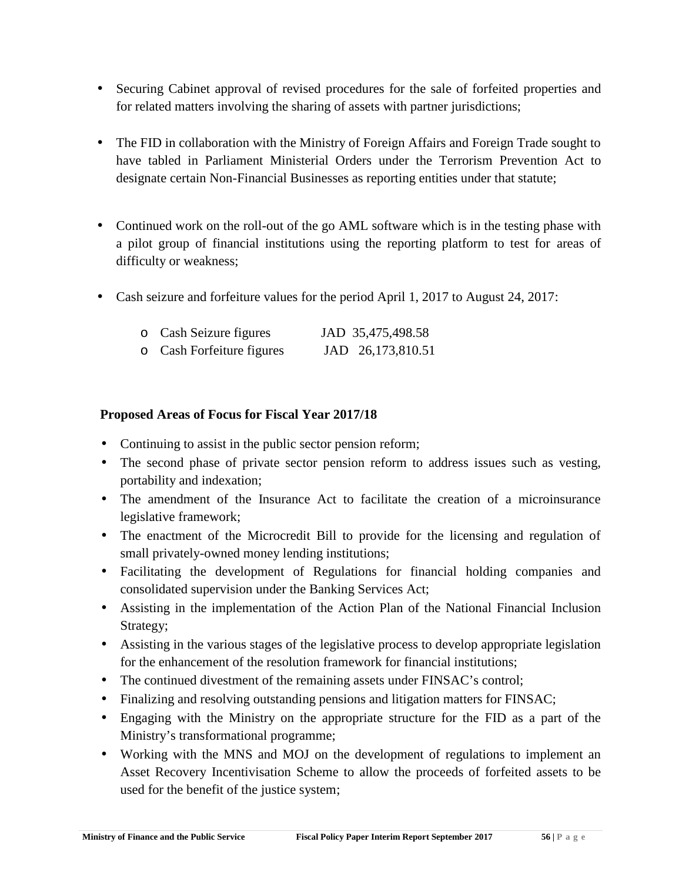- Securing Cabinet approval of revised procedures for the sale of forfeited properties and for related matters involving the sharing of assets with partner jurisdictions;
- The FID in collaboration with the Ministry of Foreign Affairs and Foreign Trade sought to have tabled in Parliament Ministerial Orders under the Terrorism Prevention Act to designate certain Non-Financial Businesses as reporting entities under that statute;
- Continued work on the roll-out of the go AML software which is in the testing phase with a pilot group of financial institutions using the reporting platform to test for areas of difficulty or weakness;
- Cash seizure and forfeiture values for the period April 1, 2017 to August 24, 2017:
  - Cash Seizure figures JAD 35,475,498.58
  - Cash Forfeiture figures JAD 26,173,810.51

**Proposed Areas of Focus for Fiscal Year 2017/18**

- Continuing to assist in the public sector pension reform;
- The second phase of private sector pension reform to address issues such as vesting, portability and indexation;
- The amendment of the Insurance Act to facilitate the creation of a microinsurance legislative framework;
- The enactment of the Microcredit Bill to provide for the licensing and regulation of small privately-owned money lending institutions;
- Facilitating the development of Regulations for financial holding companies and consolidated supervision under the Banking Services Act;
- Assisting in the implementation of the Action Plan of the National Financial Inclusion Strategy;
- Assisting in the various stages of the legislative process to develop appropriate legislation for the enhancement of the resolution framework for financial institutions;
- The continued divestment of the remaining assets under FINSAC's control;
- Finalizing and resolving outstanding pensions and litigation matters for FINSAC;
- Engaging with the Ministry on the appropriate structure for the FID as a part of the Ministry's transformational programme;
- Working with the MNS and MOJ on the development of regulations to implement an Asset Recovery Incentivisation Scheme to allow the proceeds of forfeited assets to be used for the benefit of the justice system;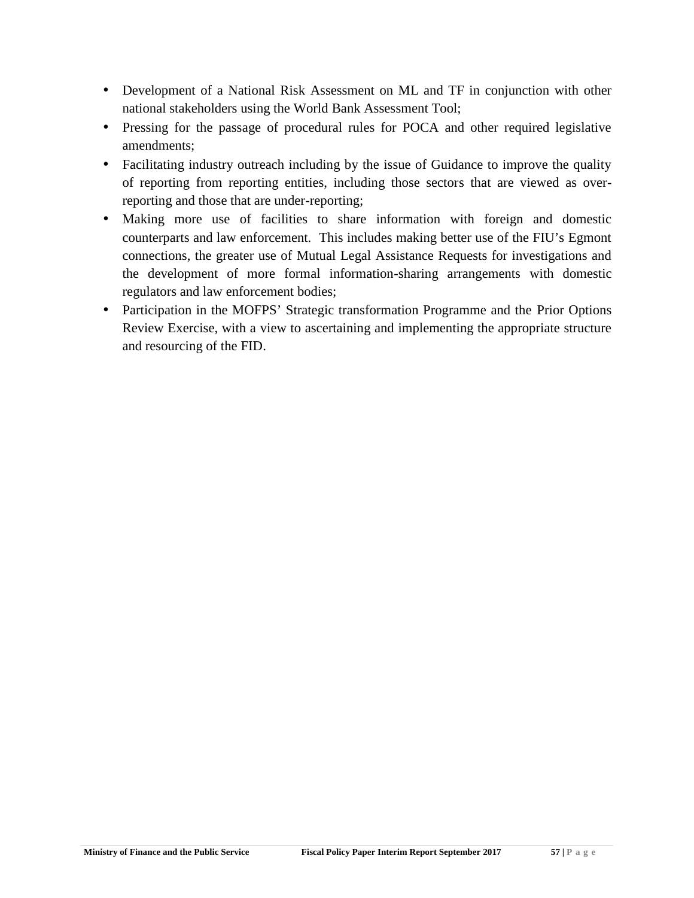- Development of a National Risk Assessment on ML and TF in conjunction with other national stakeholders using the World Bank Assessment Tool;
- Pressing for the passage of procedural rules for POCA and other required legislative amendments;
- Facilitating industry outreach including by the issue of Guidance to improve the quality of reporting from reporting entities, including those sectors that are viewed as over-reporting and those that are under-reporting;
- Making more use of facilities to share information with foreign and domestic counterparts and law enforcement. This includes making better use of the FIU's Egmont connections, the greater use of Mutual Legal Assistance Requests for investigations and the development of more formal information-sharing arrangements with domestic regulators and law enforcement bodies;
- Participation in the MOFPS' Strategic transformation Programme and the Prior Options Review Exercise, with a view to ascertaining and implementing the appropriate structure and resourcing of the FID.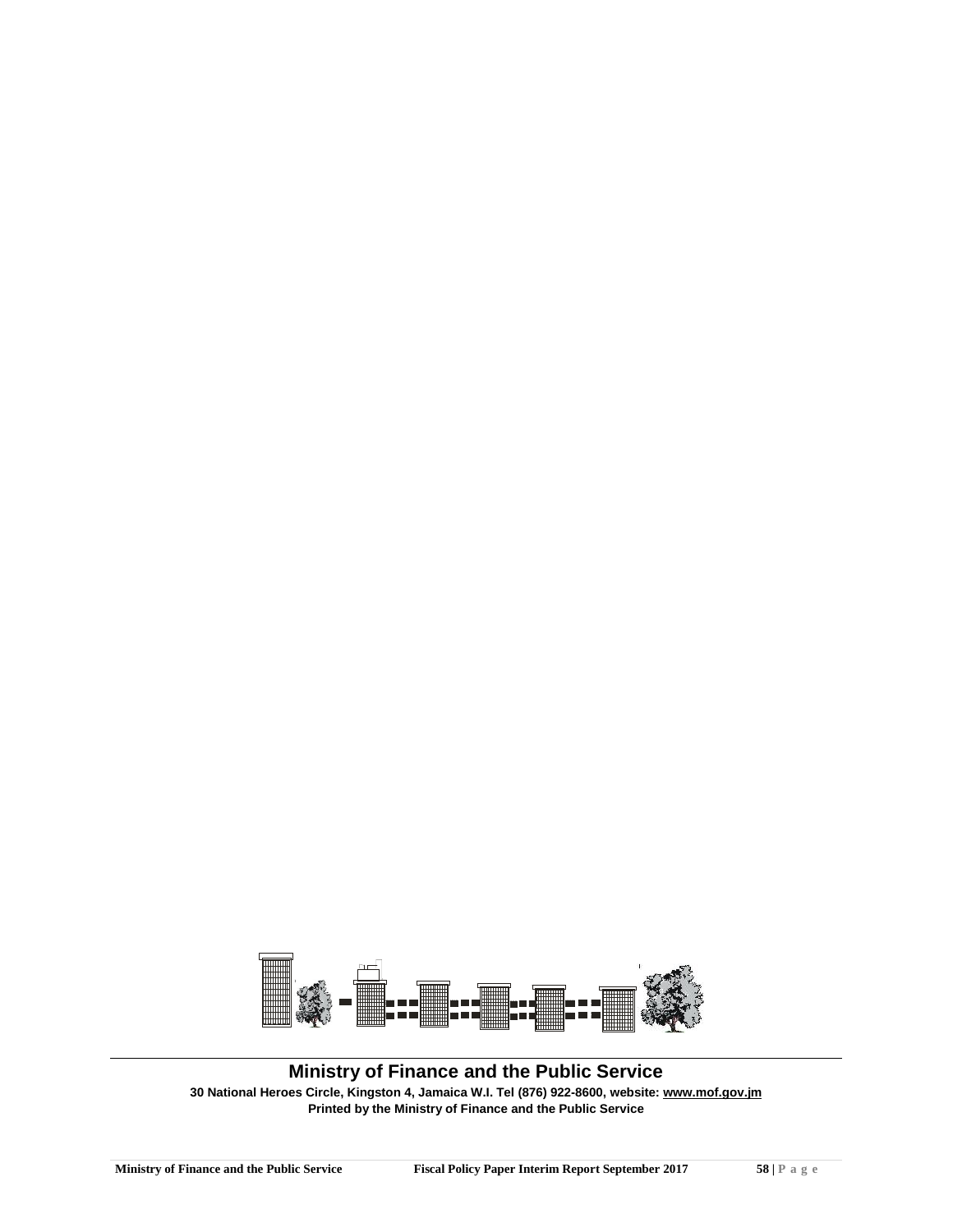**Ministry of Finance and the Public Service**

**30 National Heroes Circle, Kingston 4, Jamaica W.I. Tel (876) 922-8600, website: www.mof.gov.jm**

**Printed by the Ministry of Finance and the Public Service**